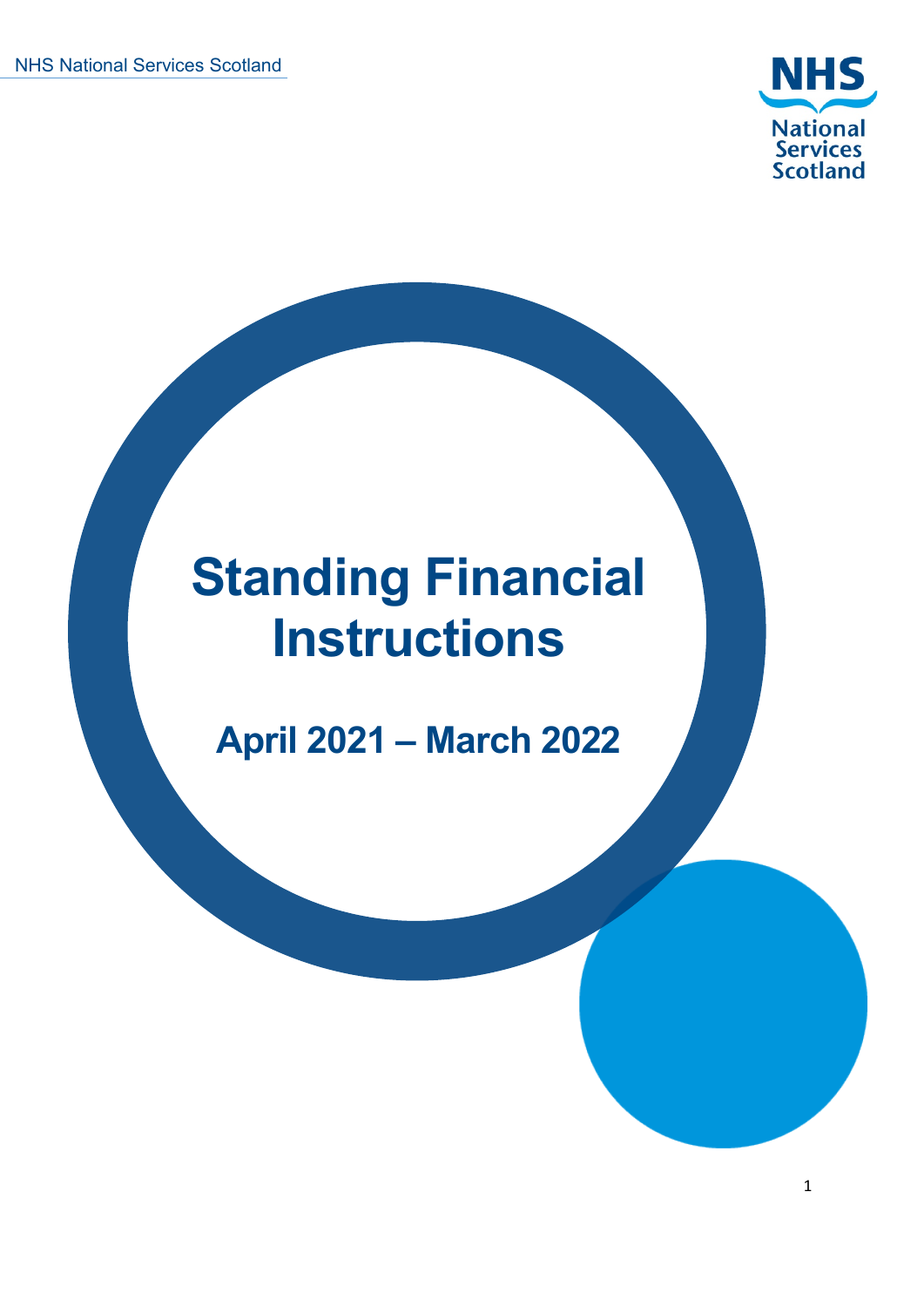NHS National Services Scotland

# Standing Financial Instructions

## April 2021 – March 2022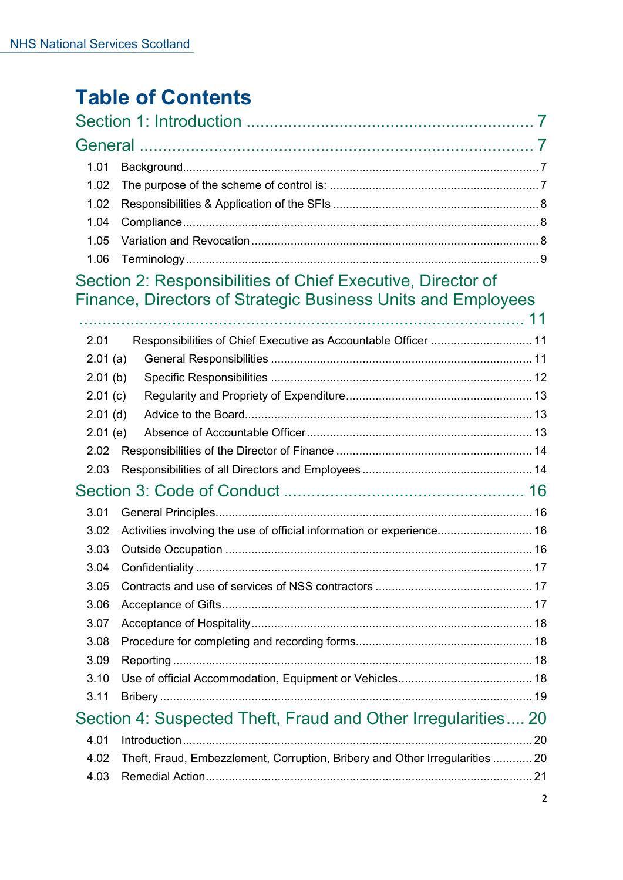# Table of Contents

## Section 1: Introduction ........ 7

## General ........ 7

- 1.01 Background........ 7
- 1.02 The purpose of the scheme of control is: ........ 7
- 1.02 Responsibilities & Application of the SFIs ........ 8
- 1.04 Compliance........ 8
- 1.05 Variation and Revocation........ 8
- 1.06 Terminology........ 9

## Section 2: Responsibilities of Chief Executive, Director of Finance, Directors of Strategic Business Units and Employees ........ 11

- 2.01 Responsibilities of Chief Executive as Accountable Officer ........ 11
- 2.01 (a) General Responsibilities ........ 11
- 2.01 (b) Specific Responsibilities ........ 12
- 2.01 (c) Regularity and Propriety of Expenditure........ 13
- 2.01 (d) Advice to the Board........ 13
- 2.01 (e) Absence of Accountable Officer........ 13
- 2.02 Responsibilities of the Director of Finance ........ 14
- 2.03 Responsibilities of all Directors and Employees ........ 14

## Section 3: Code of Conduct ........ 16

- 3.01 General Principles........ 16
- 3.02 Activities involving the use of official information or experience........ 16
- 3.03 Outside Occupation ........ 16
- 3.04 Confidentiality ........ 17
- 3.05 Contracts and use of services of NSS contractors ........ 17
- 3.06 Acceptance of Gifts........ 17
- 3.07 Acceptance of Hospitality........ 18
- 3.08 Procedure for completing and recording forms........ 18
- 3.09 Reporting ........ 18
- 3.10 Use of official Accommodation, Equipment or Vehicles........ 18
- 3.11 Bribery ........ 19

## Section 4: Suspected Theft, Fraud and Other Irregularities.... 20

- 4.01 Introduction........ 20
- 4.02 Theft, Fraud, Embezzlement, Corruption, Bribery and Other Irregularities ........ 20
- 4.03 Remedial Action........ 21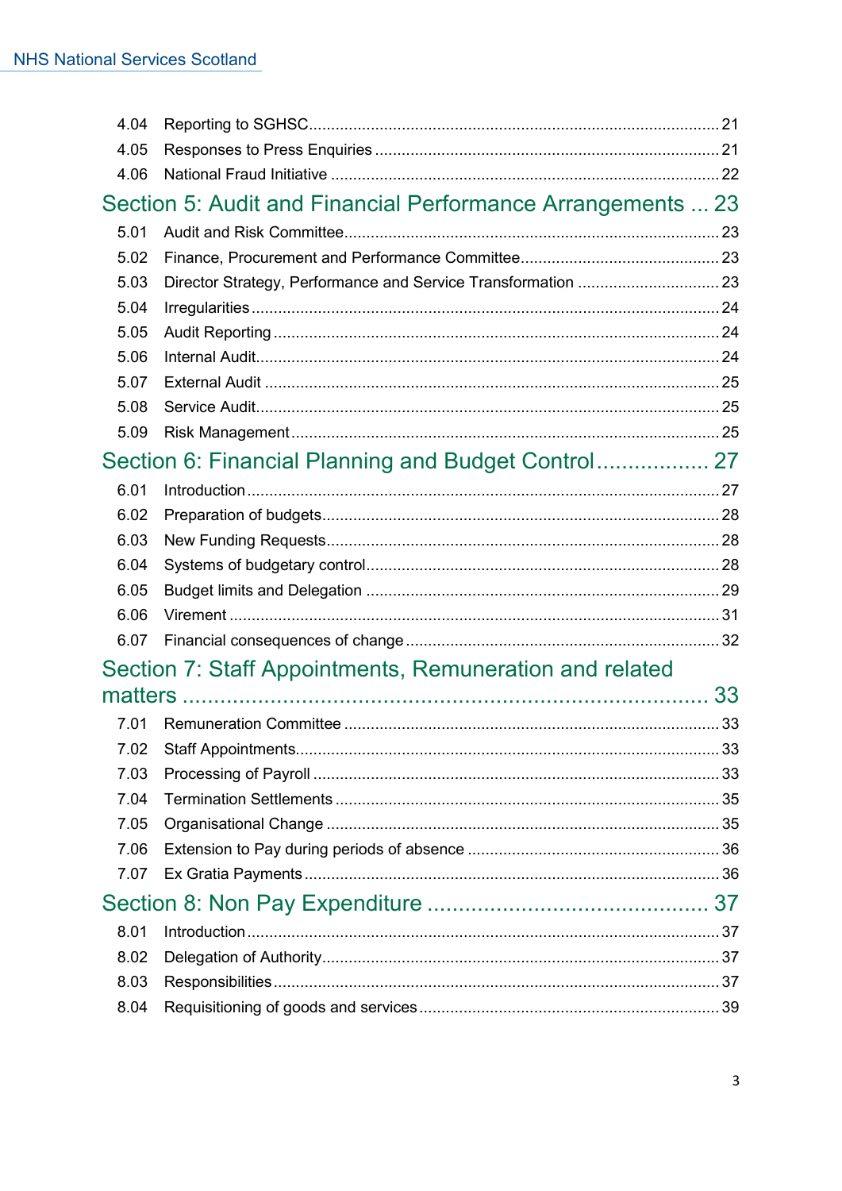4.04 Reporting to SGHSC ... 21
4.05 Responses to Press Enquiries ... 21
4.06 National Fraud Initiative ... 22

## Section 5: Audit and Financial Performance Arrangements ... 23

5.01 Audit and Risk Committee ... 23
5.02 Finance, Procurement and Performance Committee ... 23
5.03 Director Strategy, Performance and Service Transformation ... 23
5.04 Irregularities ... 24
5.05 Audit Reporting ... 24
5.06 Internal Audit ... 24
5.07 External Audit ... 25
5.08 Service Audit ... 25
5.09 Risk Management ... 25

## Section 6: Financial Planning and Budget Control ... 27

6.01 Introduction ... 27
6.02 Preparation of budgets ... 28
6.03 New Funding Requests ... 28
6.04 Systems of budgetary control ... 28
6.05 Budget limits and Delegation ... 29
6.06 Virement ... 31
6.07 Financial consequences of change ... 32

## Section 7: Staff Appointments, Remuneration and related matters ... 33

7.01 Remuneration Committee ... 33
7.02 Staff Appointments ... 33
7.03 Processing of Payroll ... 33
7.04 Termination Settlements ... 35
7.05 Organisational Change ... 35
7.06 Extension to Pay during periods of absence ... 36
7.07 Ex Gratia Payments ... 36

## Section 8: Non Pay Expenditure ... 37

8.01 Introduction ... 37
8.02 Delegation of Authority ... 37
8.03 Responsibilities ... 37
8.04 Requisitioning of goods and services ... 39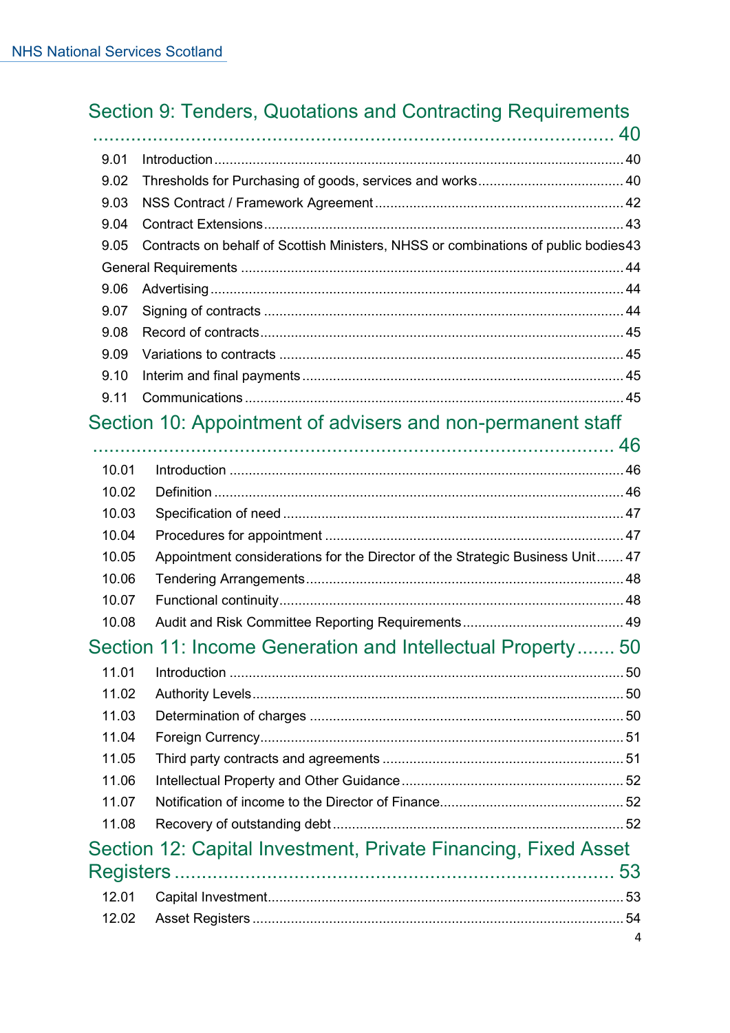Section 9: Tenders, Quotations and Contracting Requirements ..... 40

- 9.01 Introduction ..... 40
- 9.02 Thresholds for Purchasing of goods, services and works ..... 40
- 9.03 NSS Contract / Framework Agreement ..... 42
- 9.04 Contract Extensions ..... 43
- 9.05 Contracts on behalf of Scottish Ministers, NHSS or combinations of public bodies ..... 43
- General Requirements ..... 44
- 9.06 Advertising ..... 44
- 9.07 Signing of contracts ..... 44
- 9.08 Record of contracts ..... 45
- 9.09 Variations to contracts ..... 45
- 9.10 Interim and final payments ..... 45
- 9.11 Communications ..... 45

Section 10: Appointment of advisers and non-permanent staff ..... 46

- 10.01 Introduction ..... 46
- 10.02 Definition ..... 46
- 10.03 Specification of need ..... 47
- 10.04 Procedures for appointment ..... 47
- 10.05 Appointment considerations for the Director of the Strategic Business Unit ..... 47
- 10.06 Tendering Arrangements ..... 48
- 10.07 Functional continuity ..... 48
- 10.08 Audit and Risk Committee Reporting Requirements ..... 49

Section 11: Income Generation and Intellectual Property ..... 50

- 11.01 Introduction ..... 50
- 11.02 Authority Levels ..... 50
- 11.03 Determination of charges ..... 50
- 11.04 Foreign Currency ..... 51
- 11.05 Third party contracts and agreements ..... 51
- 11.06 Intellectual Property and Other Guidance ..... 52
- 11.07 Notification of income to the Director of Finance ..... 52
- 11.08 Recovery of outstanding debt ..... 52

Section 12: Capital Investment, Private Financing, Fixed Asset Registers ..... 53

- 12.01 Capital Investment ..... 53
- 12.02 Asset Registers ..... 54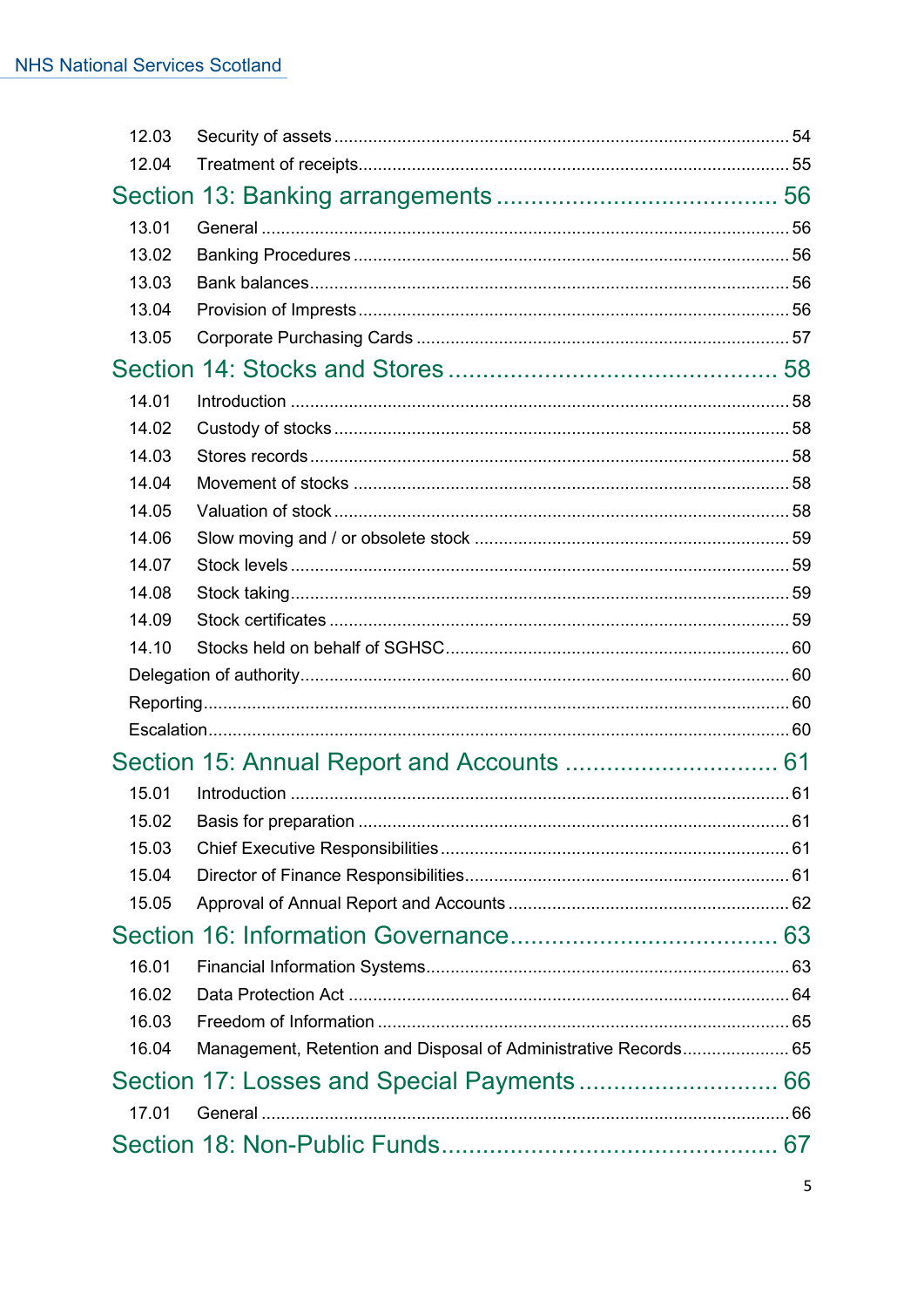12.03 Security of assets ..... 54
12.04 Treatment of receipts ..... 55

Section 13: Banking arrangements ..... 56

13.01 General ..... 56
13.02 Banking Procedures ..... 56
13.03 Bank balances ..... 56
13.04 Provision of Imprests ..... 56
13.05 Corporate Purchasing Cards ..... 57

Section 14: Stocks and Stores ..... 58

14.01 Introduction ..... 58
14.02 Custody of stocks ..... 58
14.03 Stores records ..... 58
14.04 Movement of stocks ..... 58
14.05 Valuation of stock ..... 58
14.06 Slow moving and / or obsolete stock ..... 59
14.07 Stock levels ..... 59
14.08 Stock taking ..... 59
14.09 Stock certificates ..... 59
14.10 Stocks held on behalf of SGHSC ..... 60
Delegation of authority ..... 60
Reporting ..... 60
Escalation ..... 60

Section 15: Annual Report and Accounts ..... 61

15.01 Introduction ..... 61
15.02 Basis for preparation ..... 61
15.03 Chief Executive Responsibilities ..... 61
15.04 Director of Finance Responsibilities ..... 61
15.05 Approval of Annual Report and Accounts ..... 62

Section 16: Information Governance ..... 63

16.01 Financial Information Systems ..... 63
16.02 Data Protection Act ..... 64
16.03 Freedom of Information ..... 65
16.04 Management, Retention and Disposal of Administrative Records ..... 65

Section 17: Losses and Special Payments ..... 66

17.01 General ..... 66

Section 18: Non-Public Funds ..... 67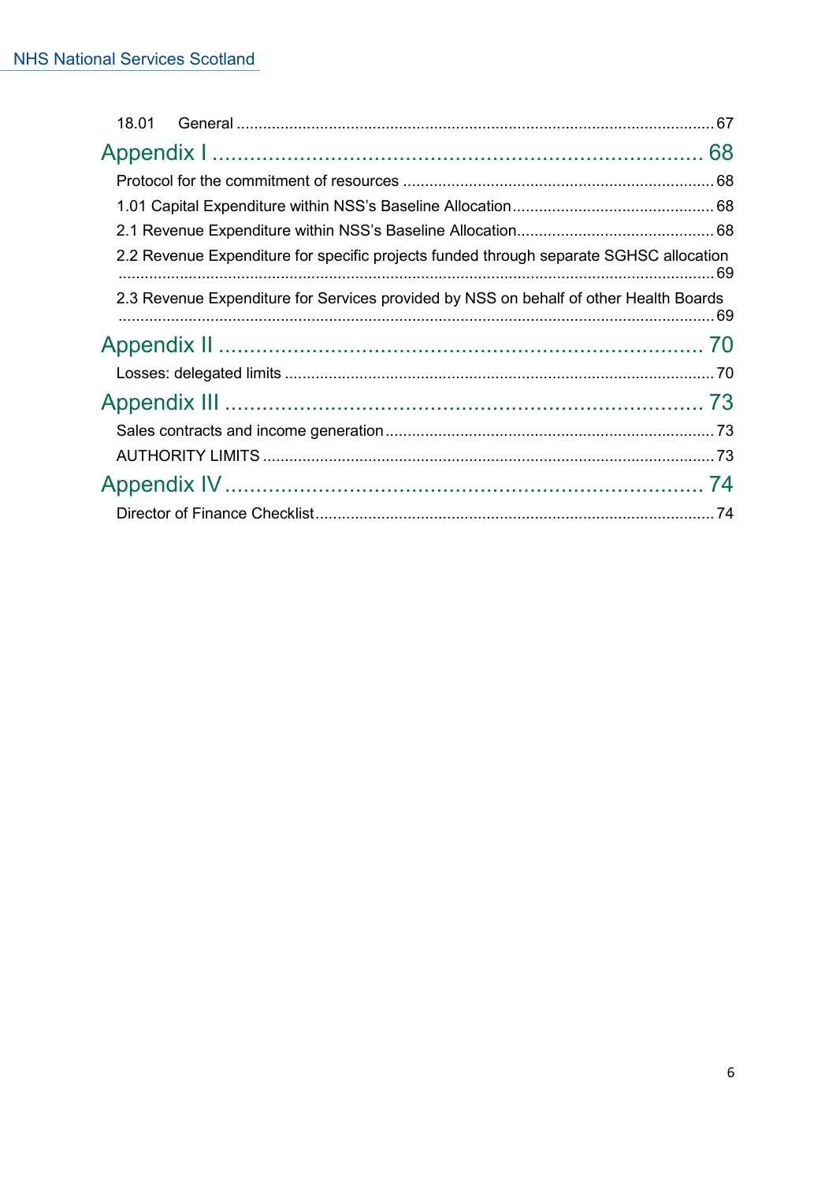18.01 General ... 67

Appendix I ... 68

Protocol for the commitment of resources ... 68

1.01 Capital Expenditure within NSS's Baseline Allocation ... 68

2.1 Revenue Expenditure within NSS's Baseline Allocation ... 68

2.2 Revenue Expenditure for specific projects funded through separate SGHSC allocation ... 69

2.3 Revenue Expenditure for Services provided by NSS on behalf of other Health Boards ... 69

Appendix II ... 70

Losses: delegated limits ... 70

Appendix III ... 73

Sales contracts and income generation ... 73

AUTHORITY LIMITS ... 73

Appendix IV ... 74

Director of Finance Checklist ... 74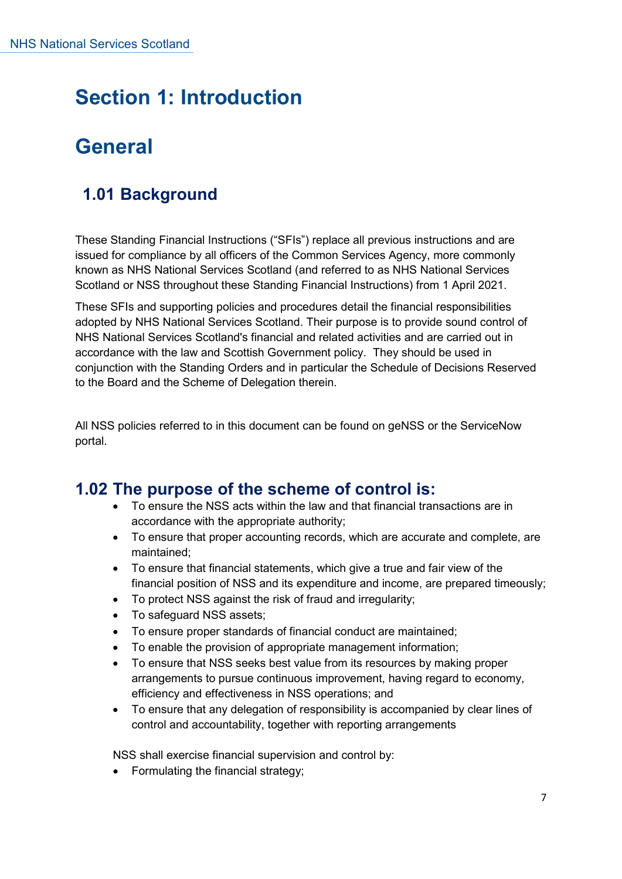# Section 1: Introduction

# General

## 1.01 Background

These Standing Financial Instructions ("SFIs") replace all previous instructions and are issued for compliance by all officers of the Common Services Agency, more commonly known as NHS National Services Scotland (and referred to as NHS National Services Scotland or NSS throughout these Standing Financial Instructions) from 1 April 2021.

These SFIs and supporting policies and procedures detail the financial responsibilities adopted by NHS National Services Scotland. Their purpose is to provide sound control of NHS National Services Scotland's financial and related activities and are carried out in accordance with the law and Scottish Government policy. They should be used in conjunction with the Standing Orders and in particular the Schedule of Decisions Reserved to the Board and the Scheme of Delegation therein.

All NSS policies referred to in this document can be found on geNSS or the ServiceNow portal.

## 1.02 The purpose of the scheme of control is:

- To ensure the NSS acts within the law and that financial transactions are in accordance with the appropriate authority;
- To ensure that proper accounting records, which are accurate and complete, are maintained;
- To ensure that financial statements, which give a true and fair view of the financial position of NSS and its expenditure and income, are prepared timeously;
- To protect NSS against the risk of fraud and irregularity;
- To safeguard NSS assets;
- To ensure proper standards of financial conduct are maintained;
- To enable the provision of appropriate management information;
- To ensure that NSS seeks best value from its resources by making proper arrangements to pursue continuous improvement, having regard to economy, efficiency and effectiveness in NSS operations; and
- To ensure that any delegation of responsibility is accompanied by clear lines of control and accountability, together with reporting arrangements

NSS shall exercise financial supervision and control by:

- Formulating the financial strategy;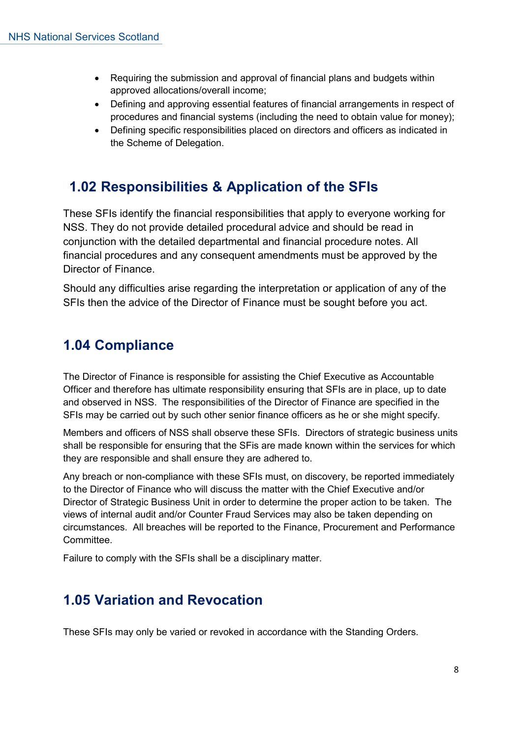- Requiring the submission and approval of financial plans and budgets within approved allocations/overall income;
- Defining and approving essential features of financial arrangements in respect of procedures and financial systems (including the need to obtain value for money);
- Defining specific responsibilities placed on directors and officers as indicated in the Scheme of Delegation.

## 1.02 Responsibilities & Application of the SFIs

These SFIs identify the financial responsibilities that apply to everyone working for NSS. They do not provide detailed procedural advice and should be read in conjunction with the detailed departmental and financial procedure notes. All financial procedures and any consequent amendments must be approved by the Director of Finance.

Should any difficulties arise regarding the interpretation or application of any of the SFIs then the advice of the Director of Finance must be sought before you act.

## 1.04 Compliance

The Director of Finance is responsible for assisting the Chief Executive as Accountable Officer and therefore has ultimate responsibility ensuring that SFIs are in place, up to date and observed in NSS. The responsibilities of the Director of Finance are specified in the SFIs may be carried out by such other senior finance officers as he or she might specify.

Members and officers of NSS shall observe these SFIs. Directors of strategic business units shall be responsible for ensuring that the SFis are made known within the services for which they are responsible and shall ensure they are adhered to.

Any breach or non-compliance with these SFIs must, on discovery, be reported immediately to the Director of Finance who will discuss the matter with the Chief Executive and/or Director of Strategic Business Unit in order to determine the proper action to be taken. The views of internal audit and/or Counter Fraud Services may also be taken depending on circumstances. All breaches will be reported to the Finance, Procurement and Performance Committee.

Failure to comply with the SFIs shall be a disciplinary matter.

## 1.05 Variation and Revocation

These SFIs may only be varied or revoked in accordance with the Standing Orders.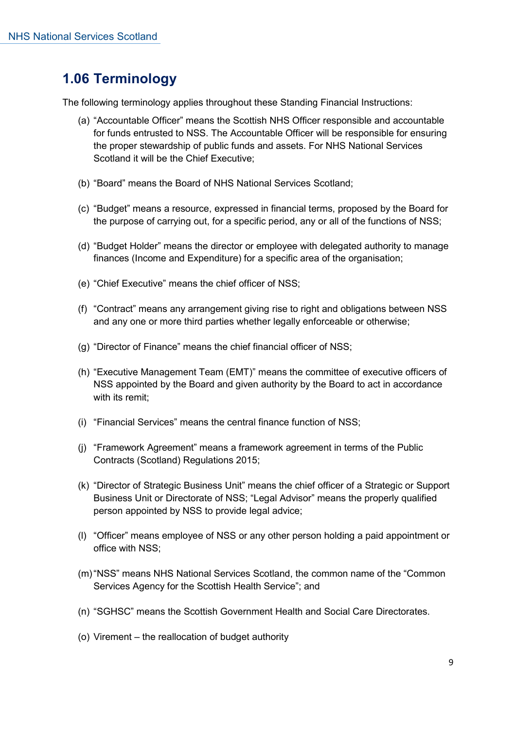## 1.06 Terminology

The following terminology applies throughout these Standing Financial Instructions:

(a) "Accountable Officer" means the Scottish NHS Officer responsible and accountable for funds entrusted to NSS. The Accountable Officer will be responsible for ensuring the proper stewardship of public funds and assets. For NHS National Services Scotland it will be the Chief Executive;

(b) "Board" means the Board of NHS National Services Scotland;

(c) "Budget" means a resource, expressed in financial terms, proposed by the Board for the purpose of carrying out, for a specific period, any or all of the functions of NSS;

(d) "Budget Holder" means the director or employee with delegated authority to manage finances (Income and Expenditure) for a specific area of the organisation;

(e) "Chief Executive" means the chief officer of NSS;

(f) "Contract" means any arrangement giving rise to right and obligations between NSS and any one or more third parties whether legally enforceable or otherwise;

(g) "Director of Finance" means the chief financial officer of NSS;

(h) "Executive Management Team (EMT)" means the committee of executive officers of NSS appointed by the Board and given authority by the Board to act in accordance with its remit;

(i) "Financial Services" means the central finance function of NSS;

(j) "Framework Agreement" means a framework agreement in terms of the Public Contracts (Scotland) Regulations 2015;

(k) "Director of Strategic Business Unit" means the chief officer of a Strategic or Support Business Unit or Directorate of NSS; "Legal Advisor" means the properly qualified person appointed by NSS to provide legal advice;

(l) "Officer" means employee of NSS or any other person holding a paid appointment or office with NSS;

(m) "NSS" means NHS National Services Scotland, the common name of the "Common Services Agency for the Scottish Health Service"; and

(n) "SGHSC" means the Scottish Government Health and Social Care Directorates.

(o) Virement – the reallocation of budget authority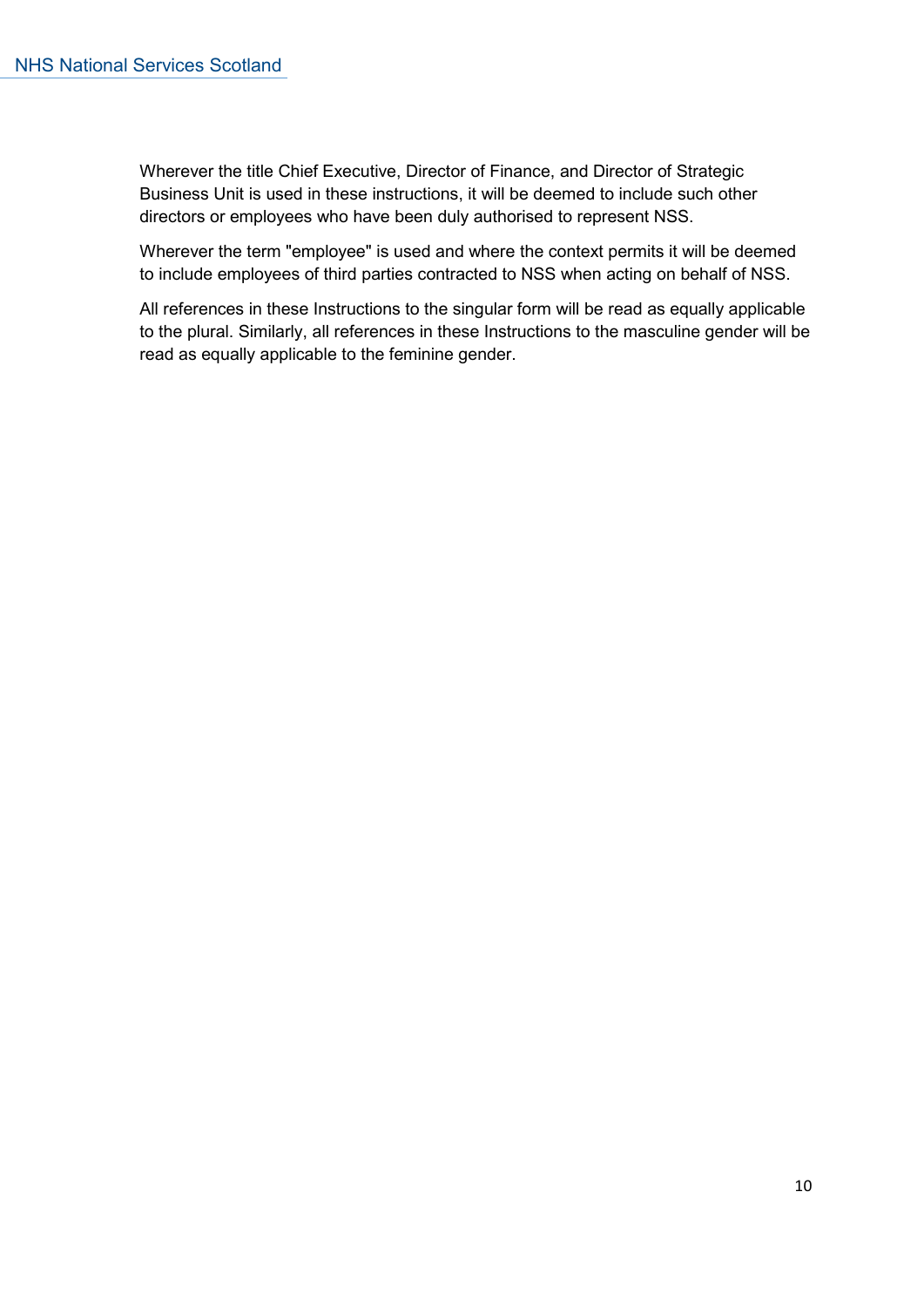Wherever the title Chief Executive, Director of Finance, and Director of Strategic Business Unit is used in these instructions, it will be deemed to include such other directors or employees who have been duly authorised to represent NSS.

Wherever the term "employee" is used and where the context permits it will be deemed to include employees of third parties contracted to NSS when acting on behalf of NSS.

All references in these Instructions to the singular form will be read as equally applicable to the plural. Similarly, all references in these Instructions to the masculine gender will be read as equally applicable to the feminine gender.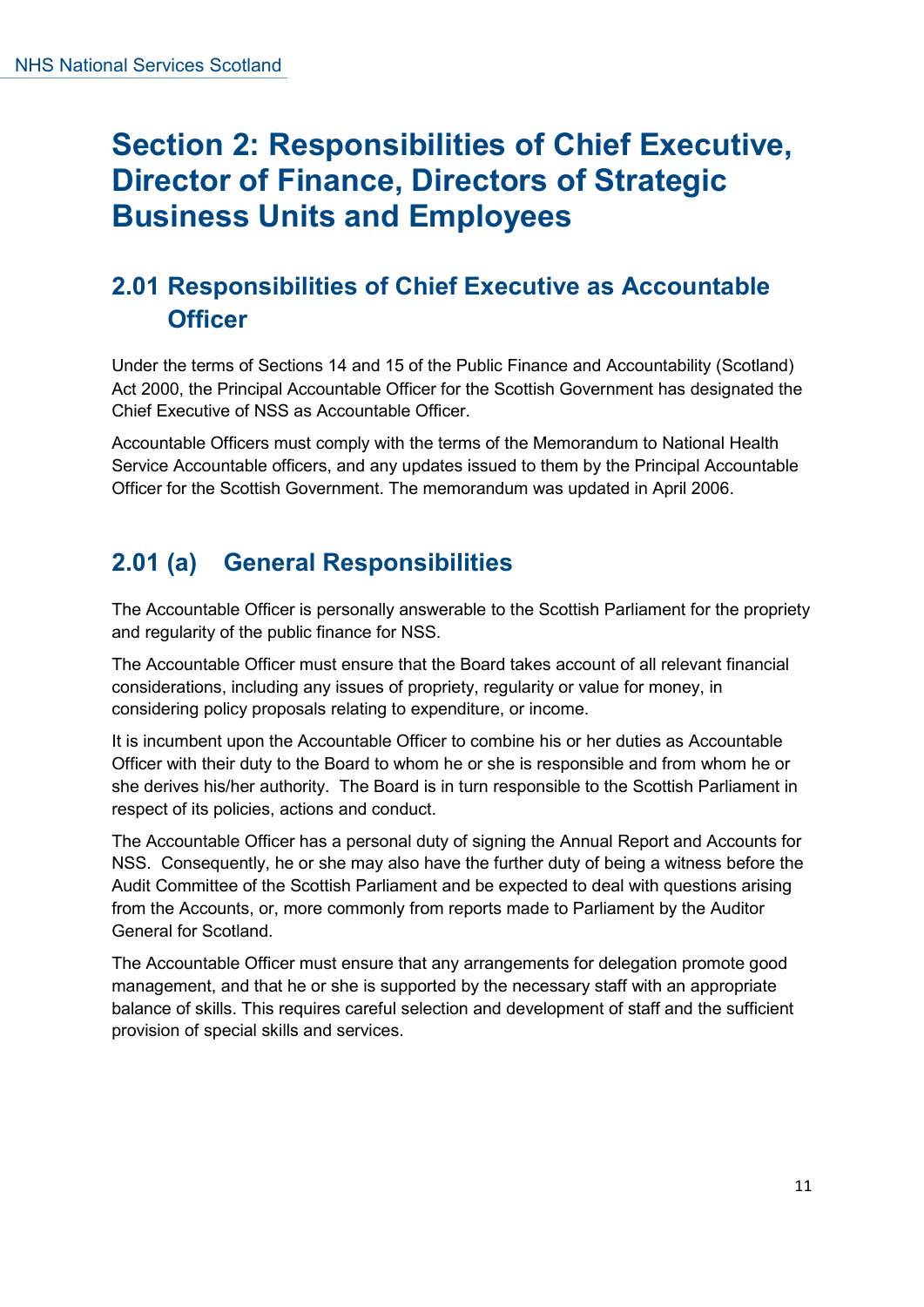# Section 2: Responsibilities of Chief Executive, Director of Finance, Directors of Strategic Business Units and Employees

## 2.01 Responsibilities of Chief Executive as Accountable Officer

Under the terms of Sections 14 and 15 of the Public Finance and Accountability (Scotland) Act 2000, the Principal Accountable Officer for the Scottish Government has designated the Chief Executive of NSS as Accountable Officer.

Accountable Officers must comply with the terms of the Memorandum to National Health Service Accountable officers, and any updates issued to them by the Principal Accountable Officer for the Scottish Government. The memorandum was updated in April 2006.

## 2.01 (a) General Responsibilities

The Accountable Officer is personally answerable to the Scottish Parliament for the propriety and regularity of the public finance for NSS.

The Accountable Officer must ensure that the Board takes account of all relevant financial considerations, including any issues of propriety, regularity or value for money, in considering policy proposals relating to expenditure, or income.

It is incumbent upon the Accountable Officer to combine his or her duties as Accountable Officer with their duty to the Board to whom he or she is responsible and from whom he or she derives his/her authority. The Board is in turn responsible to the Scottish Parliament in respect of its policies, actions and conduct.

The Accountable Officer has a personal duty of signing the Annual Report and Accounts for NSS. Consequently, he or she may also have the further duty of being a witness before the Audit Committee of the Scottish Parliament and be expected to deal with questions arising from the Accounts, or, more commonly from reports made to Parliament by the Auditor General for Scotland.

The Accountable Officer must ensure that any arrangements for delegation promote good management, and that he or she is supported by the necessary staff with an appropriate balance of skills. This requires careful selection and development of staff and the sufficient provision of special skills and services.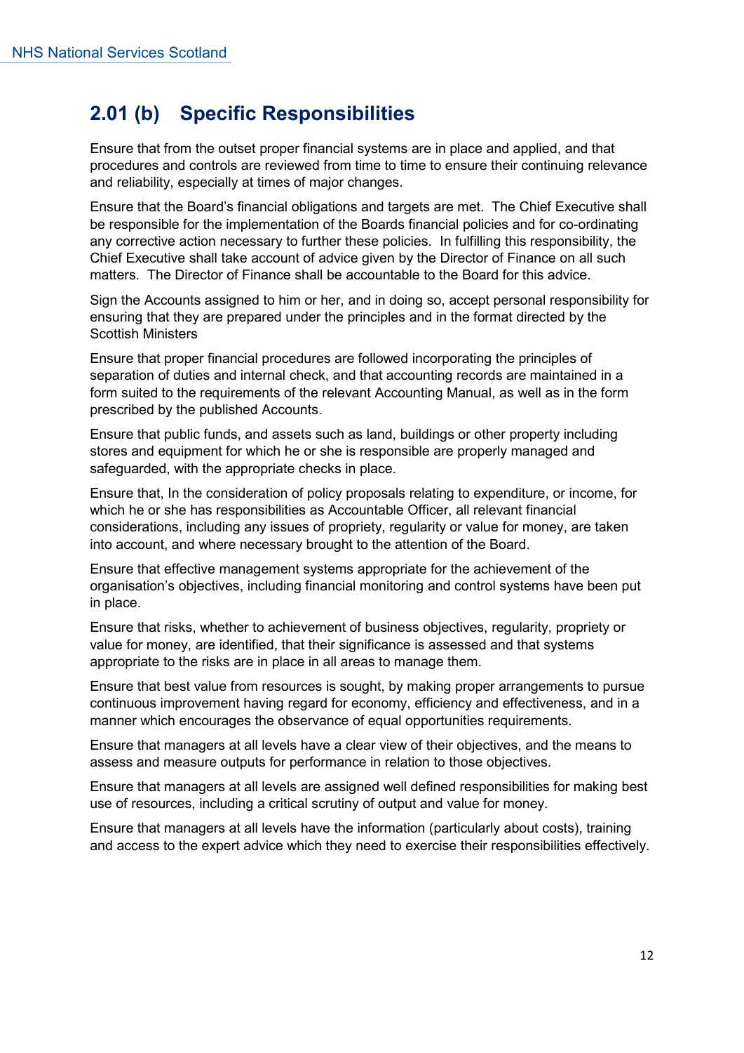## 2.01 (b) Specific Responsibilities

Ensure that from the outset proper financial systems are in place and applied, and that procedures and controls are reviewed from time to time to ensure their continuing relevance and reliability, especially at times of major changes.

Ensure that the Board's financial obligations and targets are met. The Chief Executive shall be responsible for the implementation of the Boards financial policies and for co-ordinating any corrective action necessary to further these policies. In fulfilling this responsibility, the Chief Executive shall take account of advice given by the Director of Finance on all such matters. The Director of Finance shall be accountable to the Board for this advice.

Sign the Accounts assigned to him or her, and in doing so, accept personal responsibility for ensuring that they are prepared under the principles and in the format directed by the Scottish Ministers

Ensure that proper financial procedures are followed incorporating the principles of separation of duties and internal check, and that accounting records are maintained in a form suited to the requirements of the relevant Accounting Manual, as well as in the form prescribed by the published Accounts.

Ensure that public funds, and assets such as land, buildings or other property including stores and equipment for which he or she is responsible are properly managed and safeguarded, with the appropriate checks in place.

Ensure that, In the consideration of policy proposals relating to expenditure, or income, for which he or she has responsibilities as Accountable Officer, all relevant financial considerations, including any issues of propriety, regularity or value for money, are taken into account, and where necessary brought to the attention of the Board.

Ensure that effective management systems appropriate for the achievement of the organisation's objectives, including financial monitoring and control systems have been put in place.

Ensure that risks, whether to achievement of business objectives, regularity, propriety or value for money, are identified, that their significance is assessed and that systems appropriate to the risks are in place in all areas to manage them.

Ensure that best value from resources is sought, by making proper arrangements to pursue continuous improvement having regard for economy, efficiency and effectiveness, and in a manner which encourages the observance of equal opportunities requirements.

Ensure that managers at all levels have a clear view of their objectives, and the means to assess and measure outputs for performance in relation to those objectives.

Ensure that managers at all levels are assigned well defined responsibilities for making best use of resources, including a critical scrutiny of output and value for money.

Ensure that managers at all levels have the information (particularly about costs), training and access to the expert advice which they need to exercise their responsibilities effectively.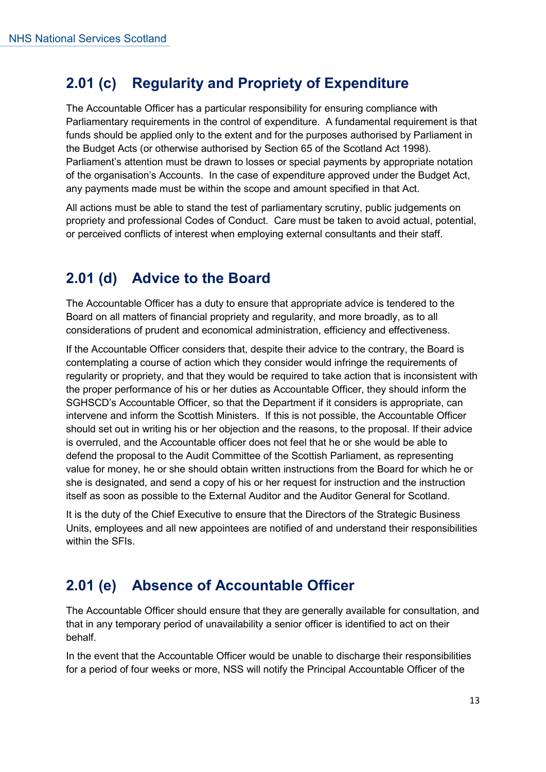## 2.01 (c) Regularity and Propriety of Expenditure

The Accountable Officer has a particular responsibility for ensuring compliance with Parliamentary requirements in the control of expenditure. A fundamental requirement is that funds should be applied only to the extent and for the purposes authorised by Parliament in the Budget Acts (or otherwise authorised by Section 65 of the Scotland Act 1998). Parliament's attention must be drawn to losses or special payments by appropriate notation of the organisation's Accounts. In the case of expenditure approved under the Budget Act, any payments made must be within the scope and amount specified in that Act.

All actions must be able to stand the test of parliamentary scrutiny, public judgements on propriety and professional Codes of Conduct. Care must be taken to avoid actual, potential, or perceived conflicts of interest when employing external consultants and their staff.

## 2.01 (d) Advice to the Board

The Accountable Officer has a duty to ensure that appropriate advice is tendered to the Board on all matters of financial propriety and regularity, and more broadly, as to all considerations of prudent and economical administration, efficiency and effectiveness.

If the Accountable Officer considers that, despite their advice to the contrary, the Board is contemplating a course of action which they consider would infringe the requirements of regularity or propriety, and that they would be required to take action that is inconsistent with the proper performance of his or her duties as Accountable Officer, they should inform the SGHSCD's Accountable Officer, so that the Department if it considers is appropriate, can intervene and inform the Scottish Ministers. If this is not possible, the Accountable Officer should set out in writing his or her objection and the reasons, to the proposal. If their advice is overruled, and the Accountable officer does not feel that he or she would be able to defend the proposal to the Audit Committee of the Scottish Parliament, as representing value for money, he or she should obtain written instructions from the Board for which he or she is designated, and send a copy of his or her request for instruction and the instruction itself as soon as possible to the External Auditor and the Auditor General for Scotland.

It is the duty of the Chief Executive to ensure that the Directors of the Strategic Business Units, employees and all new appointees are notified of and understand their responsibilities within the SFIs.

## 2.01 (e) Absence of Accountable Officer

The Accountable Officer should ensure that they are generally available for consultation, and that in any temporary period of unavailability a senior officer is identified to act on their behalf.

In the event that the Accountable Officer would be unable to discharge their responsibilities for a period of four weeks or more, NSS will notify the Principal Accountable Officer of the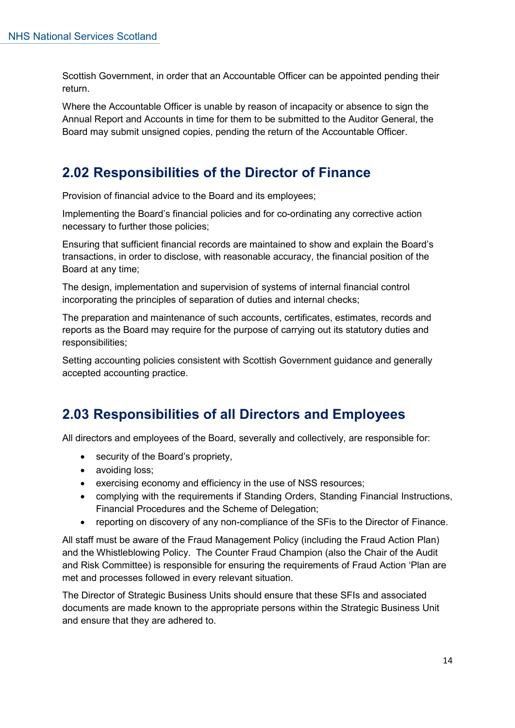Scottish Government, in order that an Accountable Officer can be appointed pending their return.

Where the Accountable Officer is unable by reason of incapacity or absence to sign the Annual Report and Accounts in time for them to be submitted to the Auditor General, the Board may submit unsigned copies, pending the return of the Accountable Officer.

## 2.02 Responsibilities of the Director of Finance

Provision of financial advice to the Board and its employees;

Implementing the Board's financial policies and for co-ordinating any corrective action necessary to further those policies;

Ensuring that sufficient financial records are maintained to show and explain the Board's transactions, in order to disclose, with reasonable accuracy, the financial position of the Board at any time;

The design, implementation and supervision of systems of internal financial control incorporating the principles of separation of duties and internal checks;

The preparation and maintenance of such accounts, certificates, estimates, records and reports as the Board may require for the purpose of carrying out its statutory duties and responsibilities;

Setting accounting policies consistent with Scottish Government guidance and generally accepted accounting practice.

## 2.03 Responsibilities of all Directors and Employees

All directors and employees of the Board, severally and collectively, are responsible for:

- security of the Board's propriety,
- avoiding loss;
- exercising economy and efficiency in the use of NSS resources;
- complying with the requirements if Standing Orders, Standing Financial Instructions, Financial Procedures and the Scheme of Delegation;
- reporting on discovery of any non-compliance of the SFis to the Director of Finance.

All staff must be aware of the Fraud Management Policy (including the Fraud Action Plan) and the Whistleblowing Policy. The Counter Fraud Champion (also the Chair of the Audit and Risk Committee) is responsible for ensuring the requirements of Fraud Action 'Plan are met and processes followed in every relevant situation.

The Director of Strategic Business Units should ensure that these SFIs and associated documents are made known to the appropriate persons within the Strategic Business Unit and ensure that they are adhered to.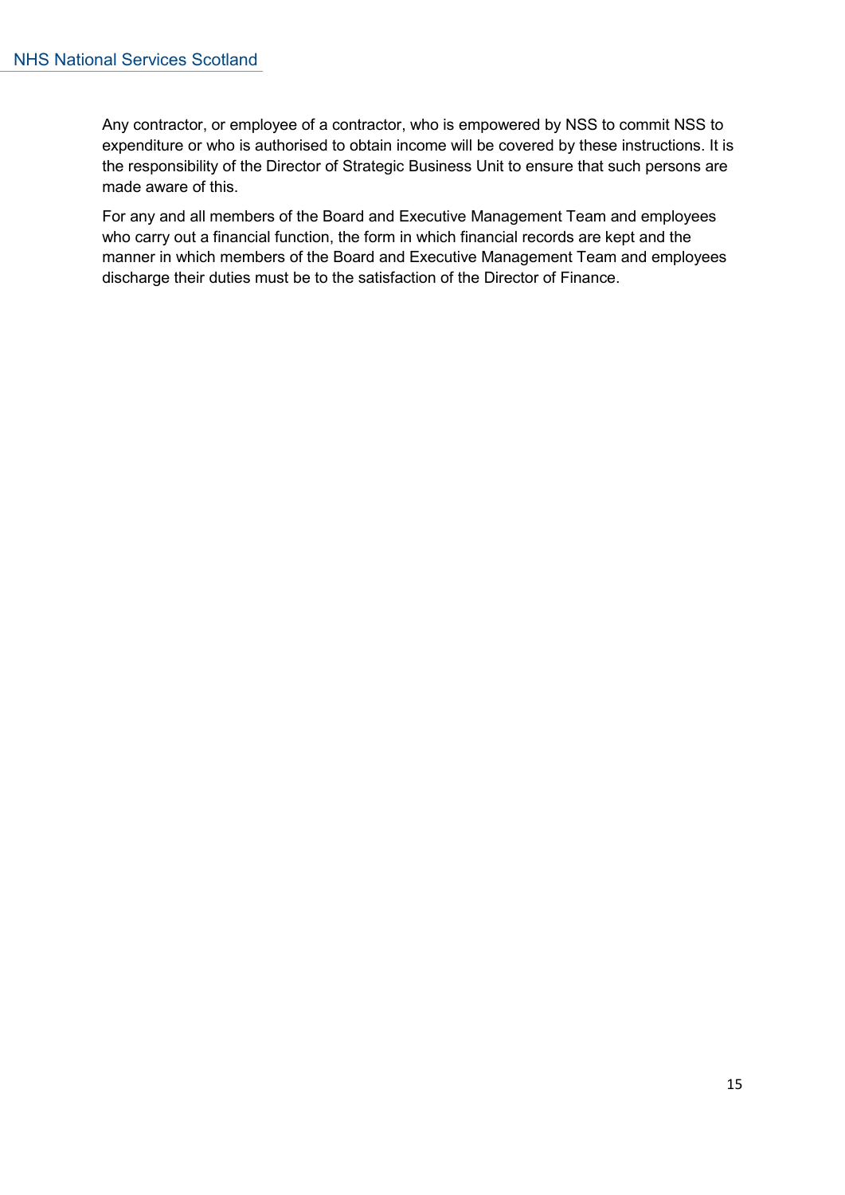Any contractor, or employee of a contractor, who is empowered by NSS to commit NSS to expenditure or who is authorised to obtain income will be covered by these instructions. It is the responsibility of the Director of Strategic Business Unit to ensure that such persons are made aware of this.

For any and all members of the Board and Executive Management Team and employees who carry out a financial function, the form in which financial records are kept and the manner in which members of the Board and Executive Management Team and employees discharge their duties must be to the satisfaction of the Director of Finance.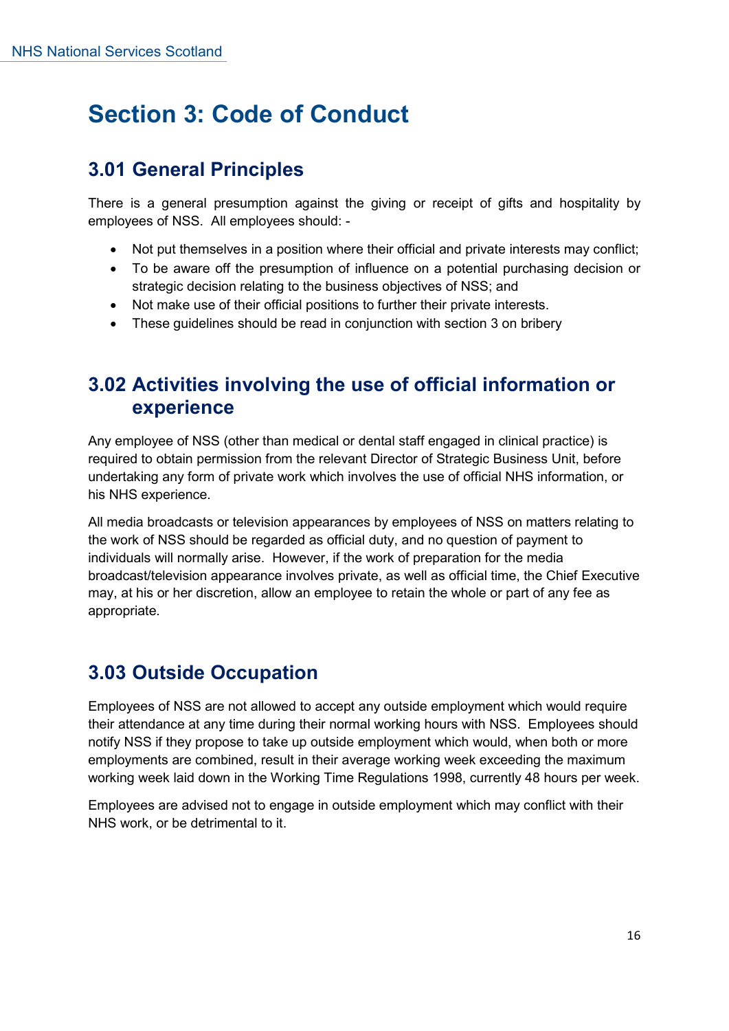# Section 3: Code of Conduct

## 3.01 General Principles

There is a general presumption against the giving or receipt of gifts and hospitality by employees of NSS. All employees should: -

- Not put themselves in a position where their official and private interests may conflict;
- To be aware off the presumption of influence on a potential purchasing decision or strategic decision relating to the business objectives of NSS; and
- Not make use of their official positions to further their private interests.
- These guidelines should be read in conjunction with section 3 on bribery

## 3.02 Activities involving the use of official information or experience

Any employee of NSS (other than medical or dental staff engaged in clinical practice) is required to obtain permission from the relevant Director of Strategic Business Unit, before undertaking any form of private work which involves the use of official NHS information, or his NHS experience.

All media broadcasts or television appearances by employees of NSS on matters relating to the work of NSS should be regarded as official duty, and no question of payment to individuals will normally arise. However, if the work of preparation for the media broadcast/television appearance involves private, as well as official time, the Chief Executive may, at his or her discretion, allow an employee to retain the whole or part of any fee as appropriate.

## 3.03 Outside Occupation

Employees of NSS are not allowed to accept any outside employment which would require their attendance at any time during their normal working hours with NSS. Employees should notify NSS if they propose to take up outside employment which would, when both or more employments are combined, result in their average working week exceeding the maximum working week laid down in the Working Time Regulations 1998, currently 48 hours per week.

Employees are advised not to engage in outside employment which may conflict with their NHS work, or be detrimental to it.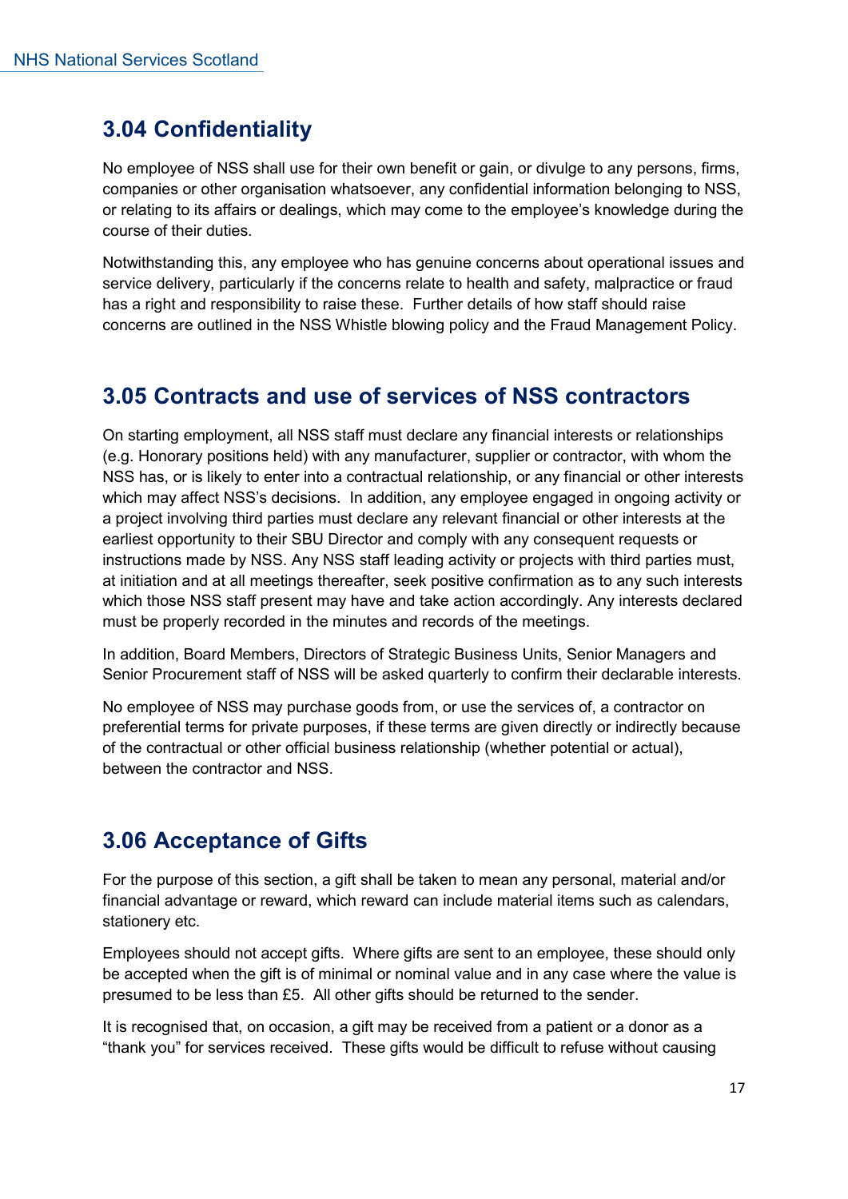## 3.04 Confidentiality

No employee of NSS shall use for their own benefit or gain, or divulge to any persons, firms, companies or other organisation whatsoever, any confidential information belonging to NSS, or relating to its affairs or dealings, which may come to the employee's knowledge during the course of their duties.

Notwithstanding this, any employee who has genuine concerns about operational issues and service delivery, particularly if the concerns relate to health and safety, malpractice or fraud has a right and responsibility to raise these. Further details of how staff should raise concerns are outlined in the NSS Whistle blowing policy and the Fraud Management Policy.

## 3.05 Contracts and use of services of NSS contractors

On starting employment, all NSS staff must declare any financial interests or relationships (e.g. Honorary positions held) with any manufacturer, supplier or contractor, with whom the NSS has, or is likely to enter into a contractual relationship, or any financial or other interests which may affect NSS's decisions. In addition, any employee engaged in ongoing activity or a project involving third parties must declare any relevant financial or other interests at the earliest opportunity to their SBU Director and comply with any consequent requests or instructions made by NSS. Any NSS staff leading activity or projects with third parties must, at initiation and at all meetings thereafter, seek positive confirmation as to any such interests which those NSS staff present may have and take action accordingly. Any interests declared must be properly recorded in the minutes and records of the meetings.

In addition, Board Members, Directors of Strategic Business Units, Senior Managers and Senior Procurement staff of NSS will be asked quarterly to confirm their declarable interests.

No employee of NSS may purchase goods from, or use the services of, a contractor on preferential terms for private purposes, if these terms are given directly or indirectly because of the contractual or other official business relationship (whether potential or actual), between the contractor and NSS.

## 3.06 Acceptance of Gifts

For the purpose of this section, a gift shall be taken to mean any personal, material and/or financial advantage or reward, which reward can include material items such as calendars, stationery etc.

Employees should not accept gifts. Where gifts are sent to an employee, these should only be accepted when the gift is of minimal or nominal value and in any case where the value is presumed to be less than £5. All other gifts should be returned to the sender.

It is recognised that, on occasion, a gift may be received from a patient or a donor as a "thank you" for services received. These gifts would be difficult to refuse without causing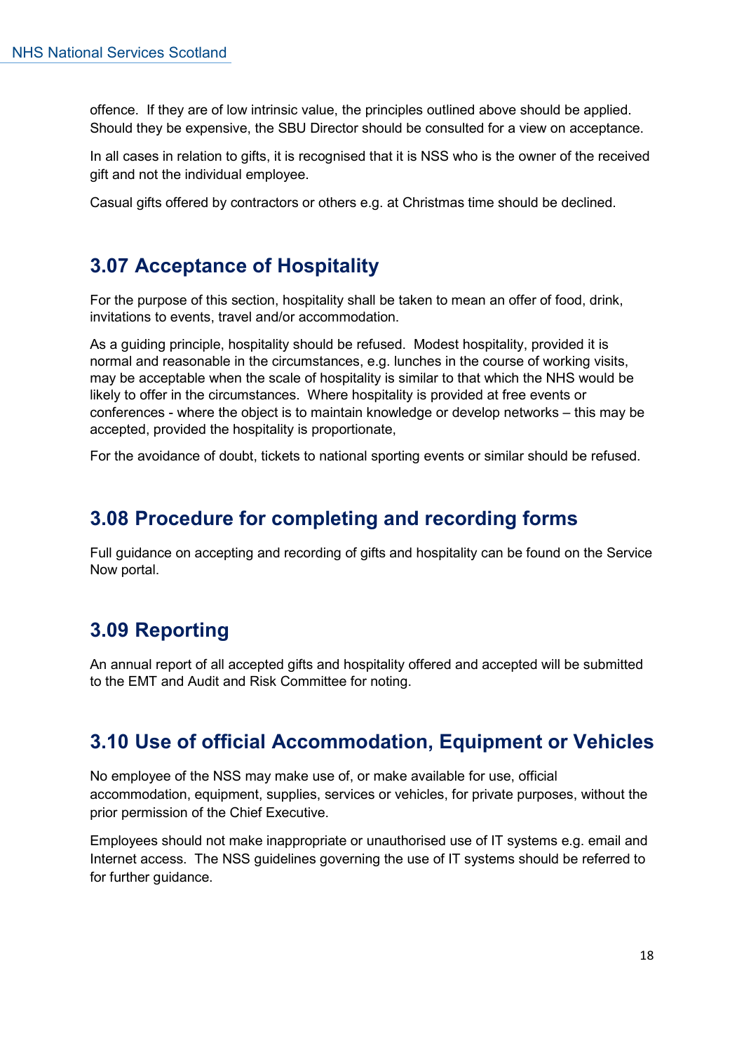offence. If they are of low intrinsic value, the principles outlined above should be applied. Should they be expensive, the SBU Director should be consulted for a view on acceptance.

In all cases in relation to gifts, it is recognised that it is NSS who is the owner of the received gift and not the individual employee.

Casual gifts offered by contractors or others e.g. at Christmas time should be declined.

## 3.07 Acceptance of Hospitality

For the purpose of this section, hospitality shall be taken to mean an offer of food, drink, invitations to events, travel and/or accommodation.

As a guiding principle, hospitality should be refused. Modest hospitality, provided it is normal and reasonable in the circumstances, e.g. lunches in the course of working visits, may be acceptable when the scale of hospitality is similar to that which the NHS would be likely to offer in the circumstances. Where hospitality is provided at free events or conferences - where the object is to maintain knowledge or develop networks – this may be accepted, provided the hospitality is proportionate,

For the avoidance of doubt, tickets to national sporting events or similar should be refused.

## 3.08 Procedure for completing and recording forms

Full guidance on accepting and recording of gifts and hospitality can be found on the Service Now portal.

## 3.09 Reporting

An annual report of all accepted gifts and hospitality offered and accepted will be submitted to the EMT and Audit and Risk Committee for noting.

## 3.10 Use of official Accommodation, Equipment or Vehicles

No employee of the NSS may make use of, or make available for use, official accommodation, equipment, supplies, services or vehicles, for private purposes, without the prior permission of the Chief Executive.

Employees should not make inappropriate or unauthorised use of IT systems e.g. email and Internet access. The NSS guidelines governing the use of IT systems should be referred to for further guidance.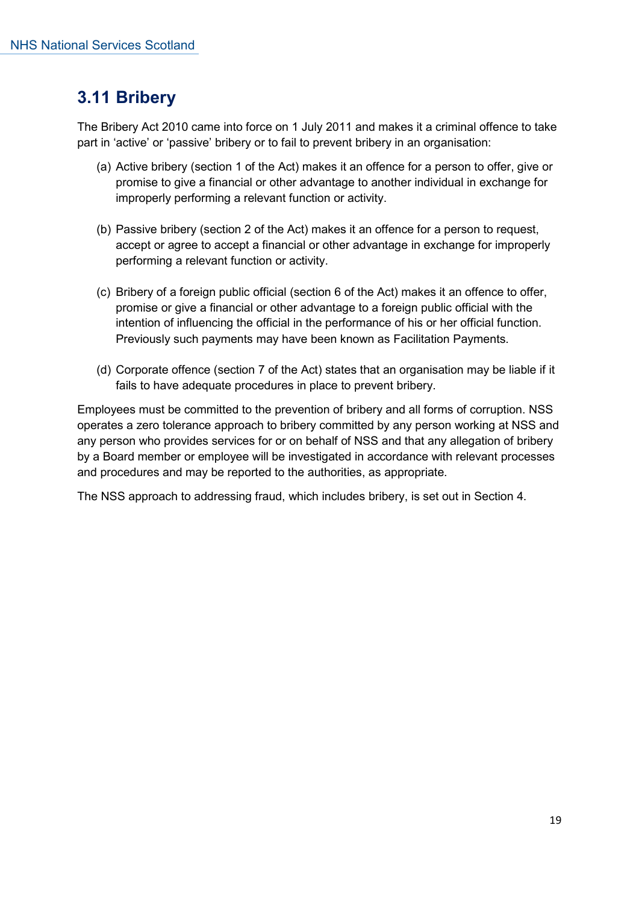## 3.11 Bribery

The Bribery Act 2010 came into force on 1 July 2011 and makes it a criminal offence to take part in 'active' or 'passive' bribery or to fail to prevent bribery in an organisation:

(a) Active bribery (section 1 of the Act) makes it an offence for a person to offer, give or promise to give a financial or other advantage to another individual in exchange for improperly performing a relevant function or activity.

(b) Passive bribery (section 2 of the Act) makes it an offence for a person to request, accept or agree to accept a financial or other advantage in exchange for improperly performing a relevant function or activity.

(c) Bribery of a foreign public official (section 6 of the Act) makes it an offence to offer, promise or give a financial or other advantage to a foreign public official with the intention of influencing the official in the performance of his or her official function. Previously such payments may have been known as Facilitation Payments.

(d) Corporate offence (section 7 of the Act) states that an organisation may be liable if it fails to have adequate procedures in place to prevent bribery.

Employees must be committed to the prevention of bribery and all forms of corruption. NSS operates a zero tolerance approach to bribery committed by any person working at NSS and any person who provides services for or on behalf of NSS and that any allegation of bribery by a Board member or employee will be investigated in accordance with relevant processes and procedures and may be reported to the authorities, as appropriate.

The NSS approach to addressing fraud, which includes bribery, is set out in Section 4.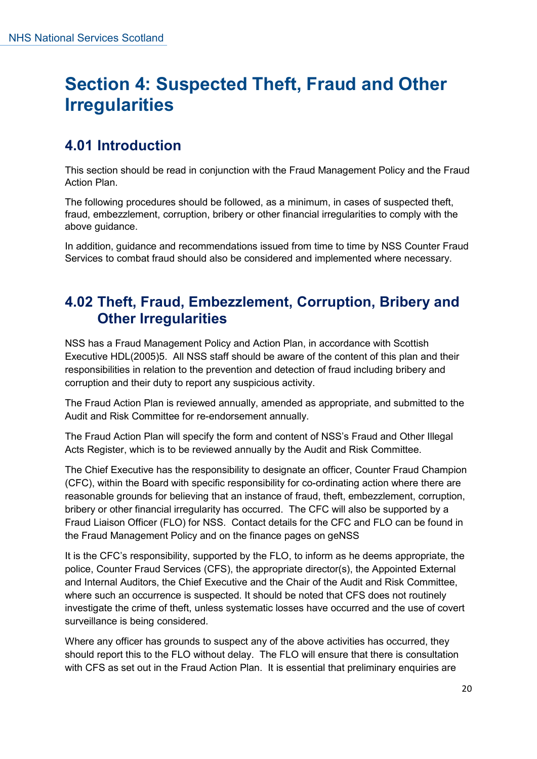# Section 4: Suspected Theft, Fraud and Other Irregularities

## 4.01 Introduction

This section should be read in conjunction with the Fraud Management Policy and the Fraud Action Plan.

The following procedures should be followed, as a minimum, in cases of suspected theft, fraud, embezzlement, corruption, bribery or other financial irregularities to comply with the above guidance.

In addition, guidance and recommendations issued from time to time by NSS Counter Fraud Services to combat fraud should also be considered and implemented where necessary.

## 4.02 Theft, Fraud, Embezzlement, Corruption, Bribery and Other Irregularities

NSS has a Fraud Management Policy and Action Plan, in accordance with Scottish Executive HDL(2005)5. All NSS staff should be aware of the content of this plan and their responsibilities in relation to the prevention and detection of fraud including bribery and corruption and their duty to report any suspicious activity.

The Fraud Action Plan is reviewed annually, amended as appropriate, and submitted to the Audit and Risk Committee for re-endorsement annually.

The Fraud Action Plan will specify the form and content of NSS's Fraud and Other Illegal Acts Register, which is to be reviewed annually by the Audit and Risk Committee.

The Chief Executive has the responsibility to designate an officer, Counter Fraud Champion (CFC), within the Board with specific responsibility for co-ordinating action where there are reasonable grounds for believing that an instance of fraud, theft, embezzlement, corruption, bribery or other financial irregularity has occurred. The CFC will also be supported by a Fraud Liaison Officer (FLO) for NSS. Contact details for the CFC and FLO can be found in the Fraud Management Policy and on the finance pages on geNSS

It is the CFC's responsibility, supported by the FLO, to inform as he deems appropriate, the police, Counter Fraud Services (CFS), the appropriate director(s), the Appointed External and Internal Auditors, the Chief Executive and the Chair of the Audit and Risk Committee, where such an occurrence is suspected. It should be noted that CFS does not routinely investigate the crime of theft, unless systematic losses have occurred and the use of covert surveillance is being considered.

Where any officer has grounds to suspect any of the above activities has occurred, they should report this to the FLO without delay. The FLO will ensure that there is consultation with CFS as set out in the Fraud Action Plan. It is essential that preliminary enquiries are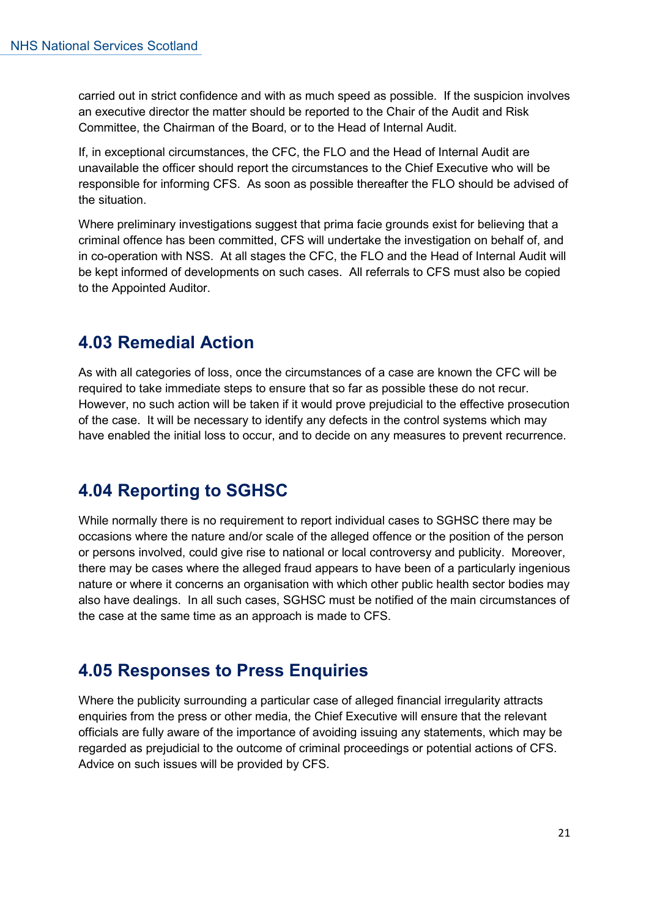carried out in strict confidence and with as much speed as possible. If the suspicion involves an executive director the matter should be reported to the Chair of the Audit and Risk Committee, the Chairman of the Board, or to the Head of Internal Audit.

If, in exceptional circumstances, the CFC, the FLO and the Head of Internal Audit are unavailable the officer should report the circumstances to the Chief Executive who will be responsible for informing CFS. As soon as possible thereafter the FLO should be advised of the situation.

Where preliminary investigations suggest that prima facie grounds exist for believing that a criminal offence has been committed, CFS will undertake the investigation on behalf of, and in co-operation with NSS. At all stages the CFC, the FLO and the Head of Internal Audit will be kept informed of developments on such cases. All referrals to CFS must also be copied to the Appointed Auditor.

## 4.03 Remedial Action

As with all categories of loss, once the circumstances of a case are known the CFC will be required to take immediate steps to ensure that so far as possible these do not recur. However, no such action will be taken if it would prove prejudicial to the effective prosecution of the case. It will be necessary to identify any defects in the control systems which may have enabled the initial loss to occur, and to decide on any measures to prevent recurrence.

## 4.04 Reporting to SGHSC

While normally there is no requirement to report individual cases to SGHSC there may be occasions where the nature and/or scale of the alleged offence or the position of the person or persons involved, could give rise to national or local controversy and publicity. Moreover, there may be cases where the alleged fraud appears to have been of a particularly ingenious nature or where it concerns an organisation with which other public health sector bodies may also have dealings. In all such cases, SGHSC must be notified of the main circumstances of the case at the same time as an approach is made to CFS.

## 4.05 Responses to Press Enquiries

Where the publicity surrounding a particular case of alleged financial irregularity attracts enquiries from the press or other media, the Chief Executive will ensure that the relevant officials are fully aware of the importance of avoiding issuing any statements, which may be regarded as prejudicial to the outcome of criminal proceedings or potential actions of CFS. Advice on such issues will be provided by CFS.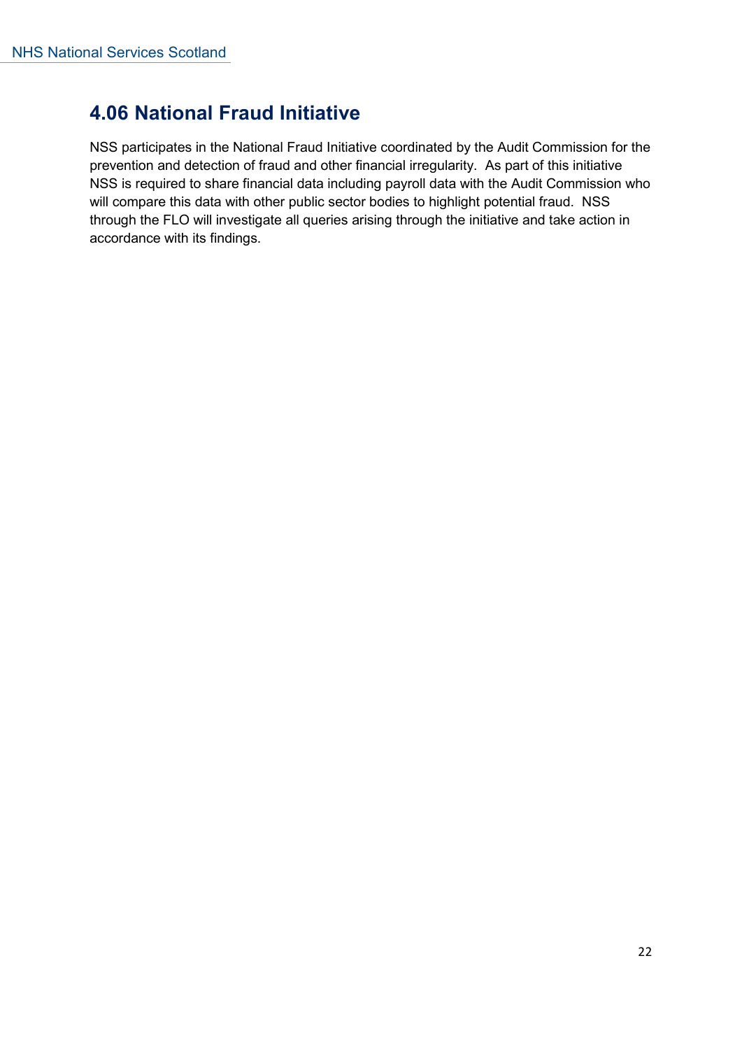## 4.06 National Fraud Initiative

NSS participates in the National Fraud Initiative coordinated by the Audit Commission for the prevention and detection of fraud and other financial irregularity. As part of this initiative NSS is required to share financial data including payroll data with the Audit Commission who will compare this data with other public sector bodies to highlight potential fraud. NSS through the FLO will investigate all queries arising through the initiative and take action in accordance with its findings.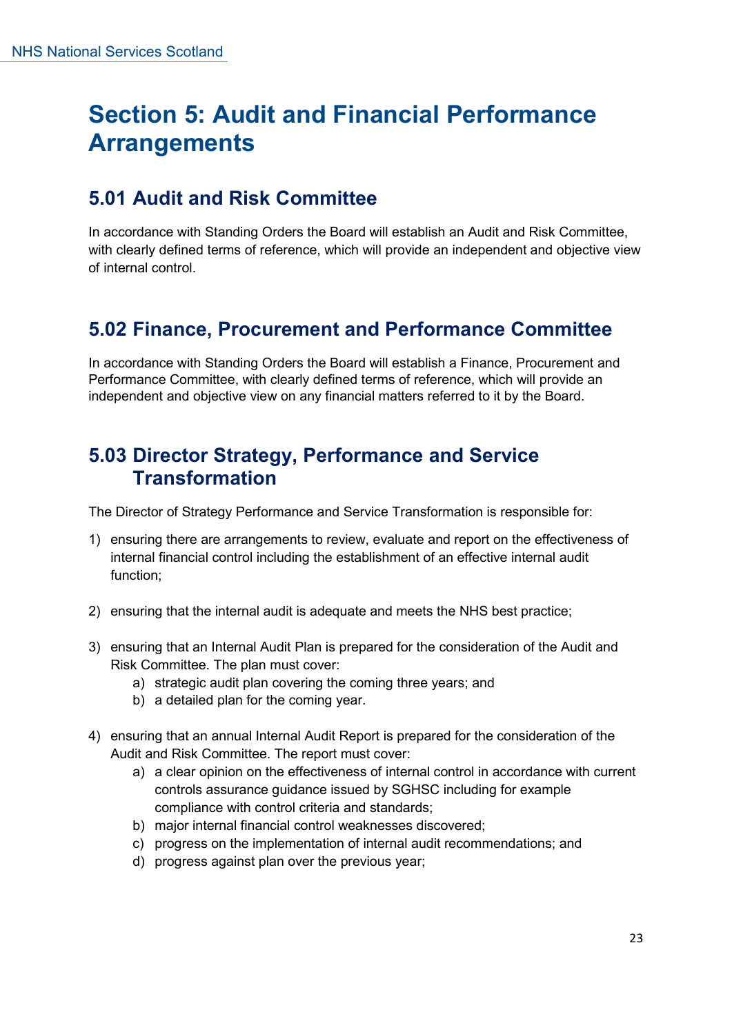# Section 5: Audit and Financial Performance Arrangements

## 5.01 Audit and Risk Committee

In accordance with Standing Orders the Board will establish an Audit and Risk Committee, with clearly defined terms of reference, which will provide an independent and objective view of internal control.

## 5.02 Finance, Procurement and Performance Committee

In accordance with Standing Orders the Board will establish a Finance, Procurement and Performance Committee, with clearly defined terms of reference, which will provide an independent and objective view on any financial matters referred to it by the Board.

## 5.03 Director Strategy, Performance and Service Transformation

The Director of Strategy Performance and Service Transformation is responsible for:

1) ensuring there are arrangements to review, evaluate and report on the effectiveness of internal financial control including the establishment of an effective internal audit function;

2) ensuring that the internal audit is adequate and meets the NHS best practice;

3) ensuring that an Internal Audit Plan is prepared for the consideration of the Audit and Risk Committee. The plan must cover:
    a) strategic audit plan covering the coming three years; and
    b) a detailed plan for the coming year.

4) ensuring that an annual Internal Audit Report is prepared for the consideration of the Audit and Risk Committee. The report must cover:
    a) a clear opinion on the effectiveness of internal control in accordance with current controls assurance guidance issued by SGHSC including for example compliance with control criteria and standards;
    b) major internal financial control weaknesses discovered;
    c) progress on the implementation of internal audit recommendations; and
    d) progress against plan over the previous year;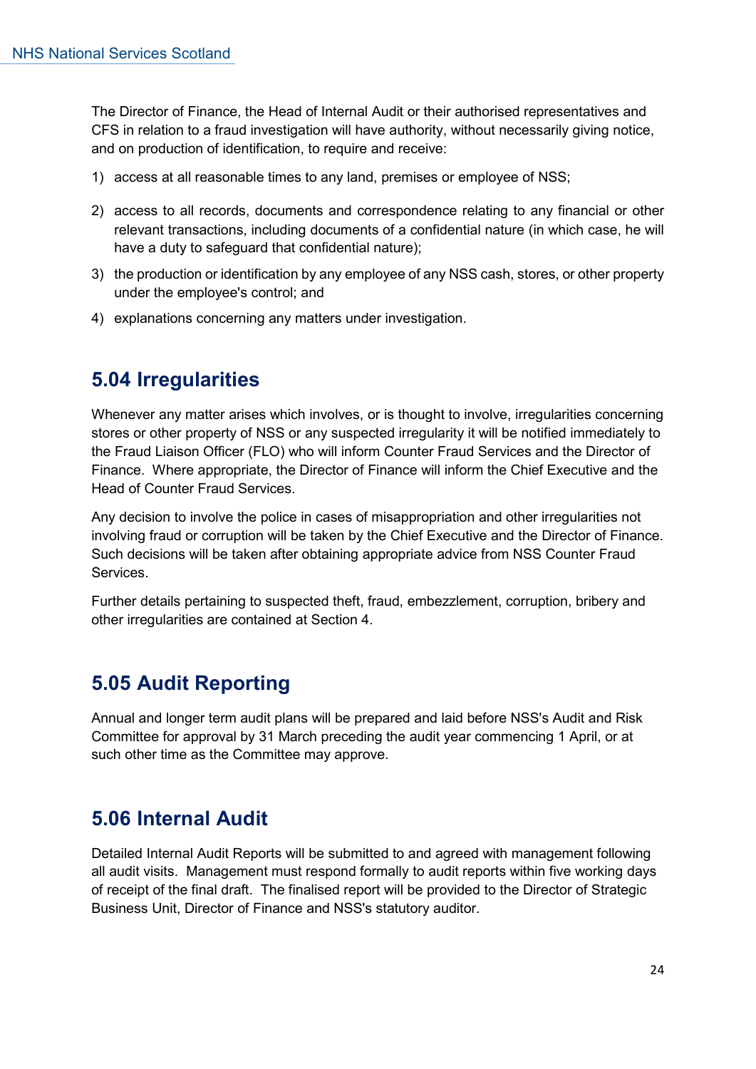The Director of Finance, the Head of Internal Audit or their authorised representatives and CFS in relation to a fraud investigation will have authority, without necessarily giving notice, and on production of identification, to require and receive:

1) access at all reasonable times to any land, premises or employee of NSS;
2) access to all records, documents and correspondence relating to any financial or other relevant transactions, including documents of a confidential nature (in which case, he will have a duty to safeguard that confidential nature);
3) the production or identification by any employee of any NSS cash, stores, or other property under the employee's control; and
4) explanations concerning any matters under investigation.

## 5.04 Irregularities

Whenever any matter arises which involves, or is thought to involve, irregularities concerning stores or other property of NSS or any suspected irregularity it will be notified immediately to the Fraud Liaison Officer (FLO) who will inform Counter Fraud Services and the Director of Finance. Where appropriate, the Director of Finance will inform the Chief Executive and the Head of Counter Fraud Services.

Any decision to involve the police in cases of misappropriation and other irregularities not involving fraud or corruption will be taken by the Chief Executive and the Director of Finance. Such decisions will be taken after obtaining appropriate advice from NSS Counter Fraud Services.

Further details pertaining to suspected theft, fraud, embezzlement, corruption, bribery and other irregularities are contained at Section 4.

## 5.05 Audit Reporting

Annual and longer term audit plans will be prepared and laid before NSS's Audit and Risk Committee for approval by 31 March preceding the audit year commencing 1 April, or at such other time as the Committee may approve.

## 5.06 Internal Audit

Detailed Internal Audit Reports will be submitted to and agreed with management following all audit visits. Management must respond formally to audit reports within five working days of receipt of the final draft. The finalised report will be provided to the Director of Strategic Business Unit, Director of Finance and NSS's statutory auditor.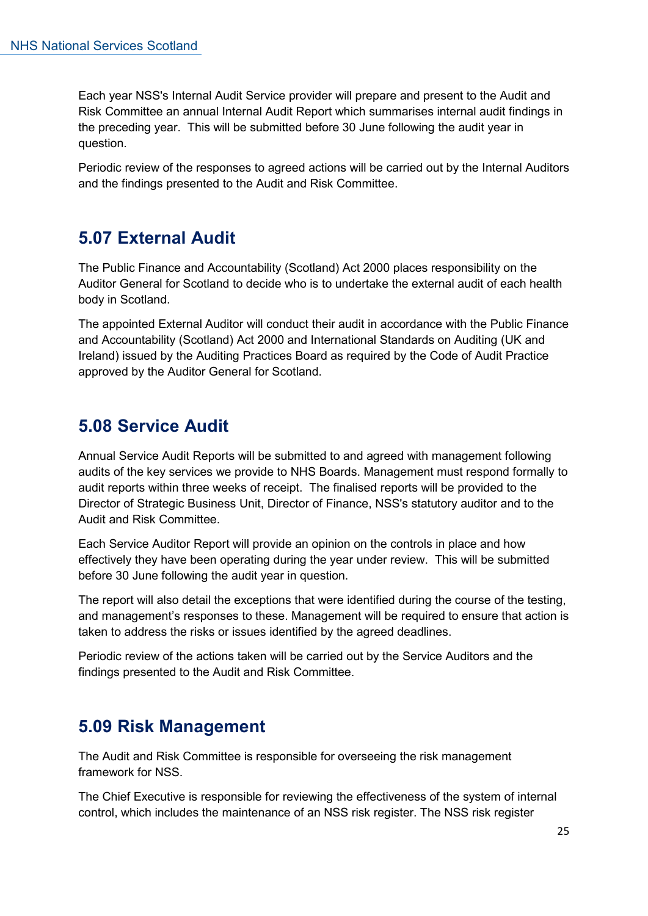Each year NSS's Internal Audit Service provider will prepare and present to the Audit and Risk Committee an annual Internal Audit Report which summarises internal audit findings in the preceding year. This will be submitted before 30 June following the audit year in question.

Periodic review of the responses to agreed actions will be carried out by the Internal Auditors and the findings presented to the Audit and Risk Committee.

## 5.07 External Audit

The Public Finance and Accountability (Scotland) Act 2000 places responsibility on the Auditor General for Scotland to decide who is to undertake the external audit of each health body in Scotland.

The appointed External Auditor will conduct their audit in accordance with the Public Finance and Accountability (Scotland) Act 2000 and International Standards on Auditing (UK and Ireland) issued by the Auditing Practices Board as required by the Code of Audit Practice approved by the Auditor General for Scotland.

## 5.08 Service Audit

Annual Service Audit Reports will be submitted to and agreed with management following audits of the key services we provide to NHS Boards. Management must respond formally to audit reports within three weeks of receipt. The finalised reports will be provided to the Director of Strategic Business Unit, Director of Finance, NSS's statutory auditor and to the Audit and Risk Committee.

Each Service Auditor Report will provide an opinion on the controls in place and how effectively they have been operating during the year under review. This will be submitted before 30 June following the audit year in question.

The report will also detail the exceptions that were identified during the course of the testing, and management's responses to these. Management will be required to ensure that action is taken to address the risks or issues identified by the agreed deadlines.

Periodic review of the actions taken will be carried out by the Service Auditors and the findings presented to the Audit and Risk Committee.

## 5.09 Risk Management

The Audit and Risk Committee is responsible for overseeing the risk management framework for NSS.

The Chief Executive is responsible for reviewing the effectiveness of the system of internal control, which includes the maintenance of an NSS risk register. The NSS risk register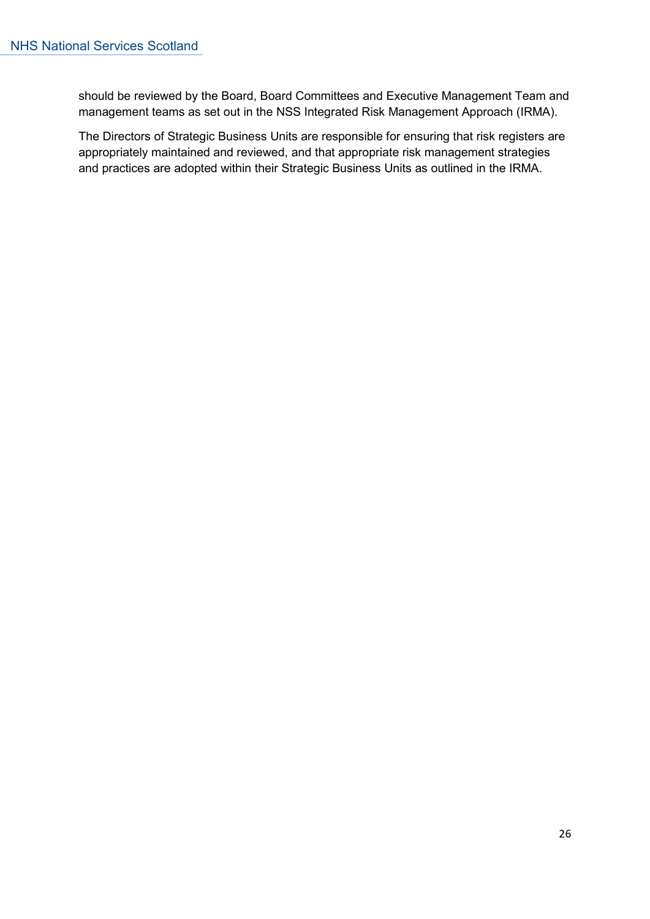should be reviewed by the Board, Board Committees and Executive Management Team and management teams as set out in the NSS Integrated Risk Management Approach (IRMA).

The Directors of Strategic Business Units are responsible for ensuring that risk registers are appropriately maintained and reviewed, and that appropriate risk management strategies and practices are adopted within their Strategic Business Units as outlined in the IRMA.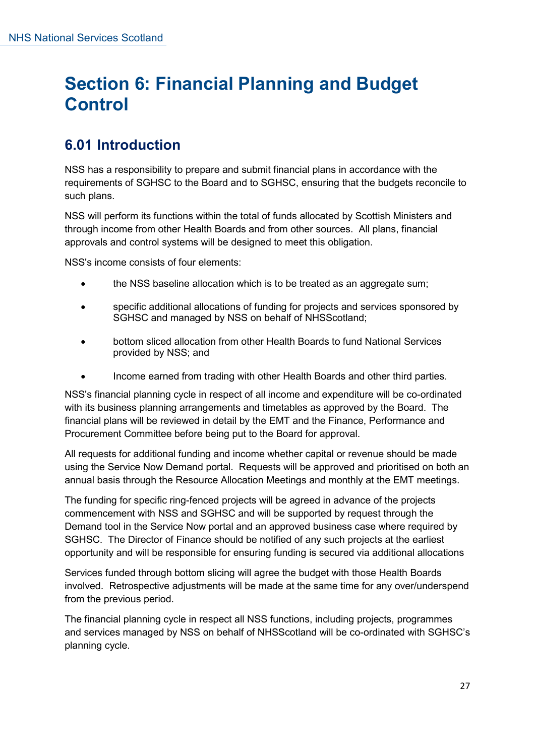# Section 6: Financial Planning and Budget Control

## 6.01 Introduction

NSS has a responsibility to prepare and submit financial plans in accordance with the requirements of SGHSC to the Board and to SGHSC, ensuring that the budgets reconcile to such plans.

NSS will perform its functions within the total of funds allocated by Scottish Ministers and through income from other Health Boards and from other sources. All plans, financial approvals and control systems will be designed to meet this obligation.

NSS's income consists of four elements:

- the NSS baseline allocation which is to be treated as an aggregate sum;
- specific additional allocations of funding for projects and services sponsored by SGHSC and managed by NSS on behalf of NHSScotland;
- bottom sliced allocation from other Health Boards to fund National Services provided by NSS; and
- Income earned from trading with other Health Boards and other third parties.

NSS's financial planning cycle in respect of all income and expenditure will be co-ordinated with its business planning arrangements and timetables as approved by the Board. The financial plans will be reviewed in detail by the EMT and the Finance, Performance and Procurement Committee before being put to the Board for approval.

All requests for additional funding and income whether capital or revenue should be made using the Service Now Demand portal. Requests will be approved and prioritised on both an annual basis through the Resource Allocation Meetings and monthly at the EMT meetings.

The funding for specific ring-fenced projects will be agreed in advance of the projects commencement with NSS and SGHSC and will be supported by request through the Demand tool in the Service Now portal and an approved business case where required by SGHSC. The Director of Finance should be notified of any such projects at the earliest opportunity and will be responsible for ensuring funding is secured via additional allocations

Services funded through bottom slicing will agree the budget with those Health Boards involved. Retrospective adjustments will be made at the same time for any over/underspend from the previous period.

The financial planning cycle in respect all NSS functions, including projects, programmes and services managed by NSS on behalf of NHSScotland will be co-ordinated with SGHSC's planning cycle.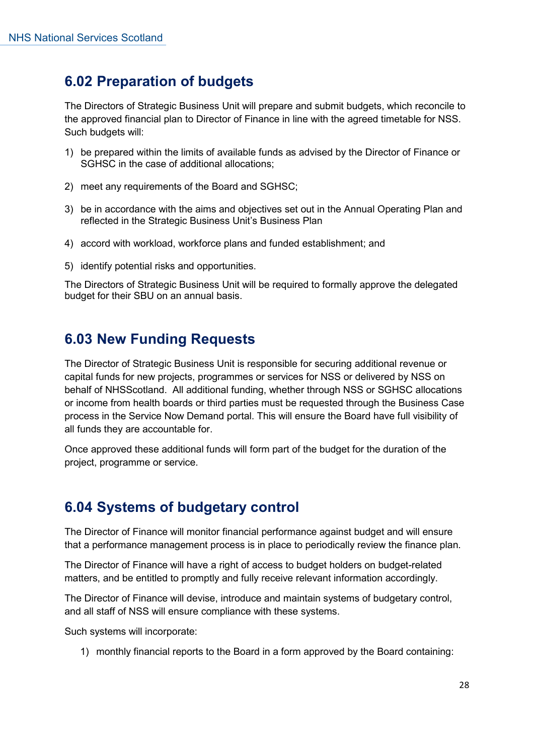## 6.02 Preparation of budgets

The Directors of Strategic Business Unit will prepare and submit budgets, which reconcile to the approved financial plan to Director of Finance in line with the agreed timetable for NSS. Such budgets will:

1) be prepared within the limits of available funds as advised by the Director of Finance or SGHSC in the case of additional allocations;

2) meet any requirements of the Board and SGHSC;

3) be in accordance with the aims and objectives set out in the Annual Operating Plan and reflected in the Strategic Business Unit's Business Plan

4) accord with workload, workforce plans and funded establishment; and

5) identify potential risks and opportunities.

The Directors of Strategic Business Unit will be required to formally approve the delegated budget for their SBU on an annual basis.

## 6.03 New Funding Requests

The Director of Strategic Business Unit is responsible for securing additional revenue or capital funds for new projects, programmes or services for NSS or delivered by NSS on behalf of NHSScotland. All additional funding, whether through NSS or SGHSC allocations or income from health boards or third parties must be requested through the Business Case process in the Service Now Demand portal. This will ensure the Board have full visibility of all funds they are accountable for.

Once approved these additional funds will form part of the budget for the duration of the project, programme or service.

## 6.04 Systems of budgetary control

The Director of Finance will monitor financial performance against budget and will ensure that a performance management process is in place to periodically review the finance plan.

The Director of Finance will have a right of access to budget holders on budget-related matters, and be entitled to promptly and fully receive relevant information accordingly.

The Director of Finance will devise, introduce and maintain systems of budgetary control, and all staff of NSS will ensure compliance with these systems.

Such systems will incorporate:

1) monthly financial reports to the Board in a form approved by the Board containing: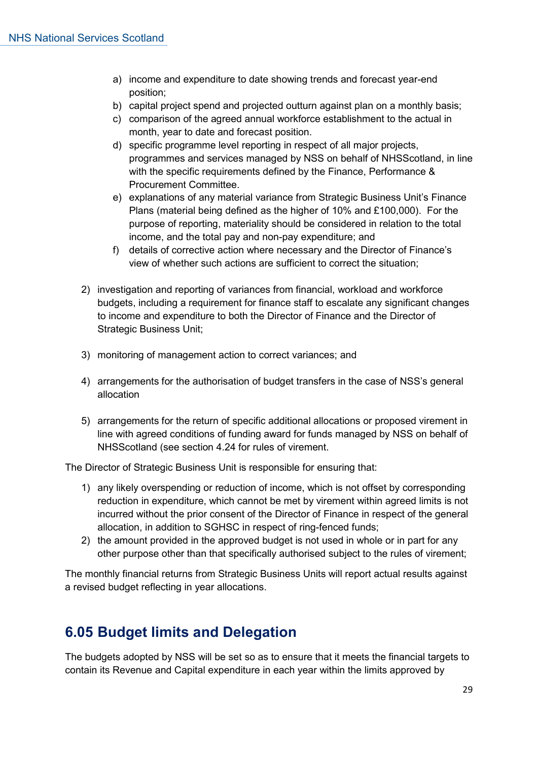a) income and expenditure to date showing trends and forecast year-end position;
b) capital project spend and projected outturn against plan on a monthly basis;
c) comparison of the agreed annual workforce establishment to the actual in month, year to date and forecast position.
d) specific programme level reporting in respect of all major projects, programmes and services managed by NSS on behalf of NHSScotland, in line with the specific requirements defined by the Finance, Performance & Procurement Committee.
e) explanations of any material variance from Strategic Business Unit's Finance Plans (material being defined as the higher of 10% and £100,000). For the purpose of reporting, materiality should be considered in relation to the total income, and the total pay and non-pay expenditure; and
f) details of corrective action where necessary and the Director of Finance's view of whether such actions are sufficient to correct the situation;

2) investigation and reporting of variances from financial, workload and workforce budgets, including a requirement for finance staff to escalate any significant changes to income and expenditure to both the Director of Finance and the Director of Strategic Business Unit;

3) monitoring of management action to correct variances; and

4) arrangements for the authorisation of budget transfers in the case of NSS's general allocation

5) arrangements for the return of specific additional allocations or proposed virement in line with agreed conditions of funding award for funds managed by NSS on behalf of NHSScotland (see section 4.24 for rules of virement.

The Director of Strategic Business Unit is responsible for ensuring that:

1) any likely overspending or reduction of income, which is not offset by corresponding reduction in expenditure, which cannot be met by virement within agreed limits is not incurred without the prior consent of the Director of Finance in respect of the general allocation, in addition to SGHSC in respect of ring-fenced funds;
2) the amount provided in the approved budget is not used in whole or in part for any other purpose other than that specifically authorised subject to the rules of virement;

The monthly financial returns from Strategic Business Units will report actual results against a revised budget reflecting in year allocations.

## 6.05 Budget limits and Delegation

The budgets adopted by NSS will be set so as to ensure that it meets the financial targets to contain its Revenue and Capital expenditure in each year within the limits approved by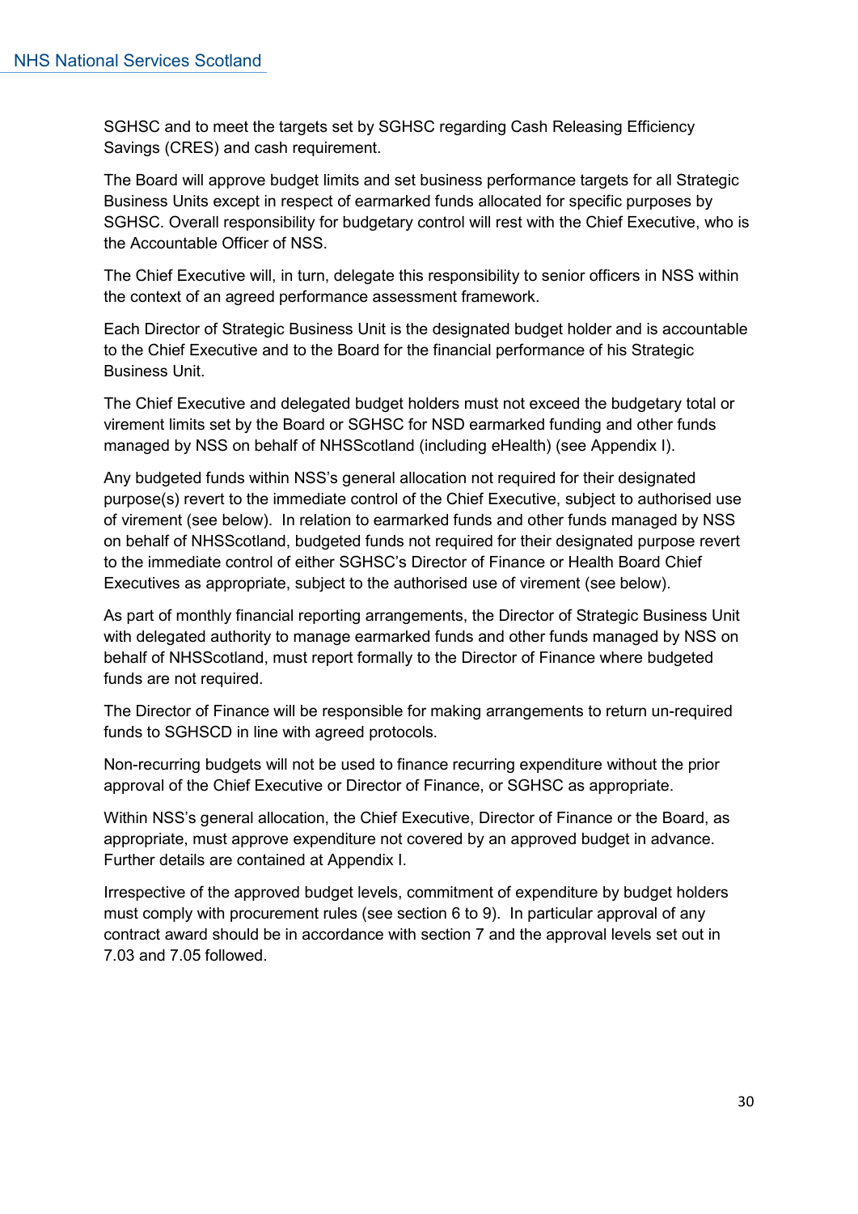SGHSC and to meet the targets set by SGHSC regarding Cash Releasing Efficiency Savings (CRES) and cash requirement.

The Board will approve budget limits and set business performance targets for all Strategic Business Units except in respect of earmarked funds allocated for specific purposes by SGHSC. Overall responsibility for budgetary control will rest with the Chief Executive, who is the Accountable Officer of NSS.

The Chief Executive will, in turn, delegate this responsibility to senior officers in NSS within the context of an agreed performance assessment framework.

Each Director of Strategic Business Unit is the designated budget holder and is accountable to the Chief Executive and to the Board for the financial performance of his Strategic Business Unit.

The Chief Executive and delegated budget holders must not exceed the budgetary total or virement limits set by the Board or SGHSC for NSD earmarked funding and other funds managed by NSS on behalf of NHSScotland (including eHealth) (see Appendix I).

Any budgeted funds within NSS's general allocation not required for their designated purpose(s) revert to the immediate control of the Chief Executive, subject to authorised use of virement (see below). In relation to earmarked funds and other funds managed by NSS on behalf of NHSScotland, budgeted funds not required for their designated purpose revert to the immediate control of either SGHSC's Director of Finance or Health Board Chief Executives as appropriate, subject to the authorised use of virement (see below).

As part of monthly financial reporting arrangements, the Director of Strategic Business Unit with delegated authority to manage earmarked funds and other funds managed by NSS on behalf of NHSScotland, must report formally to the Director of Finance where budgeted funds are not required.

The Director of Finance will be responsible for making arrangements to return un-required funds to SGHSCD in line with agreed protocols.

Non-recurring budgets will not be used to finance recurring expenditure without the prior approval of the Chief Executive or Director of Finance, or SGHSC as appropriate.

Within NSS's general allocation, the Chief Executive, Director of Finance or the Board, as appropriate, must approve expenditure not covered by an approved budget in advance. Further details are contained at Appendix I.

Irrespective of the approved budget levels, commitment of expenditure by budget holders must comply with procurement rules (see section 6 to 9). In particular approval of any contract award should be in accordance with section 7 and the approval levels set out in 7.03 and 7.05 followed.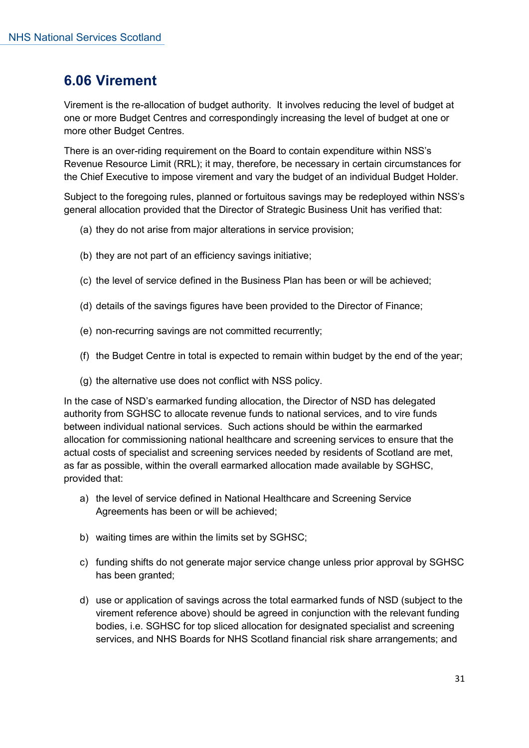## 6.06 Virement

Virement is the re-allocation of budget authority. It involves reducing the level of budget at one or more Budget Centres and correspondingly increasing the level of budget at one or more other Budget Centres.

There is an over-riding requirement on the Board to contain expenditure within NSS's Revenue Resource Limit (RRL); it may, therefore, be necessary in certain circumstances for the Chief Executive to impose virement and vary the budget of an individual Budget Holder.

Subject to the foregoing rules, planned or fortuitous savings may be redeployed within NSS's general allocation provided that the Director of Strategic Business Unit has verified that:

(a) they do not arise from major alterations in service provision;

(b) they are not part of an efficiency savings initiative;

(c) the level of service defined in the Business Plan has been or will be achieved;

(d) details of the savings figures have been provided to the Director of Finance;

(e) non-recurring savings are not committed recurrently;

(f) the Budget Centre in total is expected to remain within budget by the end of the year;

(g) the alternative use does not conflict with NSS policy.

In the case of NSD's earmarked funding allocation, the Director of NSD has delegated authority from SGHSC to allocate revenue funds to national services, and to vire funds between individual national services. Such actions should be within the earmarked allocation for commissioning national healthcare and screening services to ensure that the actual costs of specialist and screening services needed by residents of Scotland are met, as far as possible, within the overall earmarked allocation made available by SGHSC, provided that:

a) the level of service defined in National Healthcare and Screening Service Agreements has been or will be achieved;

b) waiting times are within the limits set by SGHSC;

c) funding shifts do not generate major service change unless prior approval by SGHSC has been granted;

d) use or application of savings across the total earmarked funds of NSD (subject to the virement reference above) should be agreed in conjunction with the relevant funding bodies, i.e. SGHSC for top sliced allocation for designated specialist and screening services, and NHS Boards for NHS Scotland financial risk share arrangements; and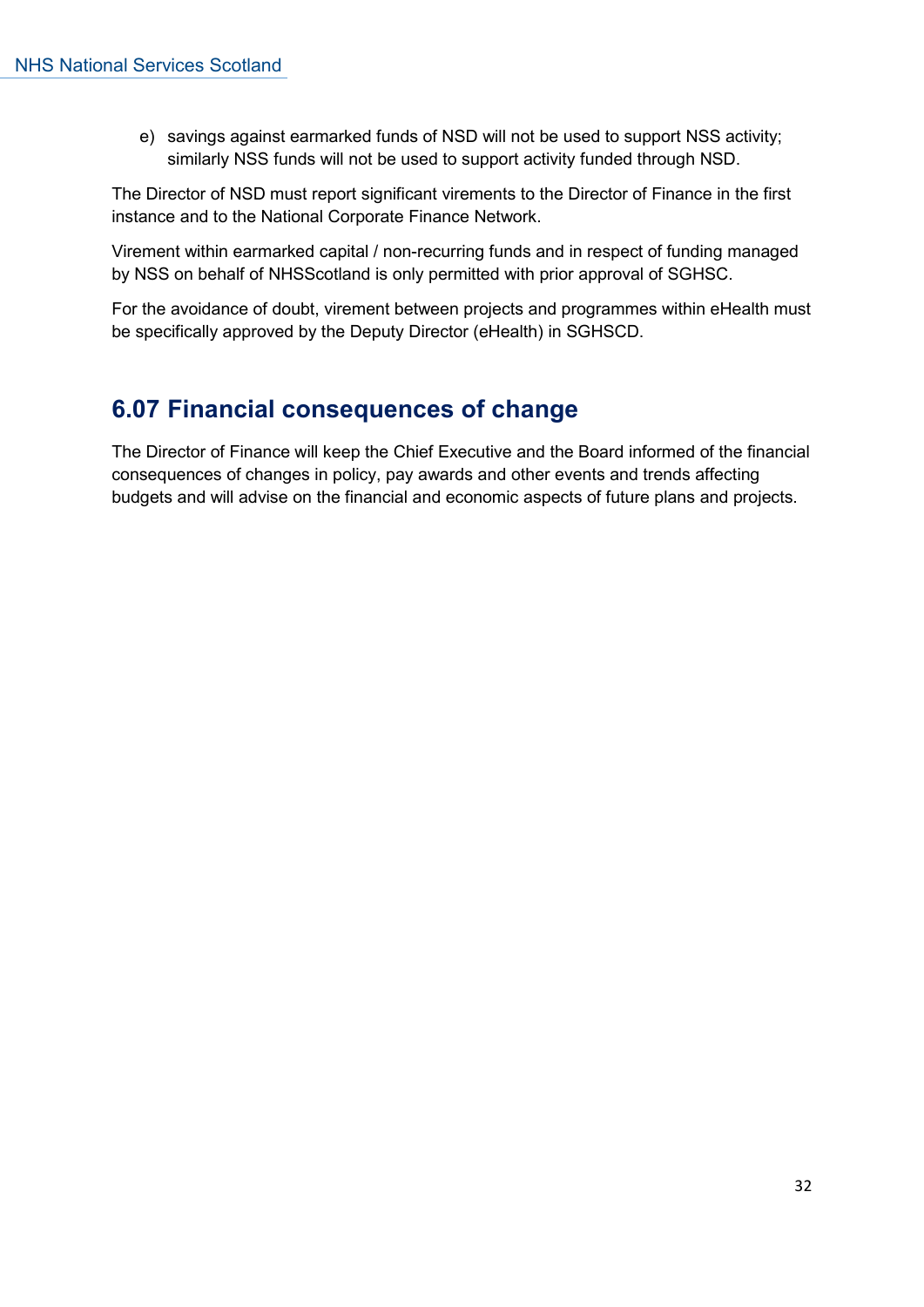e) savings against earmarked funds of NSD will not be used to support NSS activity; similarly NSS funds will not be used to support activity funded through NSD.

The Director of NSD must report significant virements to the Director of Finance in the first instance and to the National Corporate Finance Network.

Virement within earmarked capital / non-recurring funds and in respect of funding managed by NSS on behalf of NHSScotland is only permitted with prior approval of SGHSC.

For the avoidance of doubt, virement between projects and programmes within eHealth must be specifically approved by the Deputy Director (eHealth) in SGHSCD.

## 6.07 Financial consequences of change

The Director of Finance will keep the Chief Executive and the Board informed of the financial consequences of changes in policy, pay awards and other events and trends affecting budgets and will advise on the financial and economic aspects of future plans and projects.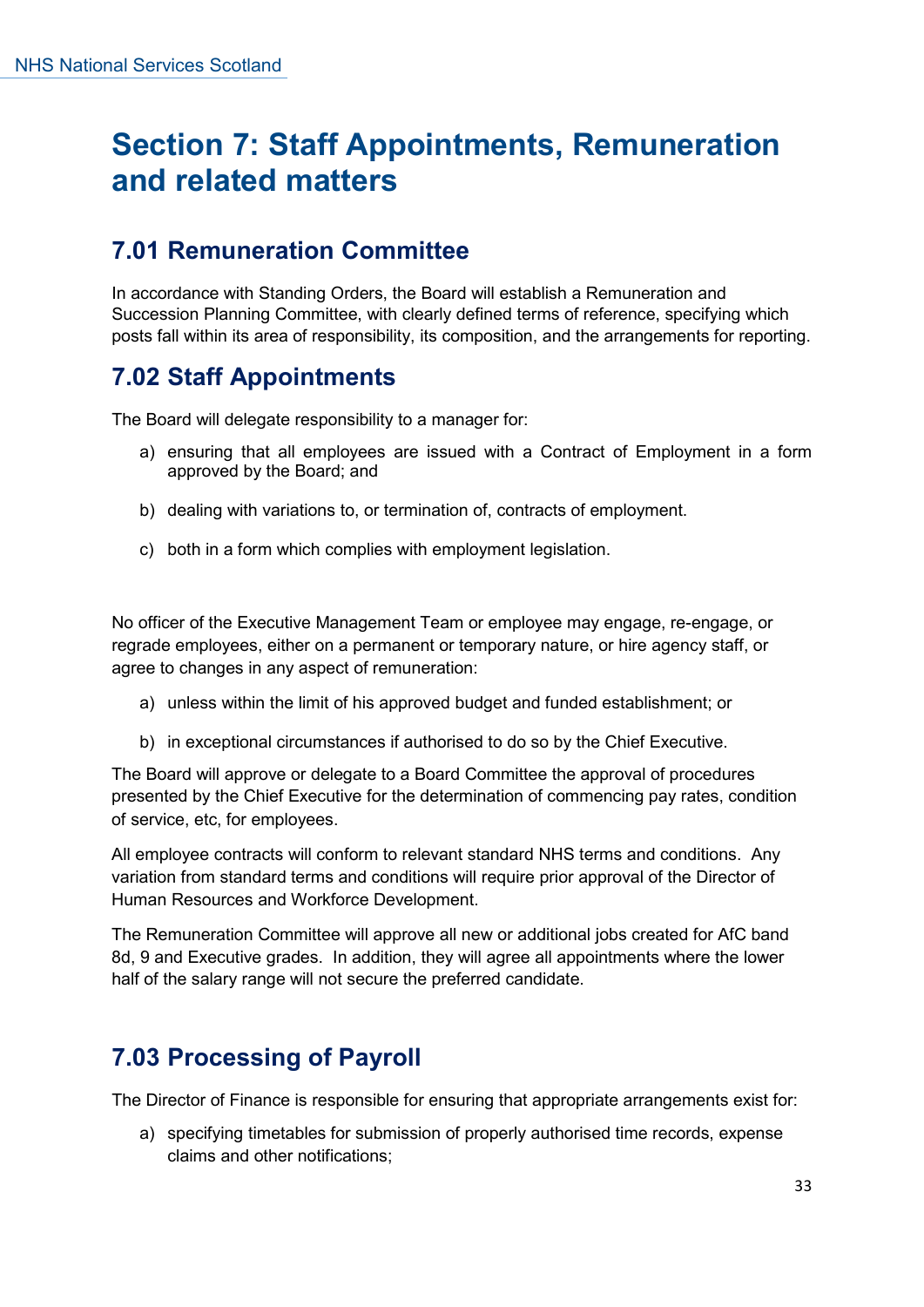# Section 7: Staff Appointments, Remuneration and related matters

## 7.01 Remuneration Committee

In accordance with Standing Orders, the Board will establish a Remuneration and Succession Planning Committee, with clearly defined terms of reference, specifying which posts fall within its area of responsibility, its composition, and the arrangements for reporting.

## 7.02 Staff Appointments

The Board will delegate responsibility to a manager for:

a) ensuring that all employees are issued with a Contract of Employment in a form approved by the Board; and

b) dealing with variations to, or termination of, contracts of employment.

c) both in a form which complies with employment legislation.

No officer of the Executive Management Team or employee may engage, re-engage, or regrade employees, either on a permanent or temporary nature, or hire agency staff, or agree to changes in any aspect of remuneration:

a) unless within the limit of his approved budget and funded establishment; or

b) in exceptional circumstances if authorised to do so by the Chief Executive.

The Board will approve or delegate to a Board Committee the approval of procedures presented by the Chief Executive for the determination of commencing pay rates, condition of service, etc, for employees.

All employee contracts will conform to relevant standard NHS terms and conditions. Any variation from standard terms and conditions will require prior approval of the Director of Human Resources and Workforce Development.

The Remuneration Committee will approve all new or additional jobs created for AfC band 8d, 9 and Executive grades. In addition, they will agree all appointments where the lower half of the salary range will not secure the preferred candidate.

## 7.03 Processing of Payroll

The Director of Finance is responsible for ensuring that appropriate arrangements exist for:

a) specifying timetables for submission of properly authorised time records, expense claims and other notifications;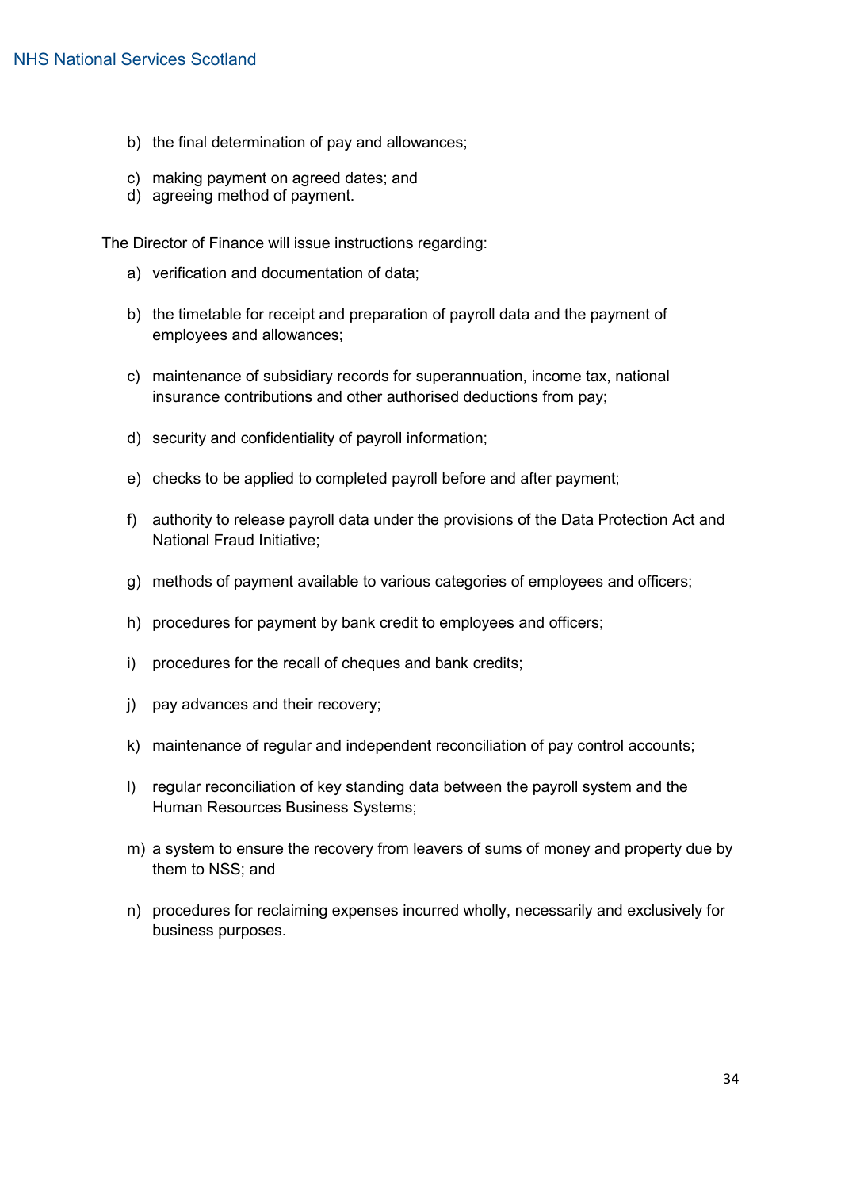b) the final determination of pay and allowances;

c) making payment on agreed dates; and
d) agreeing method of payment.

The Director of Finance will issue instructions regarding:

a) verification and documentation of data;

b) the timetable for receipt and preparation of payroll data and the payment of employees and allowances;

c) maintenance of subsidiary records for superannuation, income tax, national insurance contributions and other authorised deductions from pay;

d) security and confidentiality of payroll information;

e) checks to be applied to completed payroll before and after payment;

f) authority to release payroll data under the provisions of the Data Protection Act and National Fraud Initiative;

g) methods of payment available to various categories of employees and officers;

h) procedures for payment by bank credit to employees and officers;

i) procedures for the recall of cheques and bank credits;

j) pay advances and their recovery;

k) maintenance of regular and independent reconciliation of pay control accounts;

l) regular reconciliation of key standing data between the payroll system and the Human Resources Business Systems;

m) a system to ensure the recovery from leavers of sums of money and property due by them to NSS; and

n) procedures for reclaiming expenses incurred wholly, necessarily and exclusively for business purposes.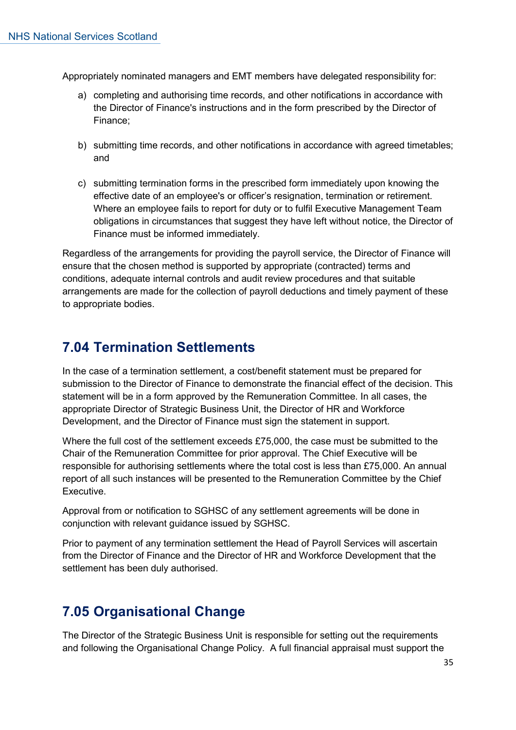Appropriately nominated managers and EMT members have delegated responsibility for:

a) completing and authorising time records, and other notifications in accordance with the Director of Finance's instructions and in the form prescribed by the Director of Finance;

b) submitting time records, and other notifications in accordance with agreed timetables; and

c) submitting termination forms in the prescribed form immediately upon knowing the effective date of an employee's or officer's resignation, termination or retirement. Where an employee fails to report for duty or to fulfil Executive Management Team obligations in circumstances that suggest they have left without notice, the Director of Finance must be informed immediately.

Regardless of the arrangements for providing the payroll service, the Director of Finance will ensure that the chosen method is supported by appropriate (contracted) terms and conditions, adequate internal controls and audit review procedures and that suitable arrangements are made for the collection of payroll deductions and timely payment of these to appropriate bodies.

## 7.04 Termination Settlements

In the case of a termination settlement, a cost/benefit statement must be prepared for submission to the Director of Finance to demonstrate the financial effect of the decision. This statement will be in a form approved by the Remuneration Committee. In all cases, the appropriate Director of Strategic Business Unit, the Director of HR and Workforce Development, and the Director of Finance must sign the statement in support.

Where the full cost of the settlement exceeds £75,000, the case must be submitted to the Chair of the Remuneration Committee for prior approval. The Chief Executive will be responsible for authorising settlements where the total cost is less than £75,000. An annual report of all such instances will be presented to the Remuneration Committee by the Chief Executive.

Approval from or notification to SGHSC of any settlement agreements will be done in conjunction with relevant guidance issued by SGHSC.

Prior to payment of any termination settlement the Head of Payroll Services will ascertain from the Director of Finance and the Director of HR and Workforce Development that the settlement has been duly authorised.

## 7.05 Organisational Change

The Director of the Strategic Business Unit is responsible for setting out the requirements and following the Organisational Change Policy. A full financial appraisal must support the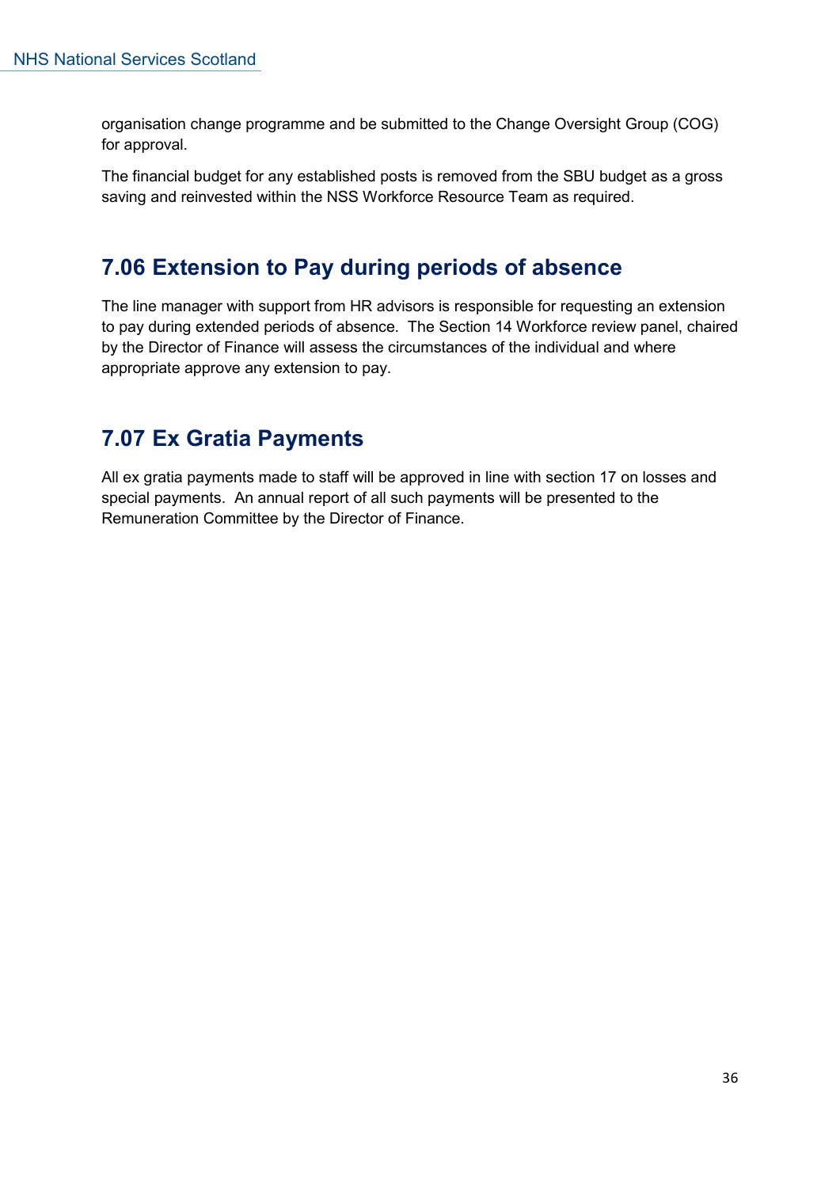organisation change programme and be submitted to the Change Oversight Group (COG) for approval.

The financial budget for any established posts is removed from the SBU budget as a gross saving and reinvested within the NSS Workforce Resource Team as required.

## 7.06 Extension to Pay during periods of absence

The line manager with support from HR advisors is responsible for requesting an extension to pay during extended periods of absence. The Section 14 Workforce review panel, chaired by the Director of Finance will assess the circumstances of the individual and where appropriate approve any extension to pay.

## 7.07 Ex Gratia Payments

All ex gratia payments made to staff will be approved in line with section 17 on losses and special payments. An annual report of all such payments will be presented to the Remuneration Committee by the Director of Finance.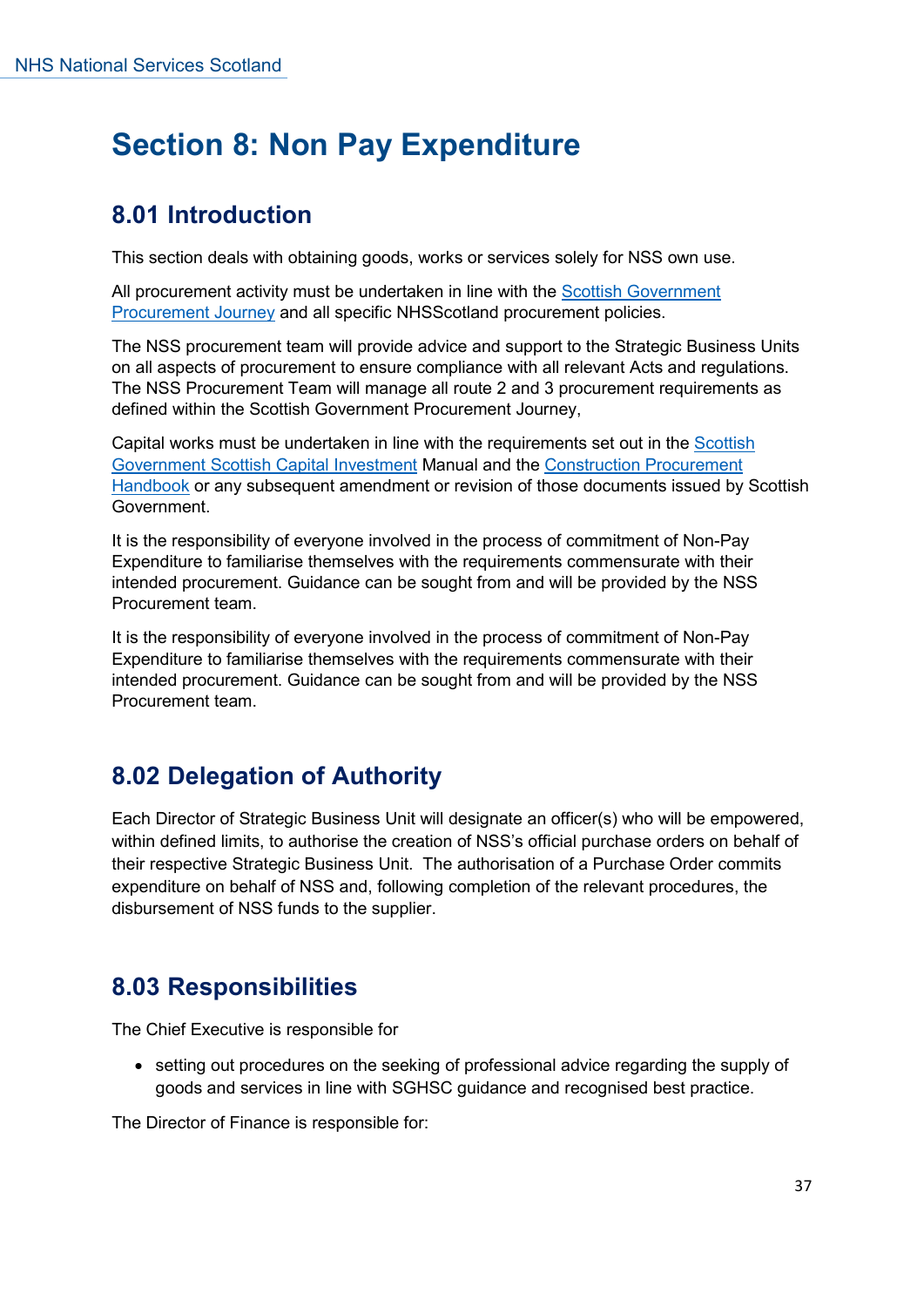# Section 8: Non Pay Expenditure

## 8.01 Introduction

This section deals with obtaining goods, works or services solely for NSS own use.

All procurement activity must be undertaken in line with the Scottish Government Procurement Journey and all specific NHSScotland procurement policies.

The NSS procurement team will provide advice and support to the Strategic Business Units on all aspects of procurement to ensure compliance with all relevant Acts and regulations. The NSS Procurement Team will manage all route 2 and 3 procurement requirements as defined within the Scottish Government Procurement Journey,

Capital works must be undertaken in line with the requirements set out in the Scottish Government Scottish Capital Investment Manual and the Construction Procurement Handbook or any subsequent amendment or revision of those documents issued by Scottish Government.

It is the responsibility of everyone involved in the process of commitment of Non-Pay Expenditure to familiarise themselves with the requirements commensurate with their intended procurement. Guidance can be sought from and will be provided by the NSS Procurement team.

It is the responsibility of everyone involved in the process of commitment of Non-Pay Expenditure to familiarise themselves with the requirements commensurate with their intended procurement. Guidance can be sought from and will be provided by the NSS Procurement team.

## 8.02 Delegation of Authority

Each Director of Strategic Business Unit will designate an officer(s) who will be empowered, within defined limits, to authorise the creation of NSS's official purchase orders on behalf of their respective Strategic Business Unit. The authorisation of a Purchase Order commits expenditure on behalf of NSS and, following completion of the relevant procedures, the disbursement of NSS funds to the supplier.

## 8.03 Responsibilities

The Chief Executive is responsible for

- setting out procedures on the seeking of professional advice regarding the supply of goods and services in line with SGHSC guidance and recognised best practice.

The Director of Finance is responsible for: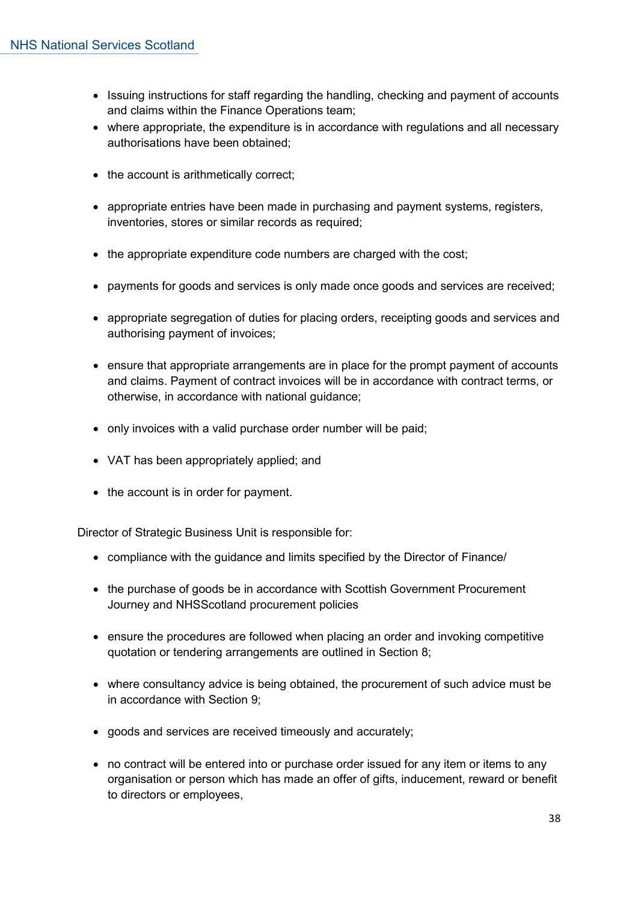- Issuing instructions for staff regarding the handling, checking and payment of accounts and claims within the Finance Operations team;
- where appropriate, the expenditure is in accordance with regulations and all necessary authorisations have been obtained;
- the account is arithmetically correct;
- appropriate entries have been made in purchasing and payment systems, registers, inventories, stores or similar records as required;
- the appropriate expenditure code numbers are charged with the cost;
- payments for goods and services is only made once goods and services are received;
- appropriate segregation of duties for placing orders, receipting goods and services and authorising payment of invoices;
- ensure that appropriate arrangements are in place for the prompt payment of accounts and claims. Payment of contract invoices will be in accordance with contract terms, or otherwise, in accordance with national guidance;
- only invoices with a valid purchase order number will be paid;
- VAT has been appropriately applied; and
- the account is in order for payment.

Director of Strategic Business Unit is responsible for:

- compliance with the guidance and limits specified by the Director of Finance/
- the purchase of goods be in accordance with Scottish Government Procurement Journey and NHSScotland procurement policies
- ensure the procedures are followed when placing an order and invoking competitive quotation or tendering arrangements are outlined in Section 8;
- where consultancy advice is being obtained, the procurement of such advice must be in accordance with Section 9;
- goods and services are received timeously and accurately;
- no contract will be entered into or purchase order issued for any item or items to any organisation or person which has made an offer of gifts, inducement, reward or benefit to directors or employees,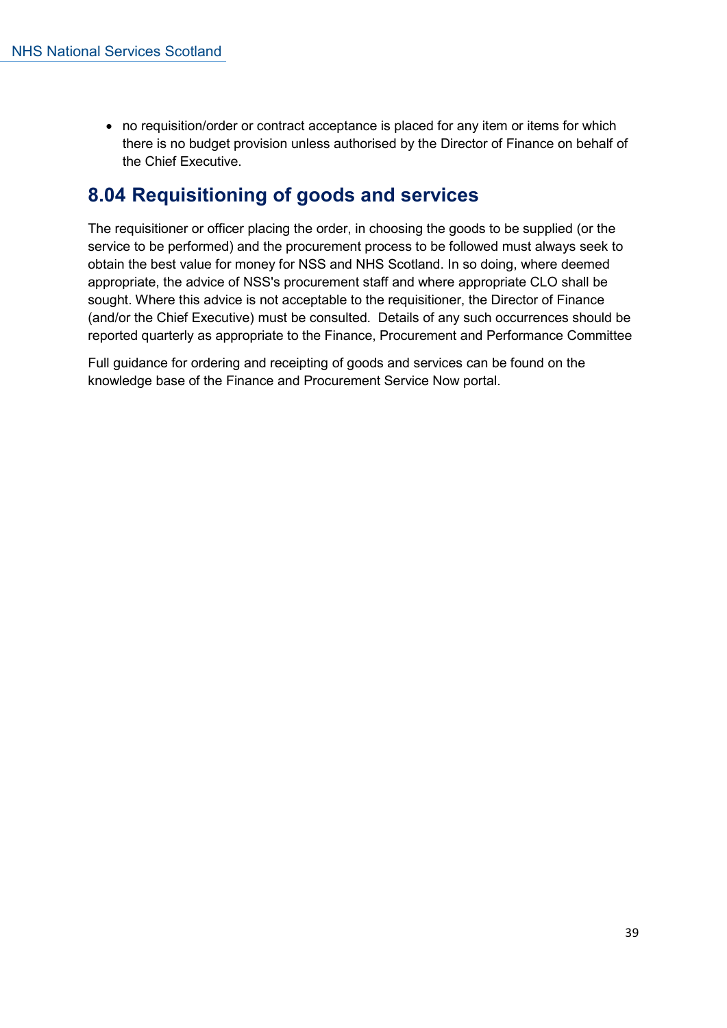- no requisition/order or contract acceptance is placed for any item or items for which there is no budget provision unless authorised by the Director of Finance on behalf of the Chief Executive.

## 8.04 Requisitioning of goods and services

The requisitioner or officer placing the order, in choosing the goods to be supplied (or the service to be performed) and the procurement process to be followed must always seek to obtain the best value for money for NSS and NHS Scotland. In so doing, where deemed appropriate, the advice of NSS's procurement staff and where appropriate CLO shall be sought. Where this advice is not acceptable to the requisitioner, the Director of Finance (and/or the Chief Executive) must be consulted. Details of any such occurrences should be reported quarterly as appropriate to the Finance, Procurement and Performance Committee

Full guidance for ordering and receipting of goods and services can be found on the knowledge base of the Finance and Procurement Service Now portal.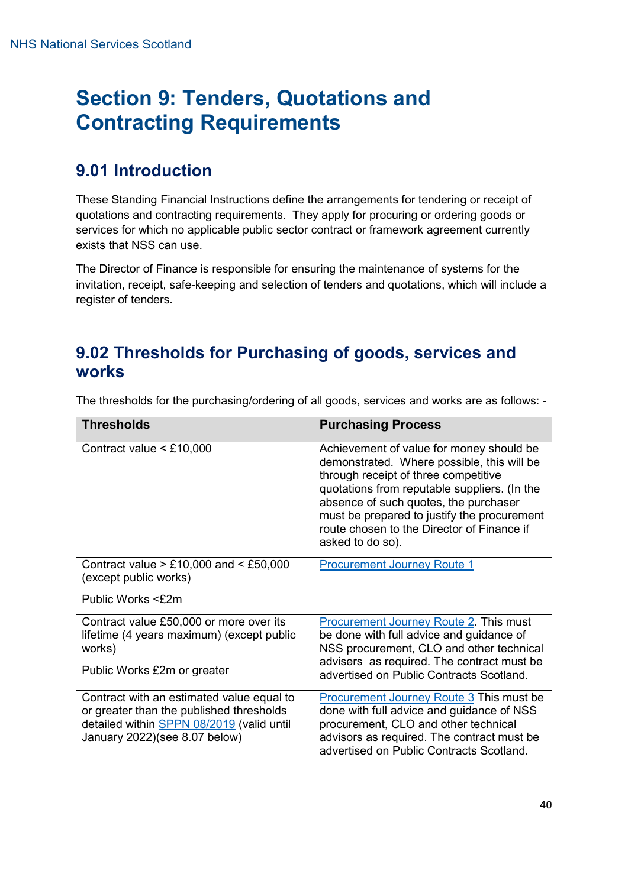# Section 9: Tenders, Quotations and Contracting Requirements

## 9.01 Introduction

These Standing Financial Instructions define the arrangements for tendering or receipt of quotations and contracting requirements. They apply for procuring or ordering goods or services for which no applicable public sector contract or framework agreement currently exists that NSS can use.

The Director of Finance is responsible for ensuring the maintenance of systems for the invitation, receipt, safe-keeping and selection of tenders and quotations, which will include a register of tenders.

## 9.02 Thresholds for Purchasing of goods, services and works

The thresholds for the purchasing/ordering of all goods, services and works are as follows: -

| Thresholds | Purchasing Process |
|---|---|
| Contract value < £10,000 | Achievement of value for money should be demonstrated. Where possible, this will be through receipt of three competitive quotations from reputable suppliers. (In the absence of such quotes, the purchaser must be prepared to justify the procurement route chosen to the Director of Finance if asked to do so). |
| Contract value > £10,000 and < £50,000 (except public works)<br><br>Public Works <£2m | Procurement Journey Route 1 |
| Contract value £50,000 or more over its lifetime (4 years maximum) (except public works)<br><br>Public Works £2m or greater | Procurement Journey Route 2. This must be done with full advice and guidance of NSS procurement, CLO and other technical advisers as required. The contract must be advertised on Public Contracts Scotland. |
| Contract with an estimated value equal to or greater than the published thresholds detailed within SPPN 08/2019 (valid until January 2022)(see 8.07 below) | Procurement Journey Route 3 This must be done with full advice and guidance of NSS procurement, CLO and other technical advisors as required. The contract must be advertised on Public Contracts Scotland. |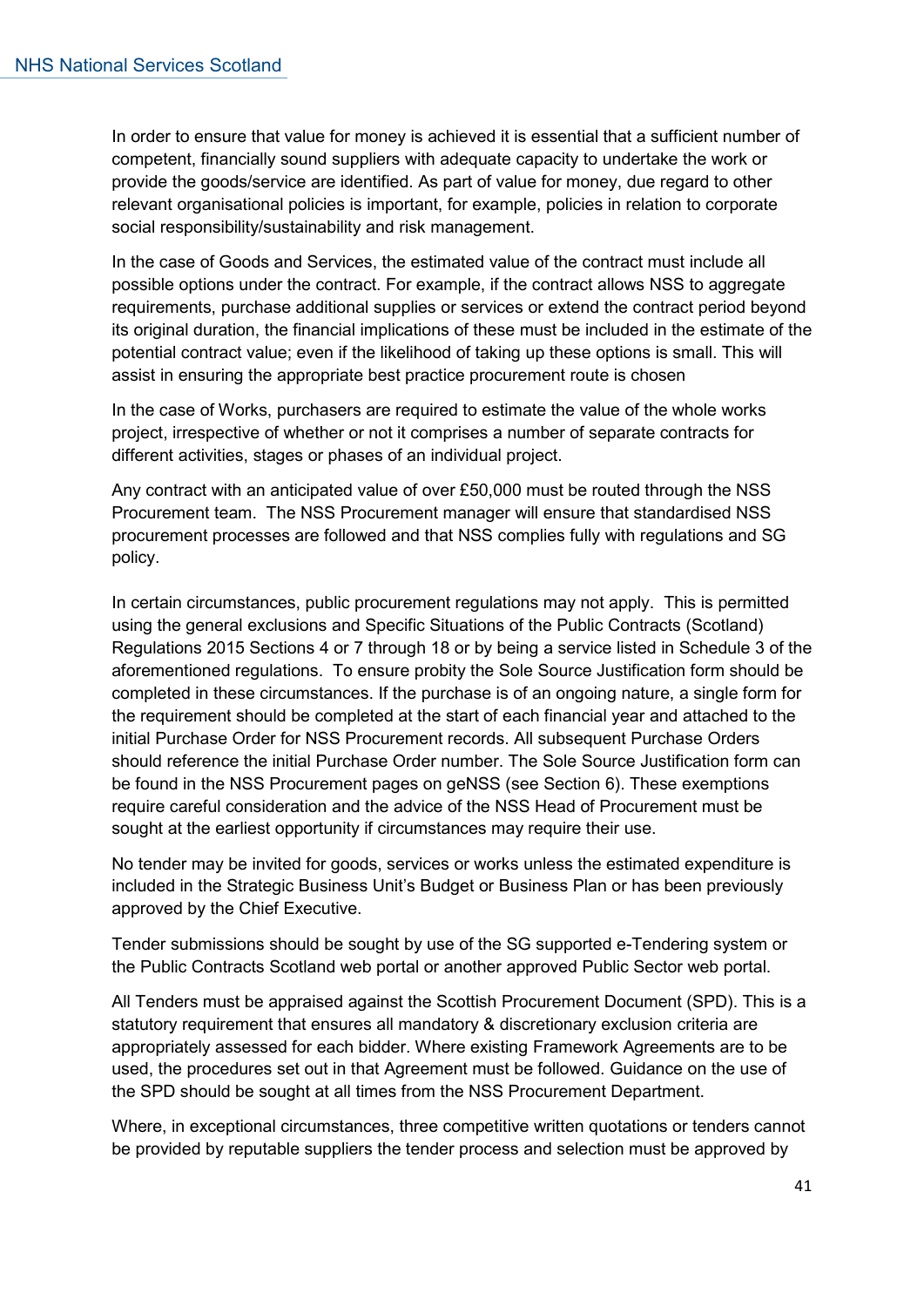In order to ensure that value for money is achieved it is essential that a sufficient number of competent, financially sound suppliers with adequate capacity to undertake the work or provide the goods/service are identified. As part of value for money, due regard to other relevant organisational policies is important, for example, policies in relation to corporate social responsibility/sustainability and risk management.

In the case of Goods and Services, the estimated value of the contract must include all possible options under the contract. For example, if the contract allows NSS to aggregate requirements, purchase additional supplies or services or extend the contract period beyond its original duration, the financial implications of these must be included in the estimate of the potential contract value; even if the likelihood of taking up these options is small. This will assist in ensuring the appropriate best practice procurement route is chosen

In the case of Works, purchasers are required to estimate the value of the whole works project, irrespective of whether or not it comprises a number of separate contracts for different activities, stages or phases of an individual project.

Any contract with an anticipated value of over £50,000 must be routed through the NSS Procurement team. The NSS Procurement manager will ensure that standardised NSS procurement processes are followed and that NSS complies fully with regulations and SG policy.

In certain circumstances, public procurement regulations may not apply. This is permitted using the general exclusions and Specific Situations of the Public Contracts (Scotland) Regulations 2015 Sections 4 or 7 through 18 or by being a service listed in Schedule 3 of the aforementioned regulations. To ensure probity the Sole Source Justification form should be completed in these circumstances. If the purchase is of an ongoing nature, a single form for the requirement should be completed at the start of each financial year and attached to the initial Purchase Order for NSS Procurement records. All subsequent Purchase Orders should reference the initial Purchase Order number. The Sole Source Justification form can be found in the NSS Procurement pages on geNSS (see Section 6). These exemptions require careful consideration and the advice of the NSS Head of Procurement must be sought at the earliest opportunity if circumstances may require their use.

No tender may be invited for goods, services or works unless the estimated expenditure is included in the Strategic Business Unit's Budget or Business Plan or has been previously approved by the Chief Executive.

Tender submissions should be sought by use of the SG supported e-Tendering system or the Public Contracts Scotland web portal or another approved Public Sector web portal.

All Tenders must be appraised against the Scottish Procurement Document (SPD). This is a statutory requirement that ensures all mandatory & discretionary exclusion criteria are appropriately assessed for each bidder. Where existing Framework Agreements are to be used, the procedures set out in that Agreement must be followed. Guidance on the use of the SPD should be sought at all times from the NSS Procurement Department.

Where, in exceptional circumstances, three competitive written quotations or tenders cannot be provided by reputable suppliers the tender process and selection must be approved by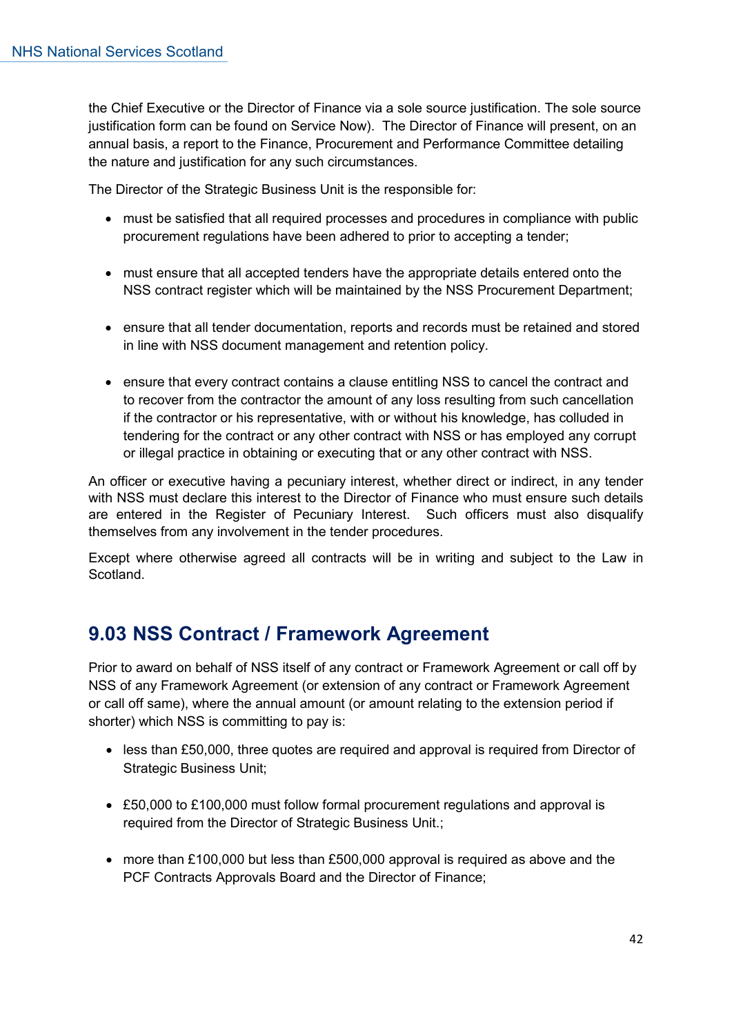the Chief Executive or the Director of Finance via a sole source justification. The sole source justification form can be found on Service Now). The Director of Finance will present, on an annual basis, a report to the Finance, Procurement and Performance Committee detailing the nature and justification for any such circumstances.

The Director of the Strategic Business Unit is the responsible for:

- must be satisfied that all required processes and procedures in compliance with public procurement regulations have been adhered to prior to accepting a tender;

- must ensure that all accepted tenders have the appropriate details entered onto the NSS contract register which will be maintained by the NSS Procurement Department;

- ensure that all tender documentation, reports and records must be retained and stored in line with NSS document management and retention policy.

- ensure that every contract contains a clause entitling NSS to cancel the contract and to recover from the contractor the amount of any loss resulting from such cancellation if the contractor or his representative, with or without his knowledge, has colluded in tendering for the contract or any other contract with NSS or has employed any corrupt or illegal practice in obtaining or executing that or any other contract with NSS.

An officer or executive having a pecuniary interest, whether direct or indirect, in any tender with NSS must declare this interest to the Director of Finance who must ensure such details are entered in the Register of Pecuniary Interest. Such officers must also disqualify themselves from any involvement in the tender procedures.

Except where otherwise agreed all contracts will be in writing and subject to the Law in Scotland.

## 9.03 NSS Contract / Framework Agreement

Prior to award on behalf of NSS itself of any contract or Framework Agreement or call off by NSS of any Framework Agreement (or extension of any contract or Framework Agreement or call off same), where the annual amount (or amount relating to the extension period if shorter) which NSS is committing to pay is:

- less than £50,000, three quotes are required and approval is required from Director of Strategic Business Unit;

- £50,000 to £100,000 must follow formal procurement regulations and approval is required from the Director of Strategic Business Unit.;

- more than £100,000 but less than £500,000 approval is required as above and the PCF Contracts Approvals Board and the Director of Finance;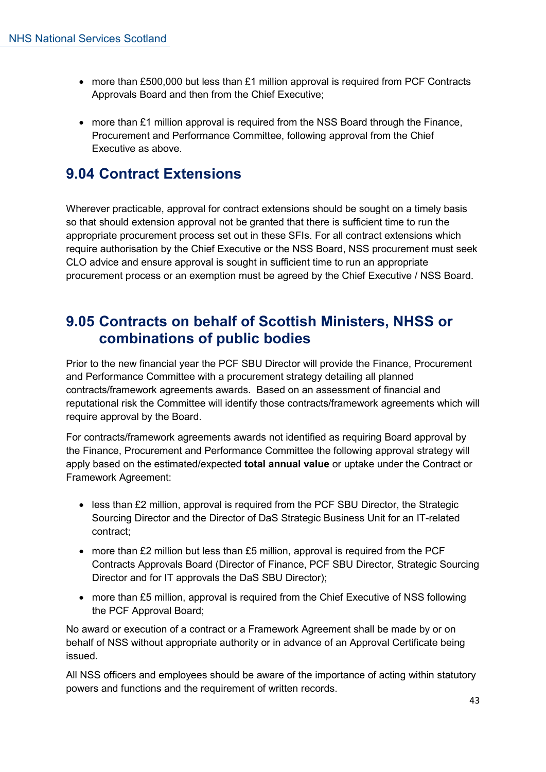- more than £500,000 but less than £1 million approval is required from PCF Contracts Approvals Board and then from the Chief Executive;

- more than £1 million approval is required from the NSS Board through the Finance, Procurement and Performance Committee, following approval from the Chief Executive as above.

## 9.04 Contract Extensions

Wherever practicable, approval for contract extensions should be sought on a timely basis so that should extension approval not be granted that there is sufficient time to run the appropriate procurement process set out in these SFIs. For all contract extensions which require authorisation by the Chief Executive or the NSS Board, NSS procurement must seek CLO advice and ensure approval is sought in sufficient time to run an appropriate procurement process or an exemption must be agreed by the Chief Executive / NSS Board.

## 9.05 Contracts on behalf of Scottish Ministers, NHSS or combinations of public bodies

Prior to the new financial year the PCF SBU Director will provide the Finance, Procurement and Performance Committee with a procurement strategy detailing all planned contracts/framework agreements awards. Based on an assessment of financial and reputational risk the Committee will identify those contracts/framework agreements which will require approval by the Board.

For contracts/framework agreements awards not identified as requiring Board approval by the Finance, Procurement and Performance Committee the following approval strategy will apply based on the estimated/expected **total annual value** or uptake under the Contract or Framework Agreement:

- less than £2 million, approval is required from the PCF SBU Director, the Strategic Sourcing Director and the Director of DaS Strategic Business Unit for an IT-related contract;

- more than £2 million but less than £5 million, approval is required from the PCF Contracts Approvals Board (Director of Finance, PCF SBU Director, Strategic Sourcing Director and for IT approvals the DaS SBU Director);

- more than £5 million, approval is required from the Chief Executive of NSS following the PCF Approval Board;

No award or execution of a contract or a Framework Agreement shall be made by or on behalf of NSS without appropriate authority or in advance of an Approval Certificate being issued.

All NSS officers and employees should be aware of the importance of acting within statutory powers and functions and the requirement of written records.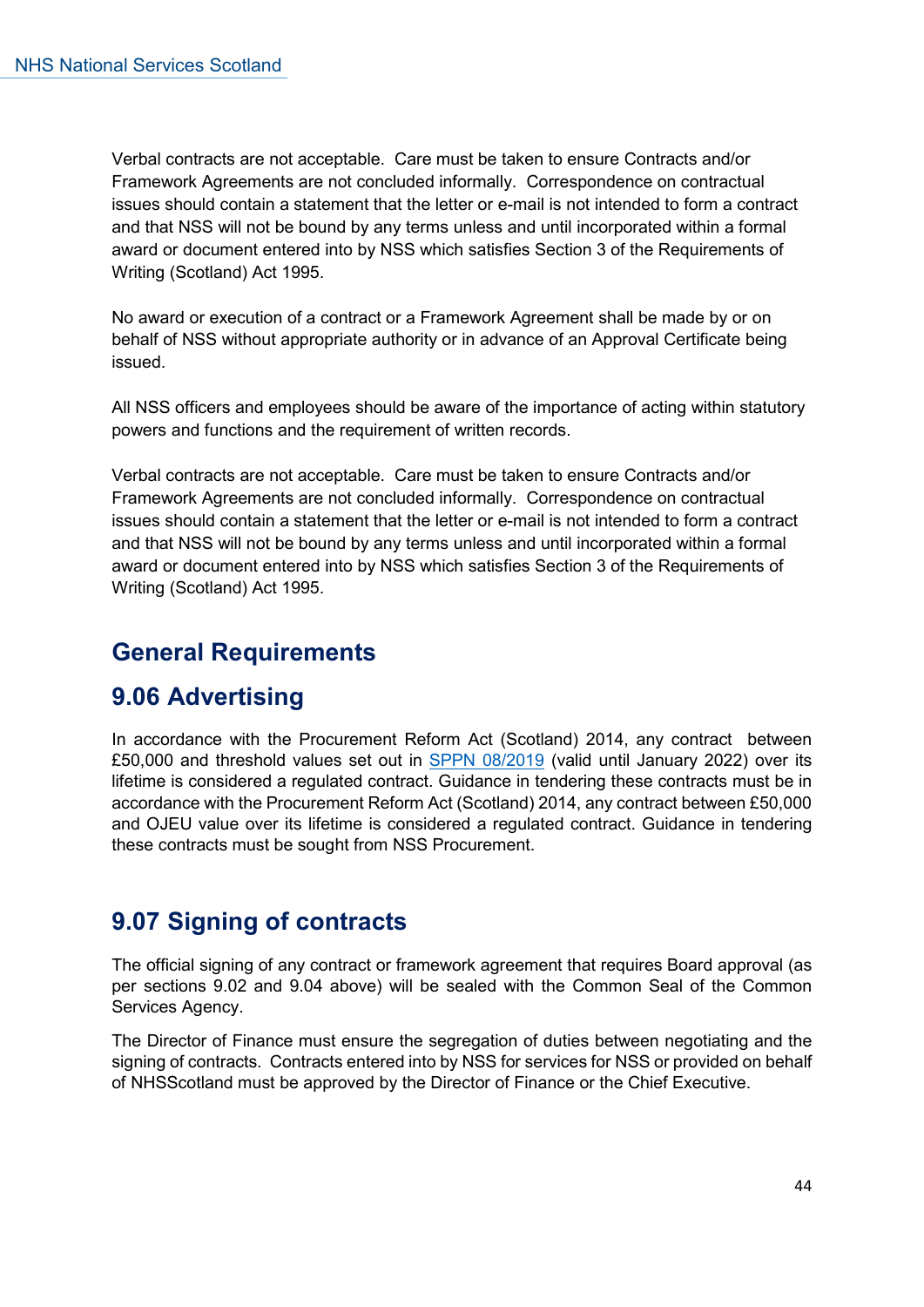Verbal contracts are not acceptable. Care must be taken to ensure Contracts and/or Framework Agreements are not concluded informally. Correspondence on contractual issues should contain a statement that the letter or e-mail is not intended to form a contract and that NSS will not be bound by any terms unless and until incorporated within a formal award or document entered into by NSS which satisfies Section 3 of the Requirements of Writing (Scotland) Act 1995.

No award or execution of a contract or a Framework Agreement shall be made by or on behalf of NSS without appropriate authority or in advance of an Approval Certificate being issued.

All NSS officers and employees should be aware of the importance of acting within statutory powers and functions and the requirement of written records.

Verbal contracts are not acceptable. Care must be taken to ensure Contracts and/or Framework Agreements are not concluded informally. Correspondence on contractual issues should contain a statement that the letter or e-mail is not intended to form a contract and that NSS will not be bound by any terms unless and until incorporated within a formal award or document entered into by NSS which satisfies Section 3 of the Requirements of Writing (Scotland) Act 1995.

## General Requirements

## 9.06 Advertising

In accordance with the Procurement Reform Act (Scotland) 2014, any contract between £50,000 and threshold values set out in SPPN 08/2019 (valid until January 2022) over its lifetime is considered a regulated contract. Guidance in tendering these contracts must be in accordance with the Procurement Reform Act (Scotland) 2014, any contract between £50,000 and OJEU value over its lifetime is considered a regulated contract. Guidance in tendering these contracts must be sought from NSS Procurement.

## 9.07 Signing of contracts

The official signing of any contract or framework agreement that requires Board approval (as per sections 9.02 and 9.04 above) will be sealed with the Common Seal of the Common Services Agency.

The Director of Finance must ensure the segregation of duties between negotiating and the signing of contracts. Contracts entered into by NSS for services for NSS or provided on behalf of NHSScotland must be approved by the Director of Finance or the Chief Executive.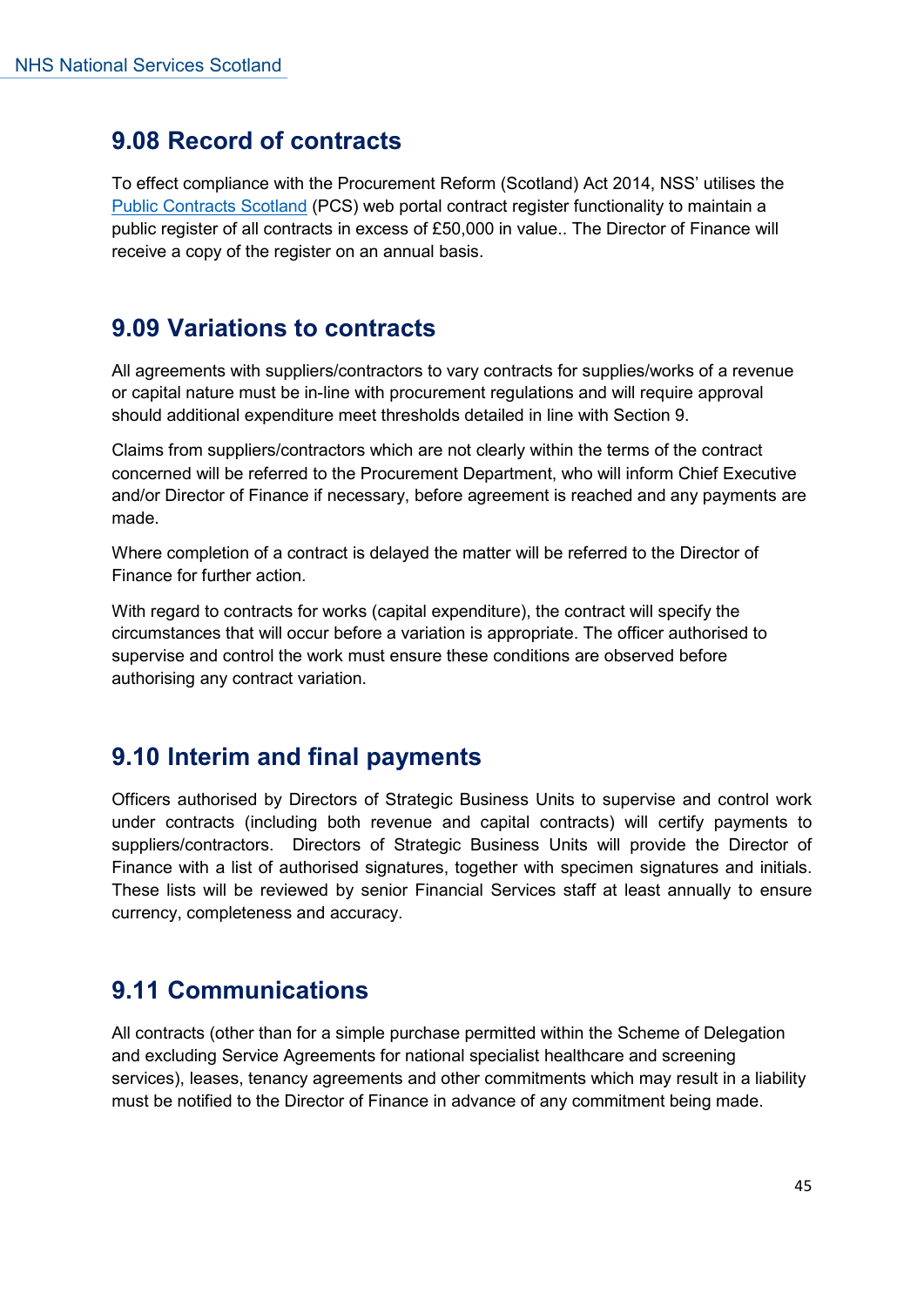## 9.08 Record of contracts

To effect compliance with the Procurement Reform (Scotland) Act 2014, NSS' utilises the Public Contracts Scotland (PCS) web portal contract register functionality to maintain a public register of all contracts in excess of £50,000 in value.. The Director of Finance will receive a copy of the register on an annual basis.

## 9.09 Variations to contracts

All agreements with suppliers/contractors to vary contracts for supplies/works of a revenue or capital nature must be in-line with procurement regulations and will require approval should additional expenditure meet thresholds detailed in line with Section 9.

Claims from suppliers/contractors which are not clearly within the terms of the contract concerned will be referred to the Procurement Department, who will inform Chief Executive and/or Director of Finance if necessary, before agreement is reached and any payments are made.

Where completion of a contract is delayed the matter will be referred to the Director of Finance for further action.

With regard to contracts for works (capital expenditure), the contract will specify the circumstances that will occur before a variation is appropriate. The officer authorised to supervise and control the work must ensure these conditions are observed before authorising any contract variation.

## 9.10 Interim and final payments

Officers authorised by Directors of Strategic Business Units to supervise and control work under contracts (including both revenue and capital contracts) will certify payments to suppliers/contractors. Directors of Strategic Business Units will provide the Director of Finance with a list of authorised signatures, together with specimen signatures and initials. These lists will be reviewed by senior Financial Services staff at least annually to ensure currency, completeness and accuracy.

## 9.11 Communications

All contracts (other than for a simple purchase permitted within the Scheme of Delegation and excluding Service Agreements for national specialist healthcare and screening services), leases, tenancy agreements and other commitments which may result in a liability must be notified to the Director of Finance in advance of any commitment being made.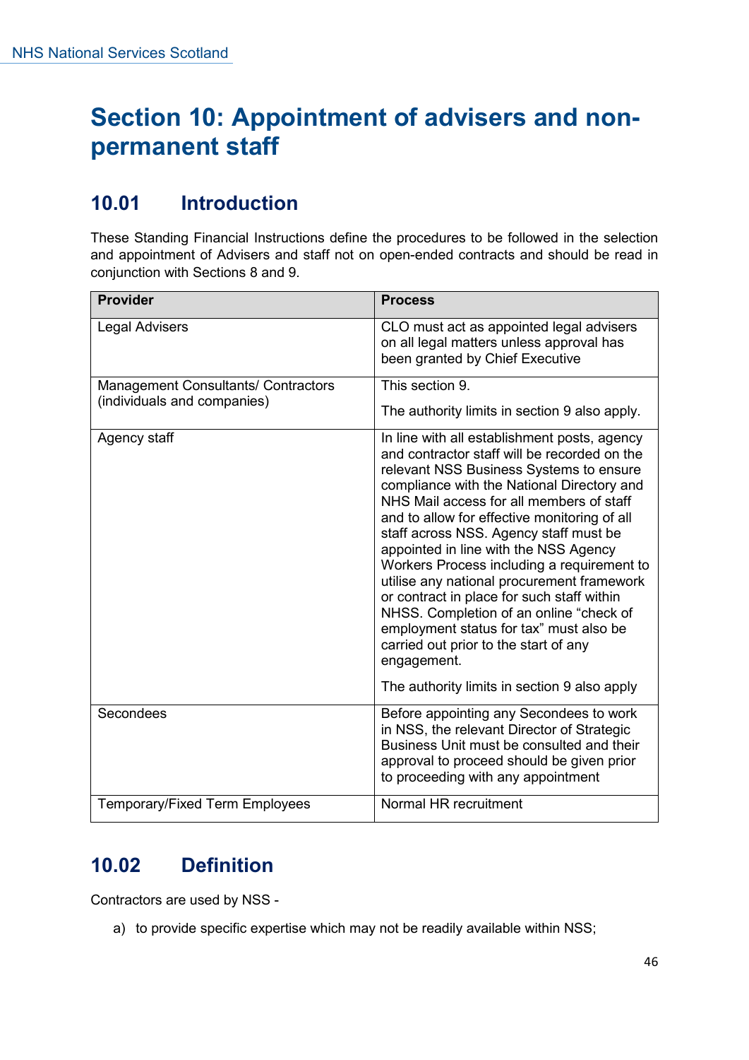# Section 10: Appointment of advisers and non-permanent staff

## 10.01 Introduction

These Standing Financial Instructions define the procedures to be followed in the selection and appointment of Advisers and staff not on open-ended contracts and should be read in conjunction with Sections 8 and 9.

| Provider | Process |
| --- | --- |
| Legal Advisers | CLO must act as appointed legal advisers on all legal matters unless approval has been granted by Chief Executive |
| Management Consultants/ Contractors (individuals and companies) | This section 9.<br><br>The authority limits in section 9 also apply. |
| Agency staff | In line with all establishment posts, agency and contractor staff will be recorded on the relevant NSS Business Systems to ensure compliance with the National Directory and NHS Mail access for all members of staff and to allow for effective monitoring of all staff across NSS. Agency staff must be appointed in line with the NSS Agency Workers Process including a requirement to utilise any national procurement framework or contract in place for such staff within NHSS. Completion of an online “check of employment status for tax” must also be carried out prior to the start of any engagement.<br><br>The authority limits in section 9 also apply |
| Secondees | Before appointing any Secondees to work in NSS, the relevant Director of Strategic Business Unit must be consulted and their approval to proceed should be given prior to proceeding with any appointment |
| Temporary/Fixed Term Employees | Normal HR recruitment |

## 10.02 Definition

Contractors are used by NSS -

a) to provide specific expertise which may not be readily available within NSS;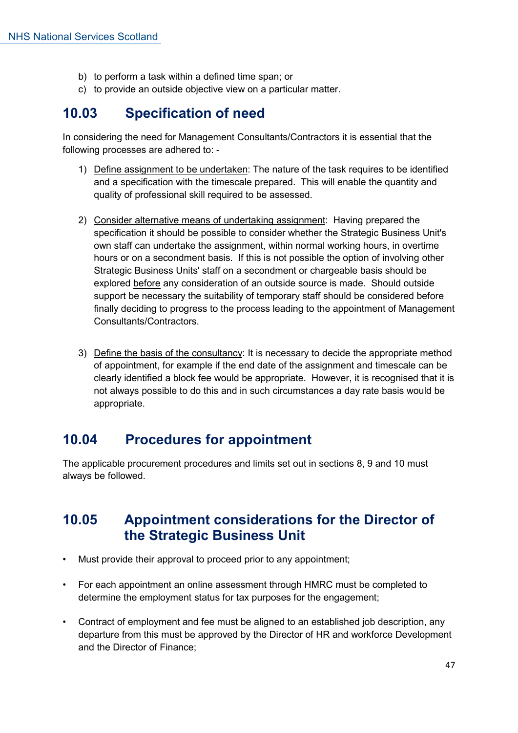b) to perform a task within a defined time span; or
c) to provide an outside objective view on a particular matter.

## 10.03 Specification of need

In considering the need for Management Consultants/Contractors it is essential that the following processes are adhered to: -

1) Define assignment to be undertaken: The nature of the task requires to be identified and a specification with the timescale prepared. This will enable the quantity and quality of professional skill required to be assessed.

2) Consider alternative means of undertaking assignment: Having prepared the specification it should be possible to consider whether the Strategic Business Unit's own staff can undertake the assignment, within normal working hours, in overtime hours or on a secondment basis. If this is not possible the option of involving other Strategic Business Units' staff on a secondment or chargeable basis should be explored before any consideration of an outside source is made. Should outside support be necessary the suitability of temporary staff should be considered before finally deciding to progress to the process leading to the appointment of Management Consultants/Contractors.

3) Define the basis of the consultancy: It is necessary to decide the appropriate method of appointment, for example if the end date of the assignment and timescale can be clearly identified a block fee would be appropriate. However, it is recognised that it is not always possible to do this and in such circumstances a day rate basis would be appropriate.

## 10.04 Procedures for appointment

The applicable procurement procedures and limits set out in sections 8, 9 and 10 must always be followed.

## 10.05 Appointment considerations for the Director of the Strategic Business Unit

- Must provide their approval to proceed prior to any appointment;

- For each appointment an online assessment through HMRC must be completed to determine the employment status for tax purposes for the engagement;

- Contract of employment and fee must be aligned to an established job description, any departure from this must be approved by the Director of HR and workforce Development and the Director of Finance;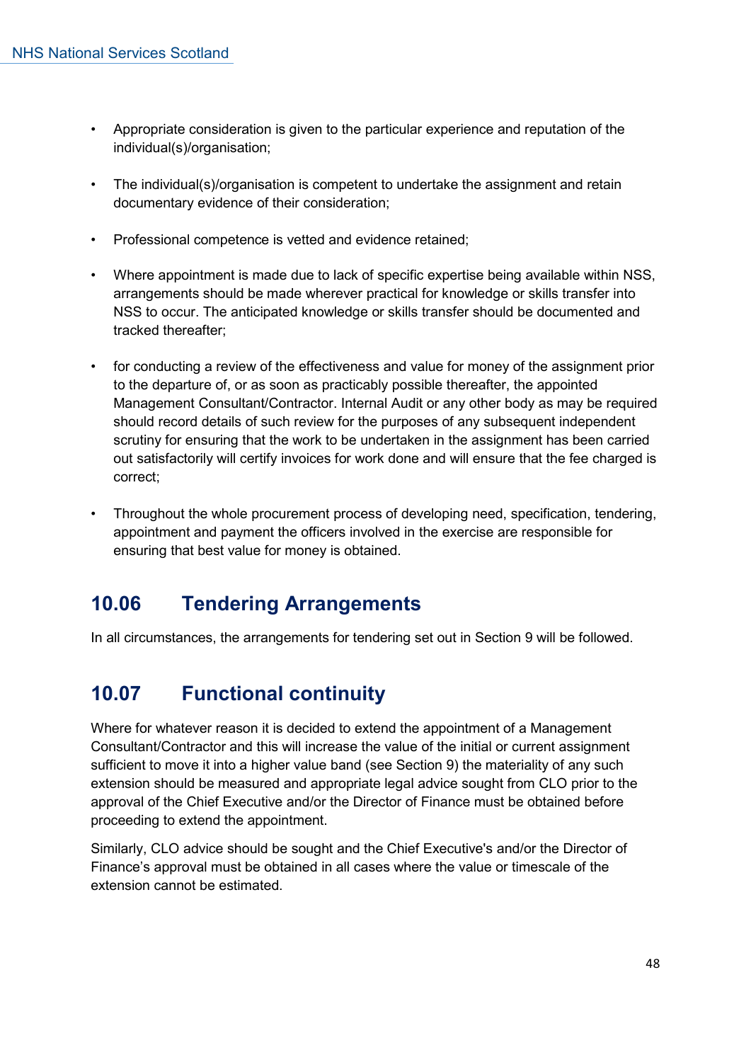- Appropriate consideration is given to the particular experience and reputation of the individual(s)/organisation;

- The individual(s)/organisation is competent to undertake the assignment and retain documentary evidence of their consideration;

- Professional competence is vetted and evidence retained;

- Where appointment is made due to lack of specific expertise being available within NSS, arrangements should be made wherever practical for knowledge or skills transfer into NSS to occur. The anticipated knowledge or skills transfer should be documented and tracked thereafter;

- for conducting a review of the effectiveness and value for money of the assignment prior to the departure of, or as soon as practicably possible thereafter, the appointed Management Consultant/Contractor. Internal Audit or any other body as may be required should record details of such review for the purposes of any subsequent independent scrutiny for ensuring that the work to be undertaken in the assignment has been carried out satisfactorily will certify invoices for work done and will ensure that the fee charged is correct;

- Throughout the whole procurement process of developing need, specification, tendering, appointment and payment the officers involved in the exercise are responsible for ensuring that best value for money is obtained.

## 10.06 Tendering Arrangements

In all circumstances, the arrangements for tendering set out in Section 9 will be followed.

## 10.07 Functional continuity

Where for whatever reason it is decided to extend the appointment of a Management Consultant/Contractor and this will increase the value of the initial or current assignment sufficient to move it into a higher value band (see Section 9) the materiality of any such extension should be measured and appropriate legal advice sought from CLO prior to the approval of the Chief Executive and/or the Director of Finance must be obtained before proceeding to extend the appointment.

Similarly, CLO advice should be sought and the Chief Executive's and/or the Director of Finance's approval must be obtained in all cases where the value or timescale of the extension cannot be estimated.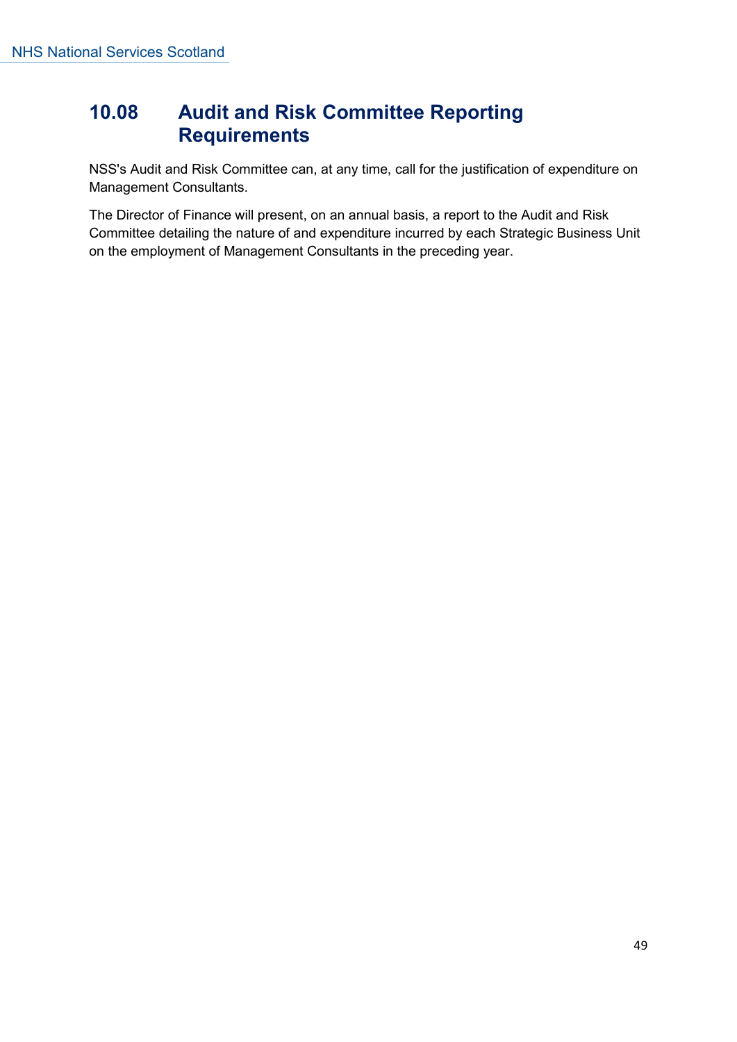## 10.08 Audit and Risk Committee Reporting Requirements

NSS's Audit and Risk Committee can, at any time, call for the justification of expenditure on Management Consultants.

The Director of Finance will present, on an annual basis, a report to the Audit and Risk Committee detailing the nature of and expenditure incurred by each Strategic Business Unit on the employment of Management Consultants in the preceding year.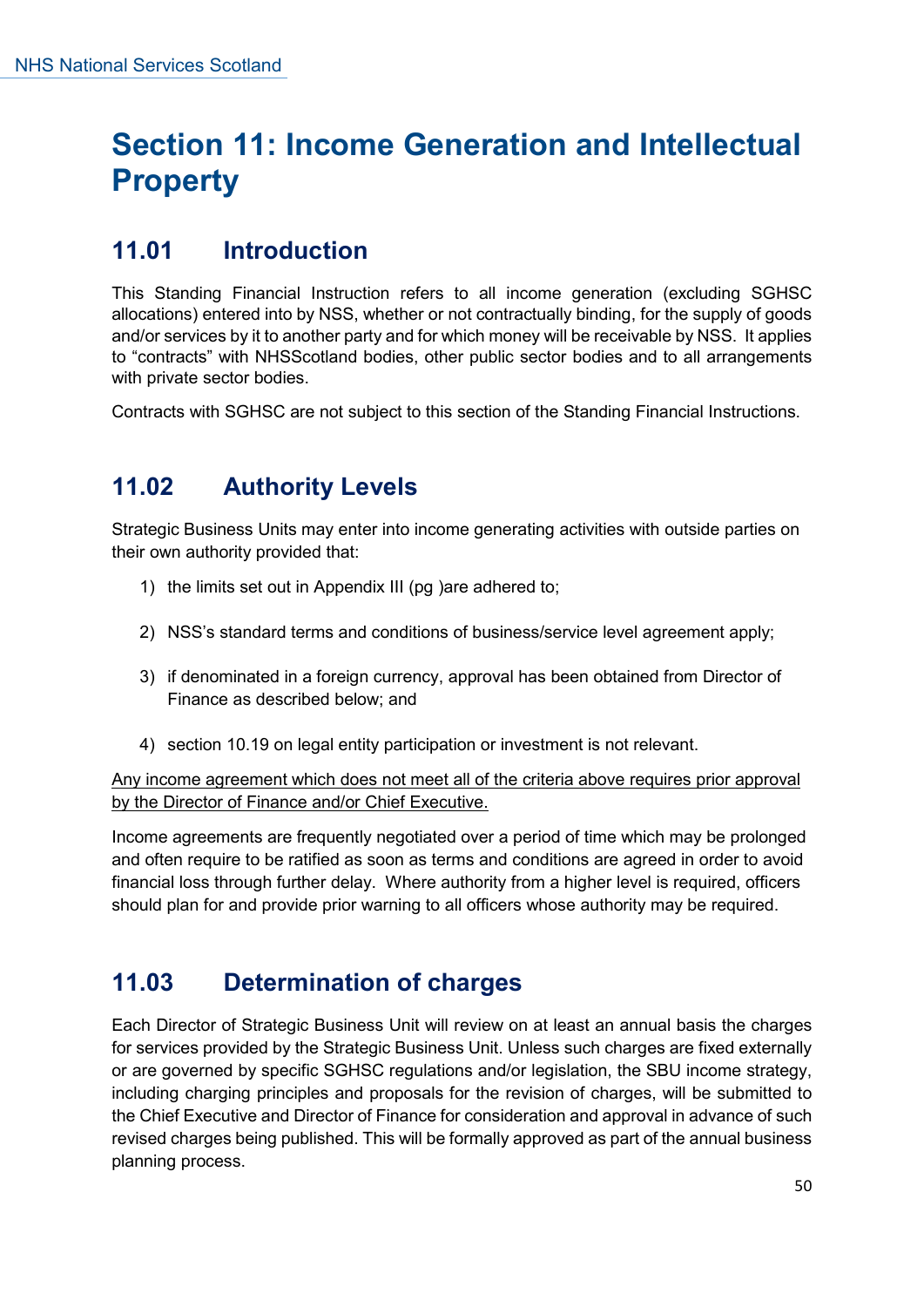# Section 11: Income Generation and Intellectual Property

## 11.01 Introduction

This Standing Financial Instruction refers to all income generation (excluding SGHSC allocations) entered into by NSS, whether or not contractually binding, for the supply of goods and/or services by it to another party and for which money will be receivable by NSS. It applies to "contracts" with NHSScotland bodies, other public sector bodies and to all arrangements with private sector bodies.

Contracts with SGHSC are not subject to this section of the Standing Financial Instructions.

## 11.02 Authority Levels

Strategic Business Units may enter into income generating activities with outside parties on their own authority provided that:

1) the limits set out in Appendix III (pg )are adhered to;
2) NSS's standard terms and conditions of business/service level agreement apply;
3) if denominated in a foreign currency, approval has been obtained from Director of Finance as described below; and
4) section 10.19 on legal entity participation or investment is not relevant.

<u>Any income agreement which does not meet all of the criteria above requires prior approval by the Director of Finance and/or Chief Executive.</u>

Income agreements are frequently negotiated over a period of time which may be prolonged and often require to be ratified as soon as terms and conditions are agreed in order to avoid financial loss through further delay. Where authority from a higher level is required, officers should plan for and provide prior warning to all officers whose authority may be required.

## 11.03 Determination of charges

Each Director of Strategic Business Unit will review on at least an annual basis the charges for services provided by the Strategic Business Unit. Unless such charges are fixed externally or are governed by specific SGHSC regulations and/or legislation, the SBU income strategy, including charging principles and proposals for the revision of charges, will be submitted to the Chief Executive and Director of Finance for consideration and approval in advance of such revised charges being published. This will be formally approved as part of the annual business planning process.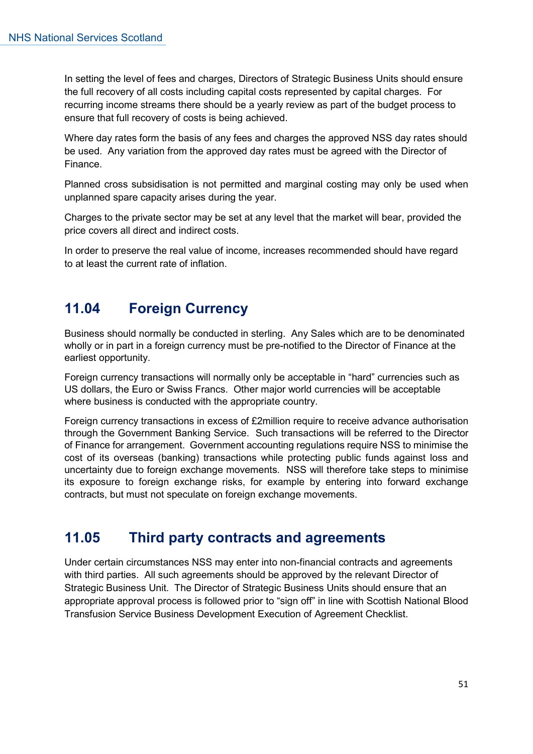In setting the level of fees and charges, Directors of Strategic Business Units should ensure the full recovery of all costs including capital costs represented by capital charges. For recurring income streams there should be a yearly review as part of the budget process to ensure that full recovery of costs is being achieved.

Where day rates form the basis of any fees and charges the approved NSS day rates should be used. Any variation from the approved day rates must be agreed with the Director of Finance.

Planned cross subsidisation is not permitted and marginal costing may only be used when unplanned spare capacity arises during the year.

Charges to the private sector may be set at any level that the market will bear, provided the price covers all direct and indirect costs.

In order to preserve the real value of income, increases recommended should have regard to at least the current rate of inflation.

## 11.04 Foreign Currency

Business should normally be conducted in sterling. Any Sales which are to be denominated wholly or in part in a foreign currency must be pre-notified to the Director of Finance at the earliest opportunity.

Foreign currency transactions will normally only be acceptable in "hard" currencies such as US dollars, the Euro or Swiss Francs. Other major world currencies will be acceptable where business is conducted with the appropriate country.

Foreign currency transactions in excess of £2million require to receive advance authorisation through the Government Banking Service. Such transactions will be referred to the Director of Finance for arrangement. Government accounting regulations require NSS to minimise the cost of its overseas (banking) transactions while protecting public funds against loss and uncertainty due to foreign exchange movements. NSS will therefore take steps to minimise its exposure to foreign exchange risks, for example by entering into forward exchange contracts, but must not speculate on foreign exchange movements.

## 11.05 Third party contracts and agreements

Under certain circumstances NSS may enter into non-financial contracts and agreements with third parties. All such agreements should be approved by the relevant Director of Strategic Business Unit. The Director of Strategic Business Units should ensure that an appropriate approval process is followed prior to "sign off" in line with Scottish National Blood Transfusion Service Business Development Execution of Agreement Checklist.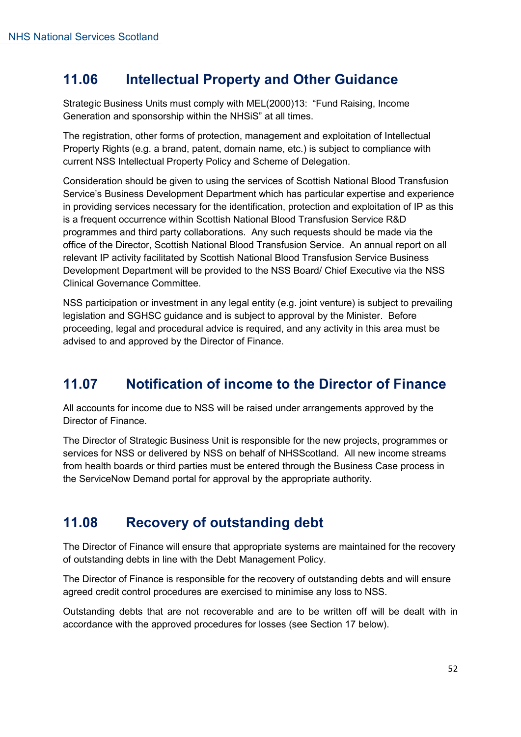## 11.06 Intellectual Property and Other Guidance

Strategic Business Units must comply with MEL(2000)13: "Fund Raising, Income Generation and sponsorship within the NHSiS" at all times.

The registration, other forms of protection, management and exploitation of Intellectual Property Rights (e.g. a brand, patent, domain name, etc.) is subject to compliance with current NSS Intellectual Property Policy and Scheme of Delegation.

Consideration should be given to using the services of Scottish National Blood Transfusion Service's Business Development Department which has particular expertise and experience in providing services necessary for the identification, protection and exploitation of IP as this is a frequent occurrence within Scottish National Blood Transfusion Service R&D programmes and third party collaborations. Any such requests should be made via the office of the Director, Scottish National Blood Transfusion Service. An annual report on all relevant IP activity facilitated by Scottish National Blood Transfusion Service Business Development Department will be provided to the NSS Board/ Chief Executive via the NSS Clinical Governance Committee.

NSS participation or investment in any legal entity (e.g. joint venture) is subject to prevailing legislation and SGHSC guidance and is subject to approval by the Minister. Before proceeding, legal and procedural advice is required, and any activity in this area must be advised to and approved by the Director of Finance.

## 11.07 Notification of income to the Director of Finance

All accounts for income due to NSS will be raised under arrangements approved by the Director of Finance.

The Director of Strategic Business Unit is responsible for the new projects, programmes or services for NSS or delivered by NSS on behalf of NHSScotland. All new income streams from health boards or third parties must be entered through the Business Case process in the ServiceNow Demand portal for approval by the appropriate authority.

## 11.08 Recovery of outstanding debt

The Director of Finance will ensure that appropriate systems are maintained for the recovery of outstanding debts in line with the Debt Management Policy.

The Director of Finance is responsible for the recovery of outstanding debts and will ensure agreed credit control procedures are exercised to minimise any loss to NSS.

Outstanding debts that are not recoverable and are to be written off will be dealt with in accordance with the approved procedures for losses (see Section 17 below).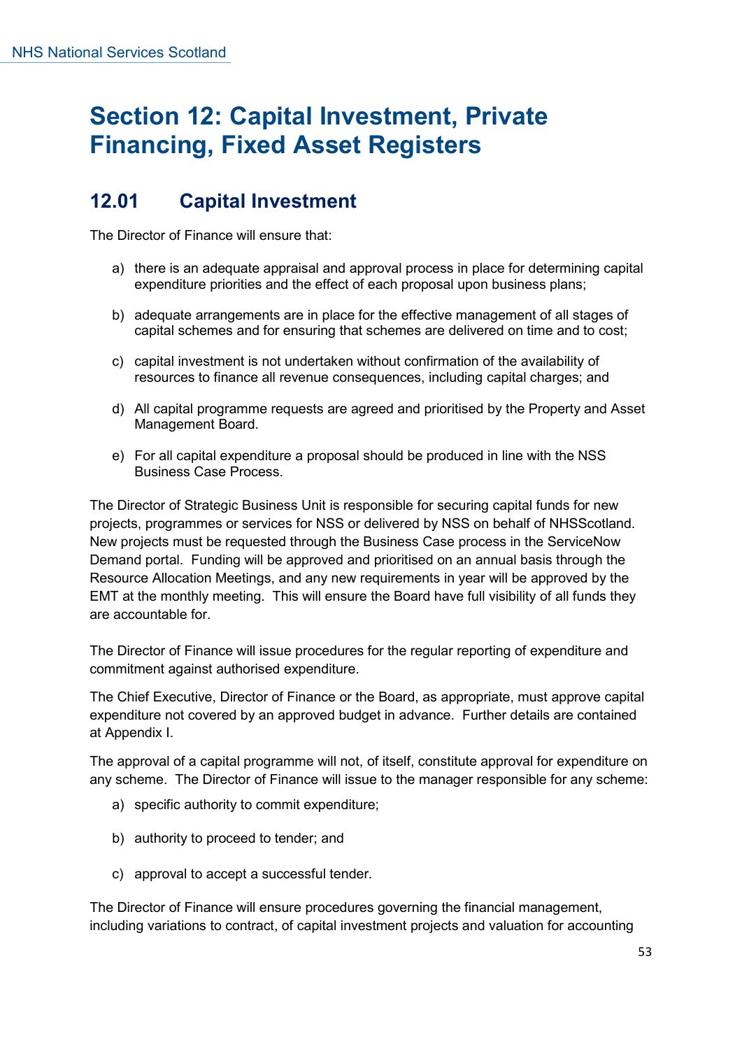# Section 12: Capital Investment, Private Financing, Fixed Asset Registers

## 12.01 Capital Investment

The Director of Finance will ensure that:

a) there is an adequate appraisal and approval process in place for determining capital expenditure priorities and the effect of each proposal upon business plans;

b) adequate arrangements are in place for the effective management of all stages of capital schemes and for ensuring that schemes are delivered on time and to cost;

c) capital investment is not undertaken without confirmation of the availability of resources to finance all revenue consequences, including capital charges; and

d) All capital programme requests are agreed and prioritised by the Property and Asset Management Board.

e) For all capital expenditure a proposal should be produced in line with the NSS Business Case Process.

The Director of Strategic Business Unit is responsible for securing capital funds for new projects, programmes or services for NSS or delivered by NSS on behalf of NHSScotland. New projects must be requested through the Business Case process in the ServiceNow Demand portal. Funding will be approved and prioritised on an annual basis through the Resource Allocation Meetings, and any new requirements in year will be approved by the EMT at the monthly meeting. This will ensure the Board have full visibility of all funds they are accountable for.

The Director of Finance will issue procedures for the regular reporting of expenditure and commitment against authorised expenditure.

The Chief Executive, Director of Finance or the Board, as appropriate, must approve capital expenditure not covered by an approved budget in advance. Further details are contained at Appendix I.

The approval of a capital programme will not, of itself, constitute approval for expenditure on any scheme. The Director of Finance will issue to the manager responsible for any scheme:

a) specific authority to commit expenditure;

b) authority to proceed to tender; and

c) approval to accept a successful tender.

The Director of Finance will ensure procedures governing the financial management, including variations to contract, of capital investment projects and valuation for accounting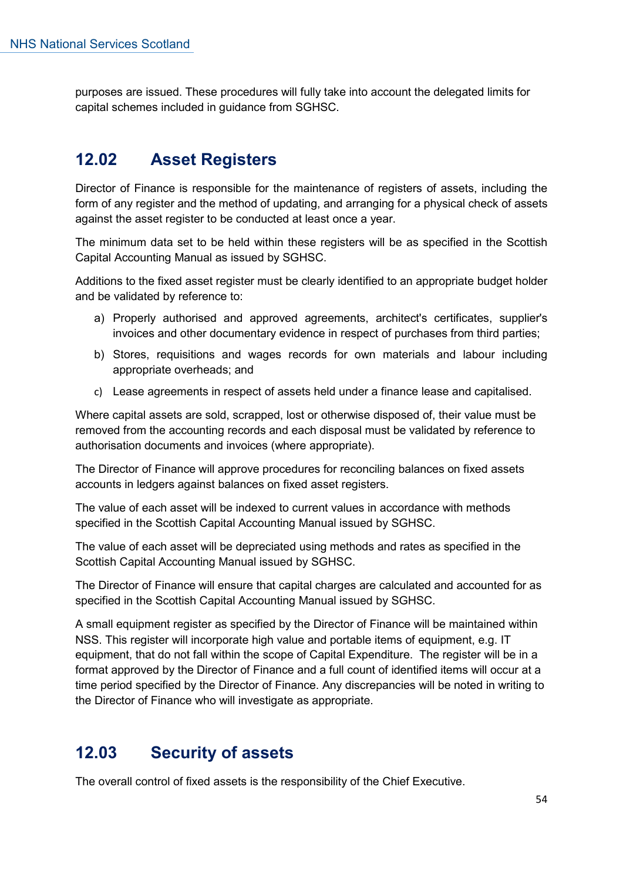purposes are issued. These procedures will fully take into account the delegated limits for capital schemes included in guidance from SGHSC.

## 12.02 Asset Registers

Director of Finance is responsible for the maintenance of registers of assets, including the form of any register and the method of updating, and arranging for a physical check of assets against the asset register to be conducted at least once a year.

The minimum data set to be held within these registers will be as specified in the Scottish Capital Accounting Manual as issued by SGHSC.

Additions to the fixed asset register must be clearly identified to an appropriate budget holder and be validated by reference to:

a) Properly authorised and approved agreements, architect's certificates, supplier's invoices and other documentary evidence in respect of purchases from third parties;

b) Stores, requisitions and wages records for own materials and labour including appropriate overheads; and

c) Lease agreements in respect of assets held under a finance lease and capitalised.

Where capital assets are sold, scrapped, lost or otherwise disposed of, their value must be removed from the accounting records and each disposal must be validated by reference to authorisation documents and invoices (where appropriate).

The Director of Finance will approve procedures for reconciling balances on fixed assets accounts in ledgers against balances on fixed asset registers.

The value of each asset will be indexed to current values in accordance with methods specified in the Scottish Capital Accounting Manual issued by SGHSC.

The value of each asset will be depreciated using methods and rates as specified in the Scottish Capital Accounting Manual issued by SGHSC.

The Director of Finance will ensure that capital charges are calculated and accounted for as specified in the Scottish Capital Accounting Manual issued by SGHSC.

A small equipment register as specified by the Director of Finance will be maintained within NSS. This register will incorporate high value and portable items of equipment, e.g. IT equipment, that do not fall within the scope of Capital Expenditure. The register will be in a format approved by the Director of Finance and a full count of identified items will occur at a time period specified by the Director of Finance. Any discrepancies will be noted in writing to the Director of Finance who will investigate as appropriate.

## 12.03 Security of assets

The overall control of fixed assets is the responsibility of the Chief Executive.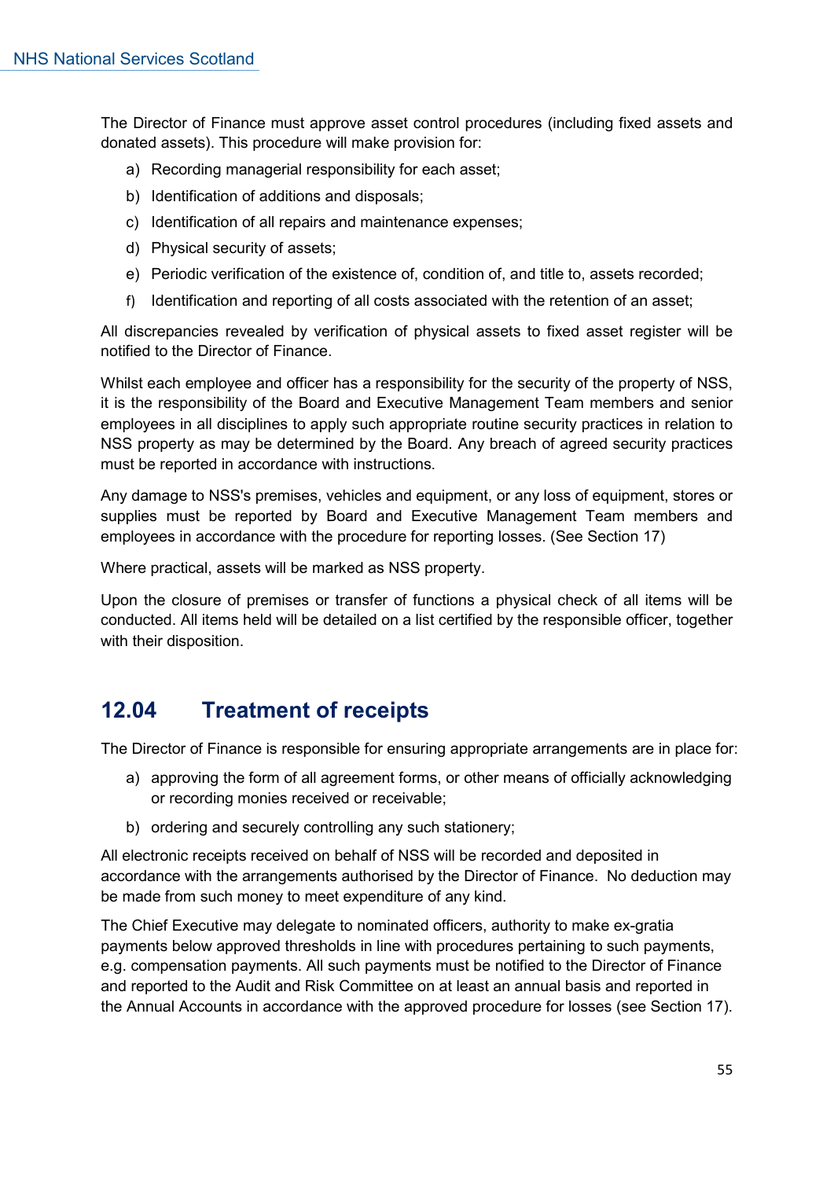The Director of Finance must approve asset control procedures (including fixed assets and donated assets). This procedure will make provision for:

a) Recording managerial responsibility for each asset;
b) Identification of additions and disposals;
c) Identification of all repairs and maintenance expenses;
d) Physical security of assets;
e) Periodic verification of the existence of, condition of, and title to, assets recorded;
f) Identification and reporting of all costs associated with the retention of an asset;

All discrepancies revealed by verification of physical assets to fixed asset register will be notified to the Director of Finance.

Whilst each employee and officer has a responsibility for the security of the property of NSS, it is the responsibility of the Board and Executive Management Team members and senior employees in all disciplines to apply such appropriate routine security practices in relation to NSS property as may be determined by the Board. Any breach of agreed security practices must be reported in accordance with instructions.

Any damage to NSS's premises, vehicles and equipment, or any loss of equipment, stores or supplies must be reported by Board and Executive Management Team members and employees in accordance with the procedure for reporting losses. (See Section 17)

Where practical, assets will be marked as NSS property.

Upon the closure of premises or transfer of functions a physical check of all items will be conducted. All items held will be detailed on a list certified by the responsible officer, together with their disposition.

## 12.04 Treatment of receipts

The Director of Finance is responsible for ensuring appropriate arrangements are in place for:

a) approving the form of all agreement forms, or other means of officially acknowledging or recording monies received or receivable;
b) ordering and securely controlling any such stationery;

All electronic receipts received on behalf of NSS will be recorded and deposited in accordance with the arrangements authorised by the Director of Finance. No deduction may be made from such money to meet expenditure of any kind.

The Chief Executive may delegate to nominated officers, authority to make ex-gratia payments below approved thresholds in line with procedures pertaining to such payments, e.g. compensation payments. All such payments must be notified to the Director of Finance and reported to the Audit and Risk Committee on at least an annual basis and reported in the Annual Accounts in accordance with the approved procedure for losses (see Section 17).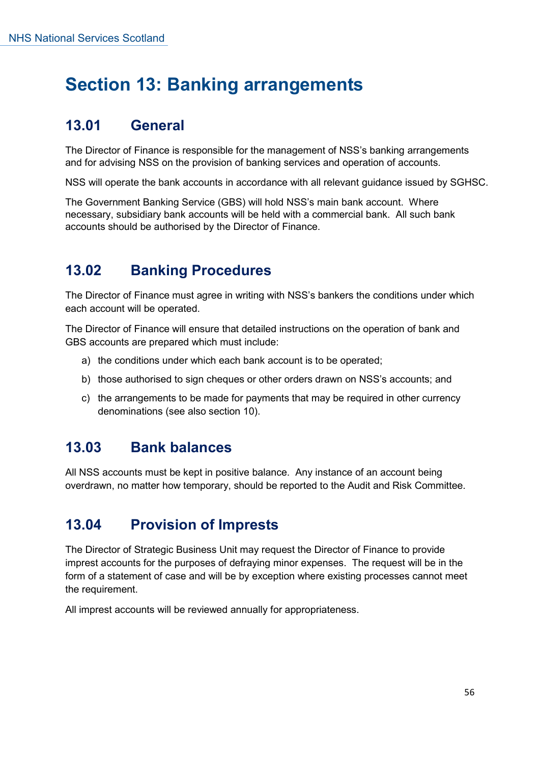# Section 13: Banking arrangements

## 13.01 General

The Director of Finance is responsible for the management of NSS's banking arrangements and for advising NSS on the provision of banking services and operation of accounts.

NSS will operate the bank accounts in accordance with all relevant guidance issued by SGHSC.

The Government Banking Service (GBS) will hold NSS's main bank account. Where necessary, subsidiary bank accounts will be held with a commercial bank. All such bank accounts should be authorised by the Director of Finance.

## 13.02 Banking Procedures

The Director of Finance must agree in writing with NSS's bankers the conditions under which each account will be operated.

The Director of Finance will ensure that detailed instructions on the operation of bank and GBS accounts are prepared which must include:

a) the conditions under which each bank account is to be operated;

b) those authorised to sign cheques or other orders drawn on NSS's accounts; and

c) the arrangements to be made for payments that may be required in other currency denominations (see also section 10).

## 13.03 Bank balances

All NSS accounts must be kept in positive balance. Any instance of an account being overdrawn, no matter how temporary, should be reported to the Audit and Risk Committee.

## 13.04 Provision of Imprests

The Director of Strategic Business Unit may request the Director of Finance to provide imprest accounts for the purposes of defraying minor expenses. The request will be in the form of a statement of case and will be by exception where existing processes cannot meet the requirement.

All imprest accounts will be reviewed annually for appropriateness.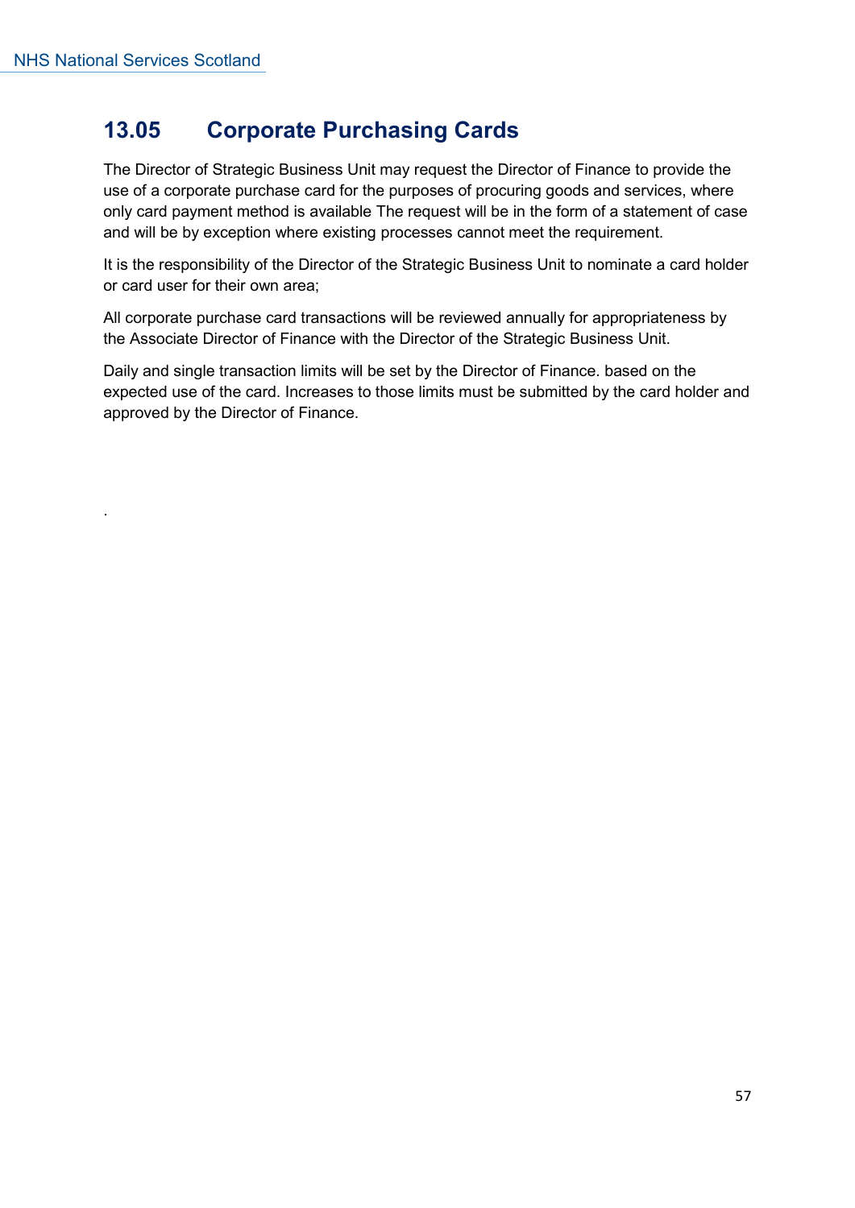## 13.05 Corporate Purchasing Cards

The Director of Strategic Business Unit may request the Director of Finance to provide the use of a corporate purchase card for the purposes of procuring goods and services, where only card payment method is available The request will be in the form of a statement of case and will be by exception where existing processes cannot meet the requirement.

It is the responsibility of the Director of the Strategic Business Unit to nominate a card holder or card user for their own area;

All corporate purchase card transactions will be reviewed annually for appropriateness by the Associate Director of Finance with the Director of the Strategic Business Unit.

Daily and single transaction limits will be set by the Director of Finance. based on the expected use of the card. Increases to those limits must be submitted by the card holder and approved by the Director of Finance.

.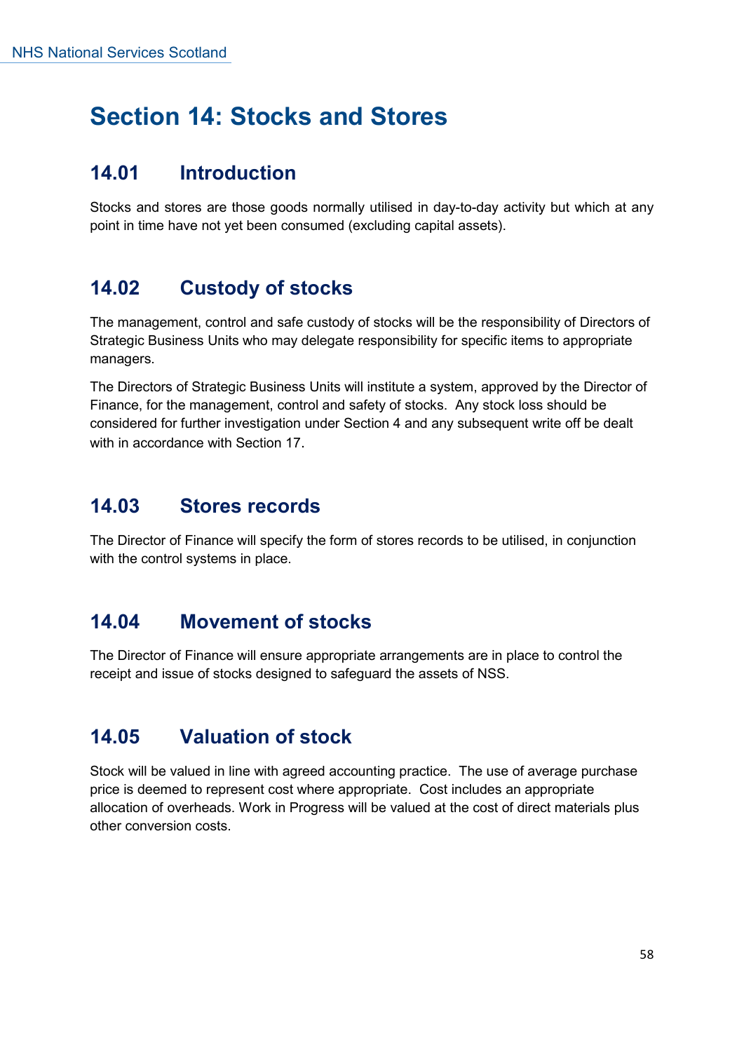# Section 14: Stocks and Stores

## 14.01 Introduction

Stocks and stores are those goods normally utilised in day-to-day activity but which at any point in time have not yet been consumed (excluding capital assets).

## 14.02 Custody of stocks

The management, control and safe custody of stocks will be the responsibility of Directors of Strategic Business Units who may delegate responsibility for specific items to appropriate managers.

The Directors of Strategic Business Units will institute a system, approved by the Director of Finance, for the management, control and safety of stocks. Any stock loss should be considered for further investigation under Section 4 and any subsequent write off be dealt with in accordance with Section 17.

## 14.03 Stores records

The Director of Finance will specify the form of stores records to be utilised, in conjunction with the control systems in place.

## 14.04 Movement of stocks

The Director of Finance will ensure appropriate arrangements are in place to control the receipt and issue of stocks designed to safeguard the assets of NSS.

## 14.05 Valuation of stock

Stock will be valued in line with agreed accounting practice. The use of average purchase price is deemed to represent cost where appropriate. Cost includes an appropriate allocation of overheads. Work in Progress will be valued at the cost of direct materials plus other conversion costs.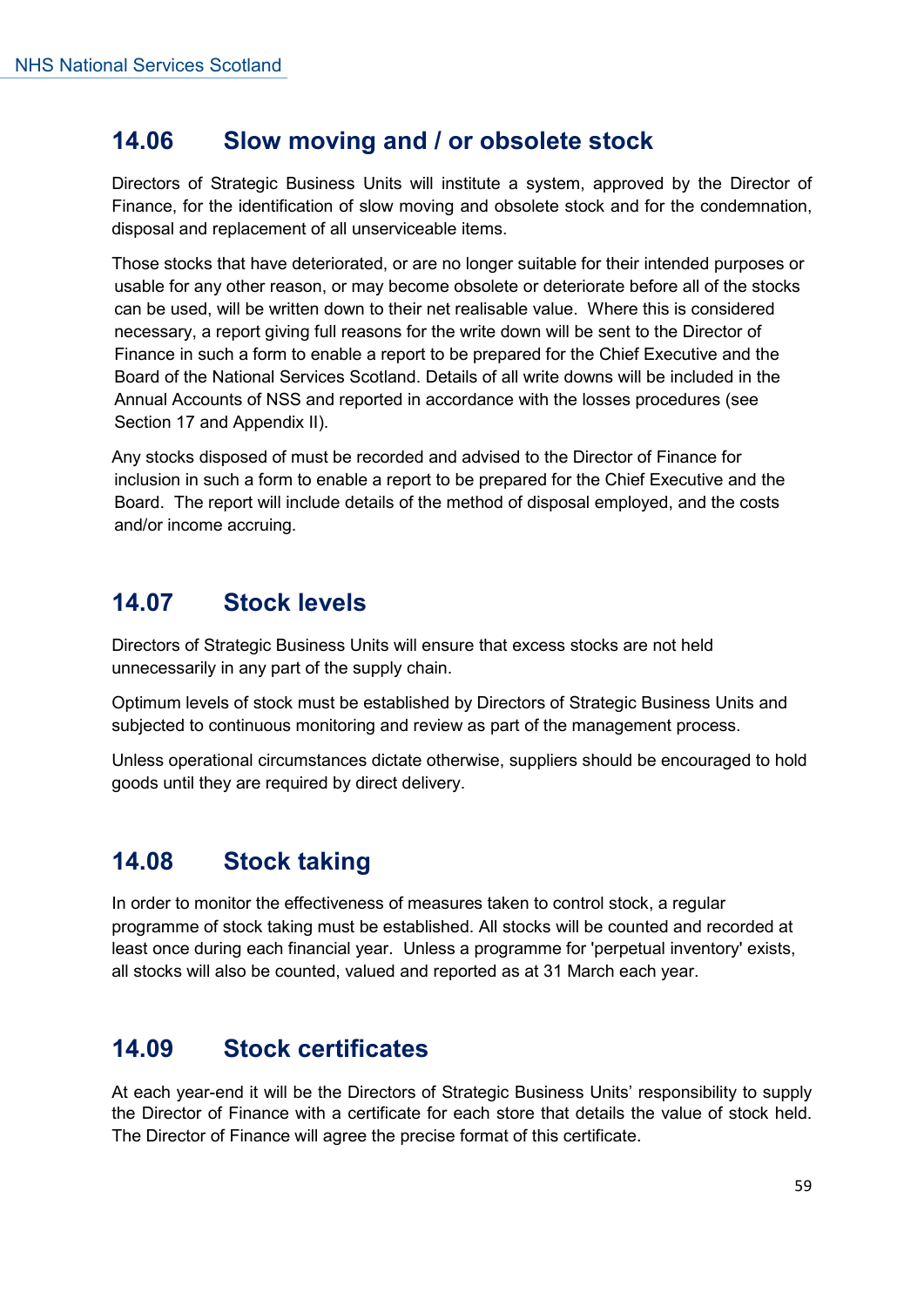## 14.06 Slow moving and / or obsolete stock

Directors of Strategic Business Units will institute a system, approved by the Director of Finance, for the identification of slow moving and obsolete stock and for the condemnation, disposal and replacement of all unserviceable items.

Those stocks that have deteriorated, or are no longer suitable for their intended purposes or usable for any other reason, or may become obsolete or deteriorate before all of the stocks can be used, will be written down to their net realisable value. Where this is considered necessary, a report giving full reasons for the write down will be sent to the Director of Finance in such a form to enable a report to be prepared for the Chief Executive and the Board of the National Services Scotland. Details of all write downs will be included in the Annual Accounts of NSS and reported in accordance with the losses procedures (see Section 17 and Appendix II).

Any stocks disposed of must be recorded and advised to the Director of Finance for inclusion in such a form to enable a report to be prepared for the Chief Executive and the Board. The report will include details of the method of disposal employed, and the costs and/or income accruing.

## 14.07 Stock levels

Directors of Strategic Business Units will ensure that excess stocks are not held unnecessarily in any part of the supply chain.

Optimum levels of stock must be established by Directors of Strategic Business Units and subjected to continuous monitoring and review as part of the management process.

Unless operational circumstances dictate otherwise, suppliers should be encouraged to hold goods until they are required by direct delivery.

## 14.08 Stock taking

In order to monitor the effectiveness of measures taken to control stock, a regular programme of stock taking must be established. All stocks will be counted and recorded at least once during each financial year. Unless a programme for 'perpetual inventory' exists, all stocks will also be counted, valued and reported as at 31 March each year.

## 14.09 Stock certificates

At each year-end it will be the Directors of Strategic Business Units' responsibility to supply the Director of Finance with a certificate for each store that details the value of stock held. The Director of Finance will agree the precise format of this certificate.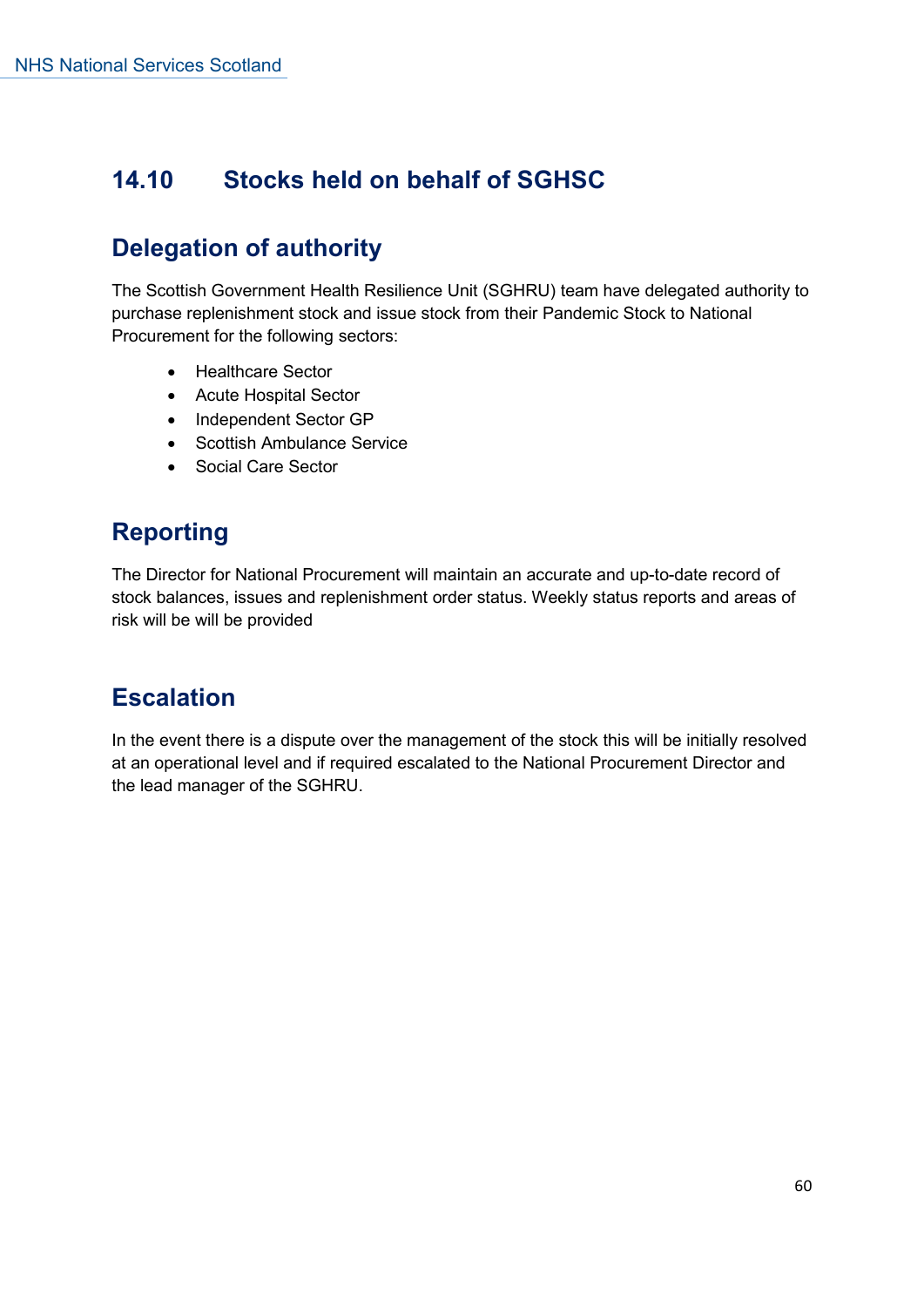## 14.10 Stocks held on behalf of SGHSC

### Delegation of authority

The Scottish Government Health Resilience Unit (SGHRU) team have delegated authority to purchase replenishment stock and issue stock from their Pandemic Stock to National Procurement for the following sectors:

- Healthcare Sector
- Acute Hospital Sector
- Independent Sector GP
- Scottish Ambulance Service
- Social Care Sector

### Reporting

The Director for National Procurement will maintain an accurate and up-to-date record of stock balances, issues and replenishment order status. Weekly status reports and areas of risk will be will be provided

### Escalation

In the event there is a dispute over the management of the stock this will be initially resolved at an operational level and if required escalated to the National Procurement Director and the lead manager of the SGHRU.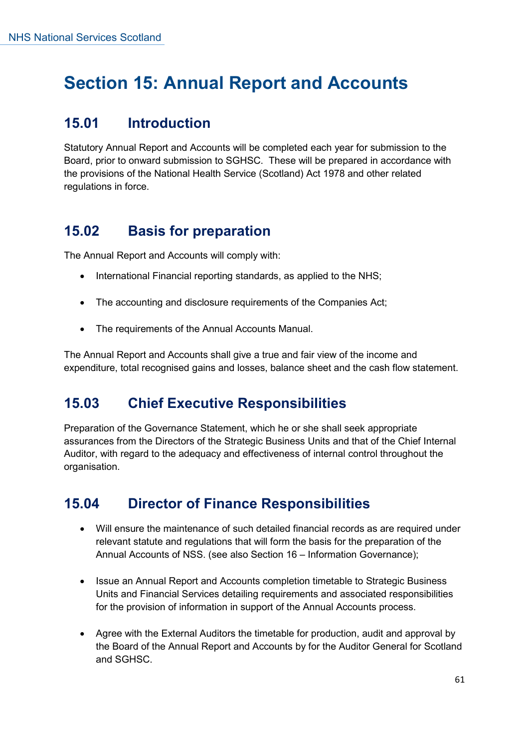# Section 15: Annual Report and Accounts

## 15.01 Introduction

Statutory Annual Report and Accounts will be completed each year for submission to the Board, prior to onward submission to SGHSC. These will be prepared in accordance with the provisions of the National Health Service (Scotland) Act 1978 and other related regulations in force.

## 15.02 Basis for preparation

The Annual Report and Accounts will comply with:

- International Financial reporting standards, as applied to the NHS;
- The accounting and disclosure requirements of the Companies Act;
- The requirements of the Annual Accounts Manual.

The Annual Report and Accounts shall give a true and fair view of the income and expenditure, total recognised gains and losses, balance sheet and the cash flow statement.

## 15.03 Chief Executive Responsibilities

Preparation of the Governance Statement, which he or she shall seek appropriate assurances from the Directors of the Strategic Business Units and that of the Chief Internal Auditor, with regard to the adequacy and effectiveness of internal control throughout the organisation.

## 15.04 Director of Finance Responsibilities

- Will ensure the maintenance of such detailed financial records as are required under relevant statute and regulations that will form the basis for the preparation of the Annual Accounts of NSS. (see also Section 16 – Information Governance);
- Issue an Annual Report and Accounts completion timetable to Strategic Business Units and Financial Services detailing requirements and associated responsibilities for the provision of information in support of the Annual Accounts process.
- Agree with the External Auditors the timetable for production, audit and approval by the Board of the Annual Report and Accounts by for the Auditor General for Scotland and SGHSC.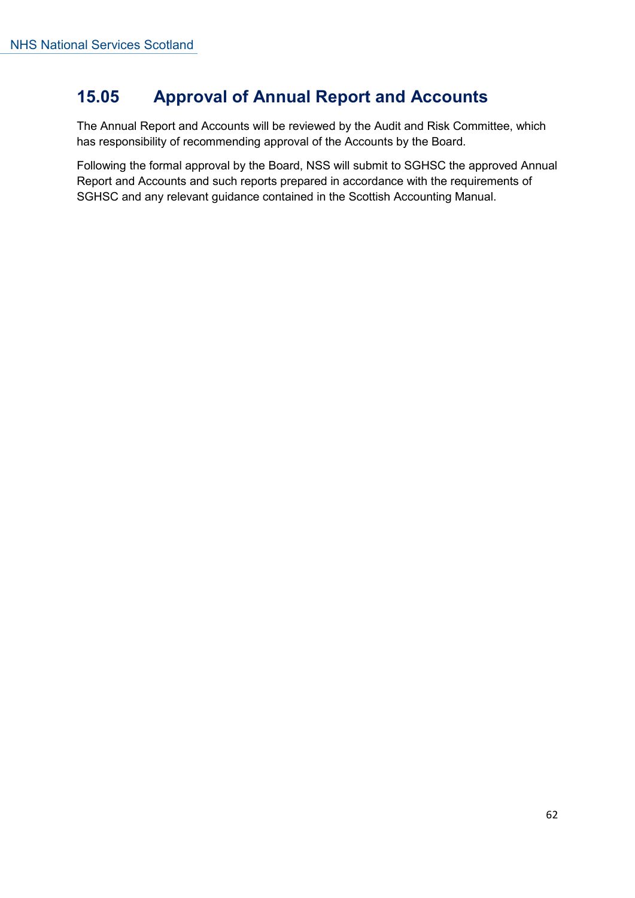## 15.05 Approval of Annual Report and Accounts

The Annual Report and Accounts will be reviewed by the Audit and Risk Committee, which has responsibility of recommending approval of the Accounts by the Board.

Following the formal approval by the Board, NSS will submit to SGHSC the approved Annual Report and Accounts and such reports prepared in accordance with the requirements of SGHSC and any relevant guidance contained in the Scottish Accounting Manual.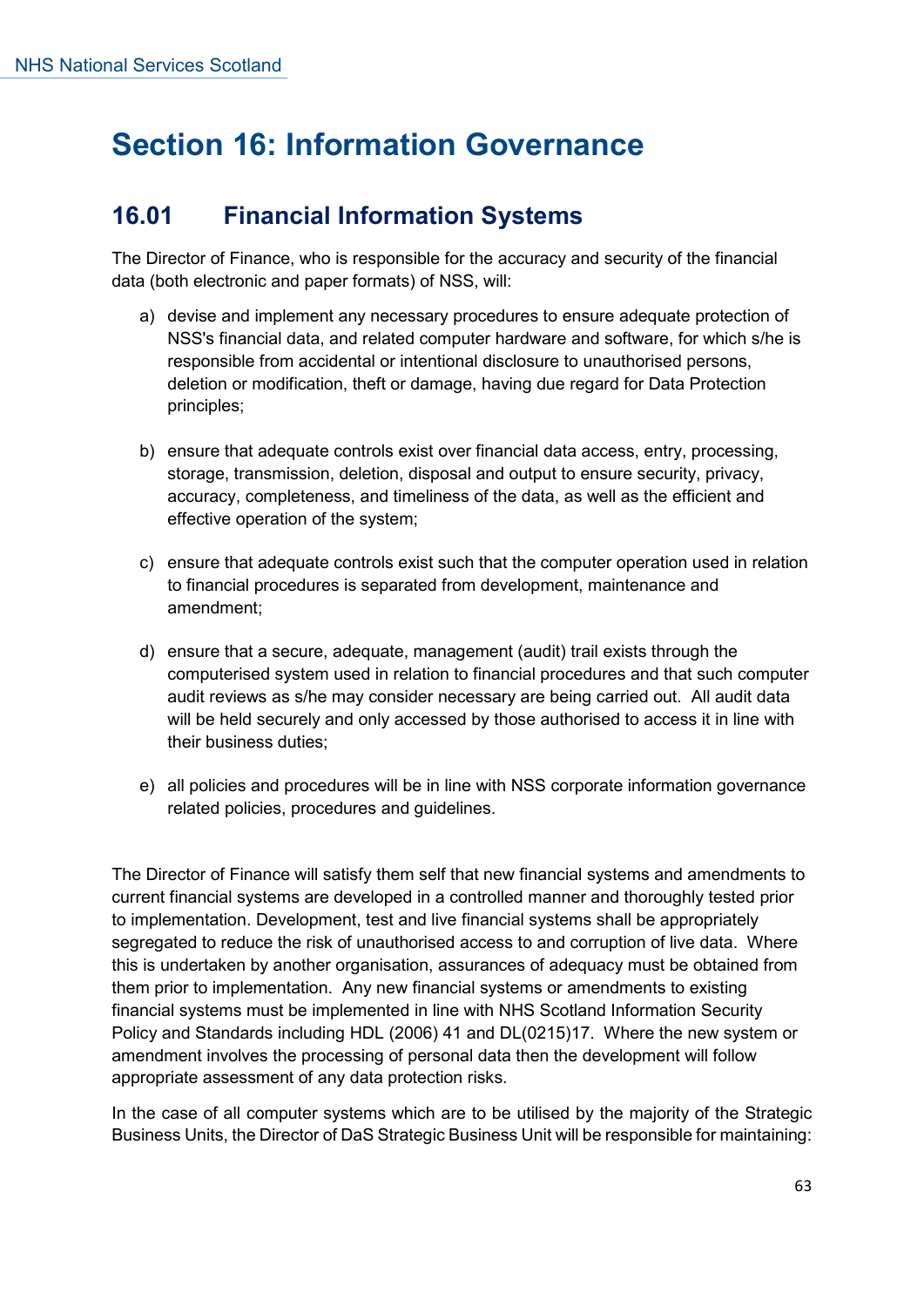# Section 16: Information Governance

## 16.01 Financial Information Systems

The Director of Finance, who is responsible for the accuracy and security of the financial data (both electronic and paper formats) of NSS, will:

a) devise and implement any necessary procedures to ensure adequate protection of NSS's financial data, and related computer hardware and software, for which s/he is responsible from accidental or intentional disclosure to unauthorised persons, deletion or modification, theft or damage, having due regard for Data Protection principles;

b) ensure that adequate controls exist over financial data access, entry, processing, storage, transmission, deletion, disposal and output to ensure security, privacy, accuracy, completeness, and timeliness of the data, as well as the efficient and effective operation of the system;

c) ensure that adequate controls exist such that the computer operation used in relation to financial procedures is separated from development, maintenance and amendment;

d) ensure that a secure, adequate, management (audit) trail exists through the computerised system used in relation to financial procedures and that such computer audit reviews as s/he may consider necessary are being carried out. All audit data will be held securely and only accessed by those authorised to access it in line with their business duties;

e) all policies and procedures will be in line with NSS corporate information governance related policies, procedures and guidelines.

The Director of Finance will satisfy them self that new financial systems and amendments to current financial systems are developed in a controlled manner and thoroughly tested prior to implementation. Development, test and live financial systems shall be appropriately segregated to reduce the risk of unauthorised access to and corruption of live data. Where this is undertaken by another organisation, assurances of adequacy must be obtained from them prior to implementation. Any new financial systems or amendments to existing financial systems must be implemented in line with NHS Scotland Information Security Policy and Standards including HDL (2006) 41 and DL(0215)17. Where the new system or amendment involves the processing of personal data then the development will follow appropriate assessment of any data protection risks.

In the case of all computer systems which are to be utilised by the majority of the Strategic Business Units, the Director of DaS Strategic Business Unit will be responsible for maintaining: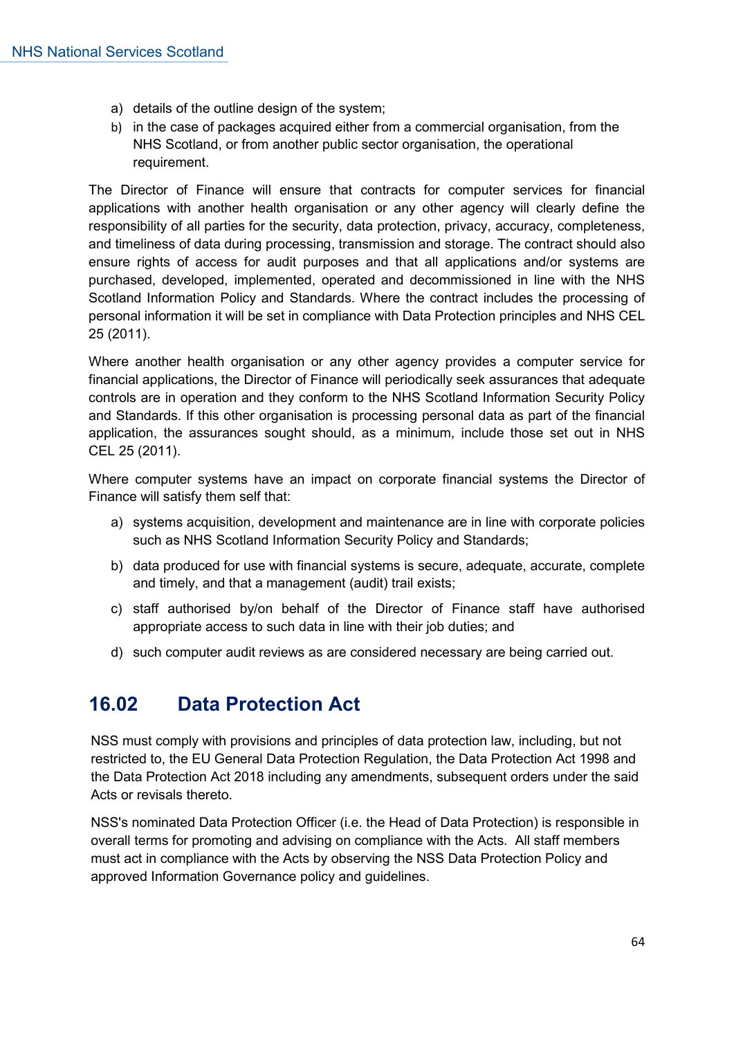a) details of the outline design of the system;
b) in the case of packages acquired either from a commercial organisation, from the NHS Scotland, or from another public sector organisation, the operational requirement.

The Director of Finance will ensure that contracts for computer services for financial applications with another health organisation or any other agency will clearly define the responsibility of all parties for the security, data protection, privacy, accuracy, completeness, and timeliness of data during processing, transmission and storage. The contract should also ensure rights of access for audit purposes and that all applications and/or systems are purchased, developed, implemented, operated and decommissioned in line with the NHS Scotland Information Policy and Standards. Where the contract includes the processing of personal information it will be set in compliance with Data Protection principles and NHS CEL 25 (2011).

Where another health organisation or any other agency provides a computer service for financial applications, the Director of Finance will periodically seek assurances that adequate controls are in operation and they conform to the NHS Scotland Information Security Policy and Standards. If this other organisation is processing personal data as part of the financial application, the assurances sought should, as a minimum, include those set out in NHS CEL 25 (2011).

Where computer systems have an impact on corporate financial systems the Director of Finance will satisfy them self that:

a) systems acquisition, development and maintenance are in line with corporate policies such as NHS Scotland Information Security Policy and Standards;
b) data produced for use with financial systems is secure, adequate, accurate, complete and timely, and that a management (audit) trail exists;
c) staff authorised by/on behalf of the Director of Finance staff have authorised appropriate access to such data in line with their job duties; and
d) such computer audit reviews as are considered necessary are being carried out.

## 16.02 Data Protection Act

NSS must comply with provisions and principles of data protection law, including, but not restricted to, the EU General Data Protection Regulation, the Data Protection Act 1998 and the Data Protection Act 2018 including any amendments, subsequent orders under the said Acts or revisals thereto.

NSS's nominated Data Protection Officer (i.e. the Head of Data Protection) is responsible in overall terms for promoting and advising on compliance with the Acts. All staff members must act in compliance with the Acts by observing the NSS Data Protection Policy and approved Information Governance policy and guidelines.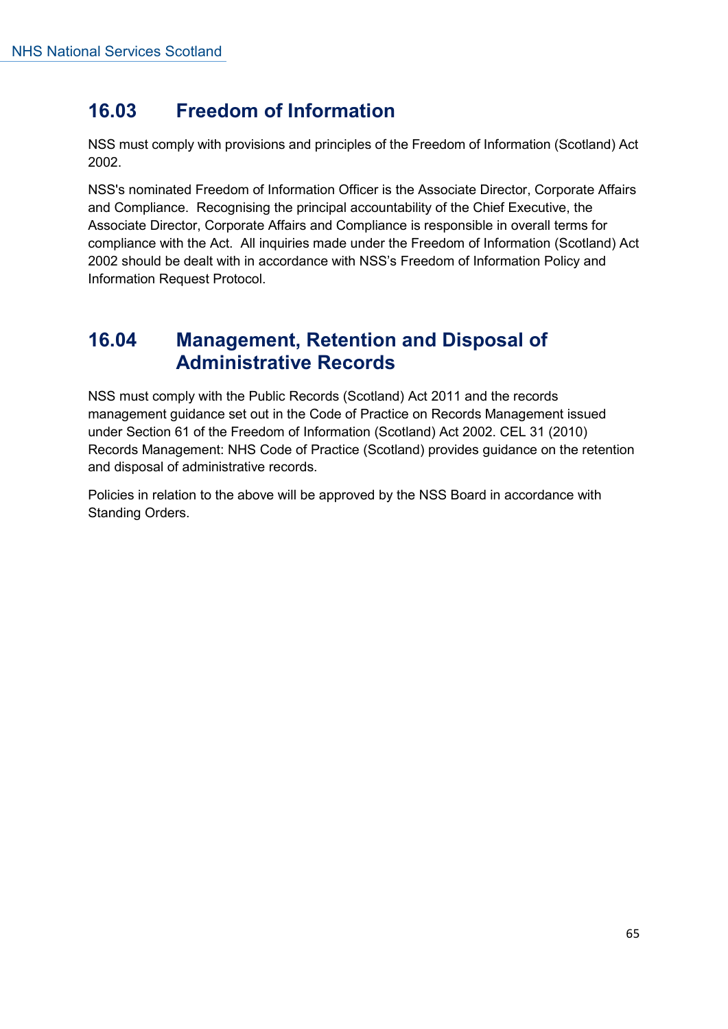## 16.03 Freedom of Information

NSS must comply with provisions and principles of the Freedom of Information (Scotland) Act 2002.

NSS's nominated Freedom of Information Officer is the Associate Director, Corporate Affairs and Compliance. Recognising the principal accountability of the Chief Executive, the Associate Director, Corporate Affairs and Compliance is responsible in overall terms for compliance with the Act. All inquiries made under the Freedom of Information (Scotland) Act 2002 should be dealt with in accordance with NSS's Freedom of Information Policy and Information Request Protocol.

## 16.04 Management, Retention and Disposal of Administrative Records

NSS must comply with the Public Records (Scotland) Act 2011 and the records management guidance set out in the Code of Practice on Records Management issued under Section 61 of the Freedom of Information (Scotland) Act 2002. CEL 31 (2010) Records Management: NHS Code of Practice (Scotland) provides guidance on the retention and disposal of administrative records.

Policies in relation to the above will be approved by the NSS Board in accordance with Standing Orders.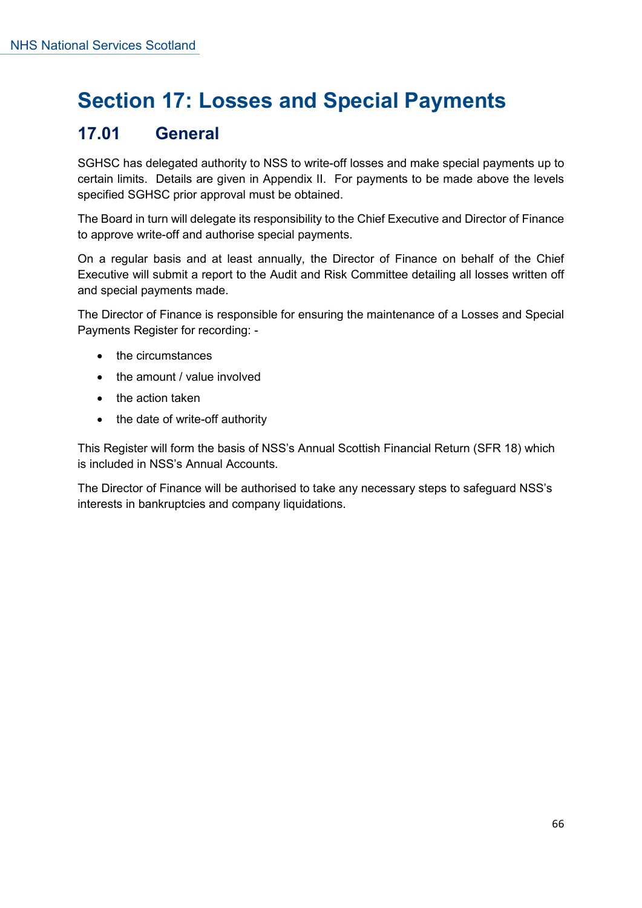# Section 17: Losses and Special Payments

## 17.01 General

SGHSC has delegated authority to NSS to write-off losses and make special payments up to certain limits. Details are given in Appendix II. For payments to be made above the levels specified SGHSC prior approval must be obtained.

The Board in turn will delegate its responsibility to the Chief Executive and Director of Finance to approve write-off and authorise special payments.

On a regular basis and at least annually, the Director of Finance on behalf of the Chief Executive will submit a report to the Audit and Risk Committee detailing all losses written off and special payments made.

The Director of Finance is responsible for ensuring the maintenance of a Losses and Special Payments Register for recording: -

- the circumstances
- the amount / value involved
- the action taken
- the date of write-off authority

This Register will form the basis of NSS's Annual Scottish Financial Return (SFR 18) which is included in NSS's Annual Accounts.

The Director of Finance will be authorised to take any necessary steps to safeguard NSS's interests in bankruptcies and company liquidations.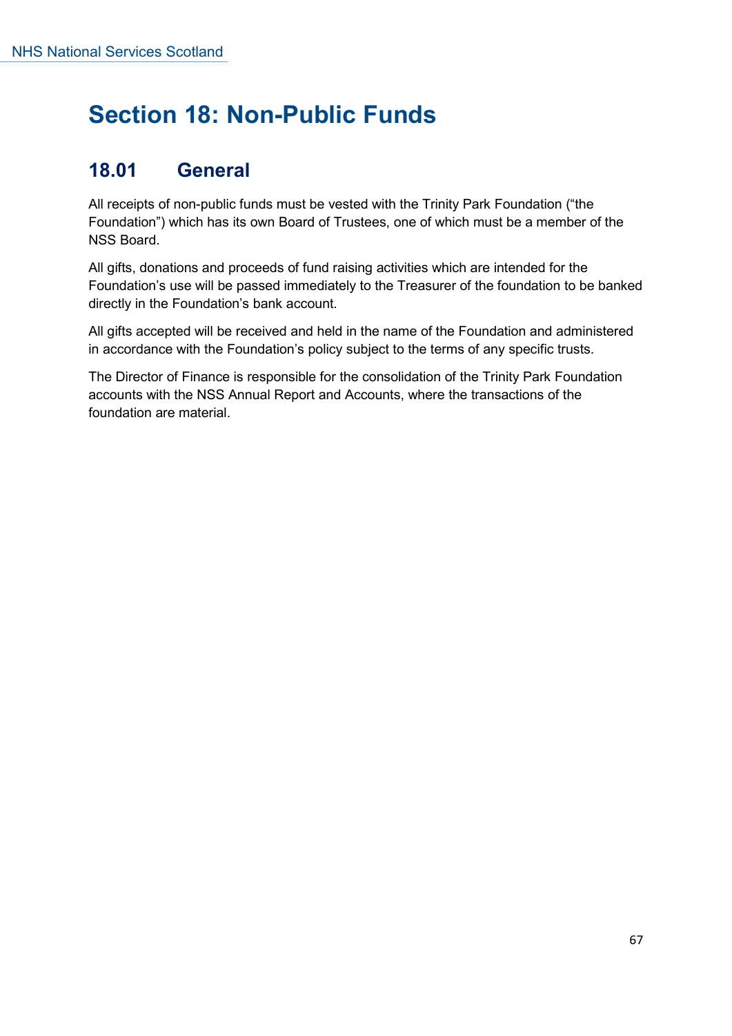# Section 18: Non-Public Funds

## 18.01 General

All receipts of non-public funds must be vested with the Trinity Park Foundation ("the Foundation") which has its own Board of Trustees, one of which must be a member of the NSS Board.

All gifts, donations and proceeds of fund raising activities which are intended for the Foundation's use will be passed immediately to the Treasurer of the foundation to be banked directly in the Foundation's bank account.

All gifts accepted will be received and held in the name of the Foundation and administered in accordance with the Foundation's policy subject to the terms of any specific trusts.

The Director of Finance is responsible for the consolidation of the Trinity Park Foundation accounts with the NSS Annual Report and Accounts, where the transactions of the foundation are material.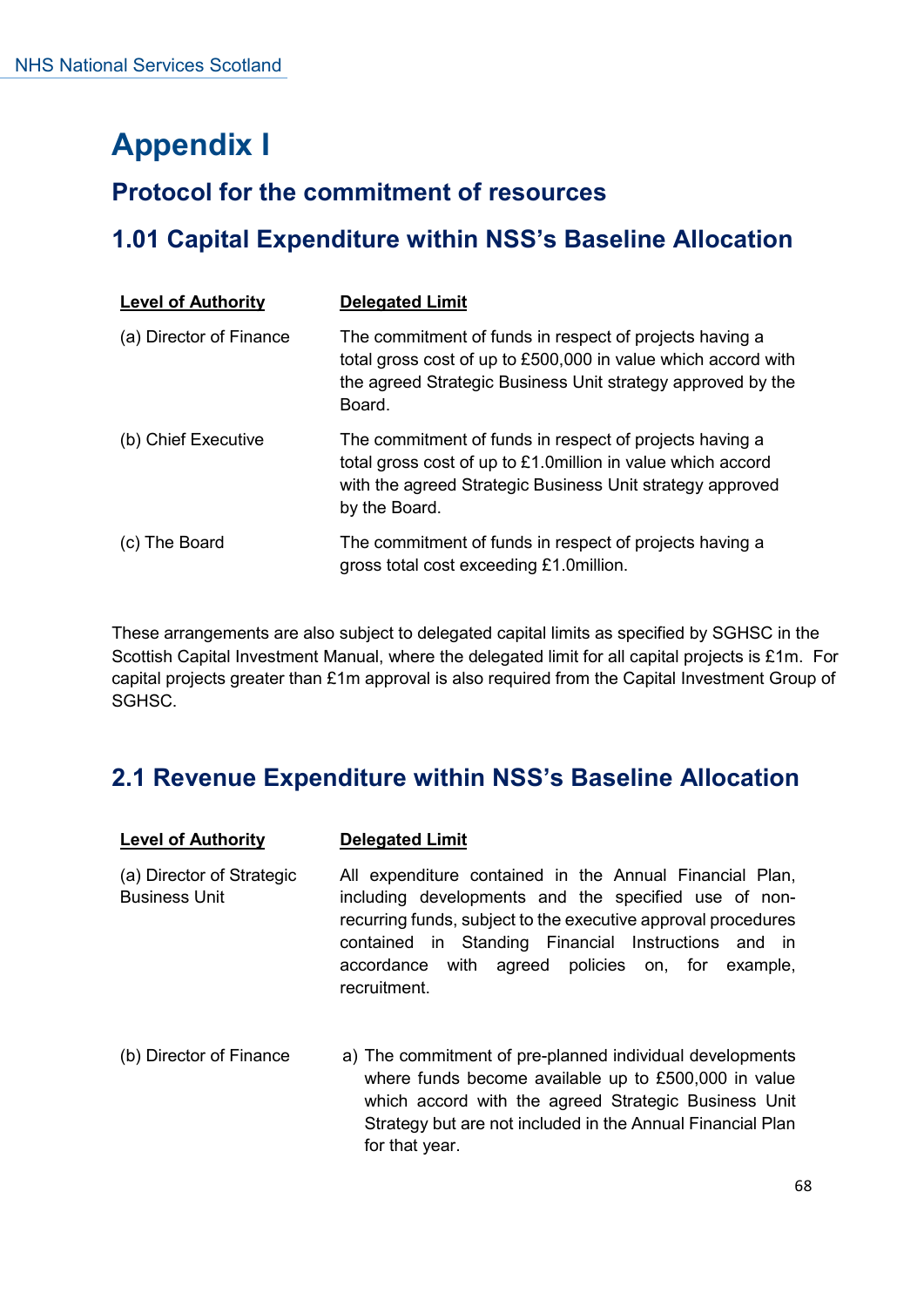# Appendix I

## Protocol for the commitment of resources

## 1.01 Capital Expenditure within NSS's Baseline Allocation

| Level of Authority | Delegated Limit |
| --- | --- |
| (a) Director of Finance | The commitment of funds in respect of projects having a total gross cost of up to £500,000 in value which accord with the agreed Strategic Business Unit strategy approved by the Board. |
| (b) Chief Executive | The commitment of funds in respect of projects having a total gross cost of up to £1.0million in value which accord with the agreed Strategic Business Unit strategy approved by the Board. |
| (c) The Board | The commitment of funds in respect of projects having a gross total cost exceeding £1.0million. |

These arrangements are also subject to delegated capital limits as specified by SGHSC in the Scottish Capital Investment Manual, where the delegated limit for all capital projects is £1m. For capital projects greater than £1m approval is also required from the Capital Investment Group of SGHSC.

## 2.1 Revenue Expenditure within NSS's Baseline Allocation

| Level of Authority | Delegated Limit |
| --- | --- |
| (a) Director of Strategic Business Unit | All expenditure contained in the Annual Financial Plan, including developments and the specified use of non-recurring funds, subject to the executive approval procedures contained in Standing Financial Instructions and in accordance with agreed policies on, for example, recruitment. |
| (b) Director of Finance | a) The commitment of pre-planned individual developments where funds become available up to £500,000 in value which accord with the agreed Strategic Business Unit Strategy but are not included in the Annual Financial Plan for that year. |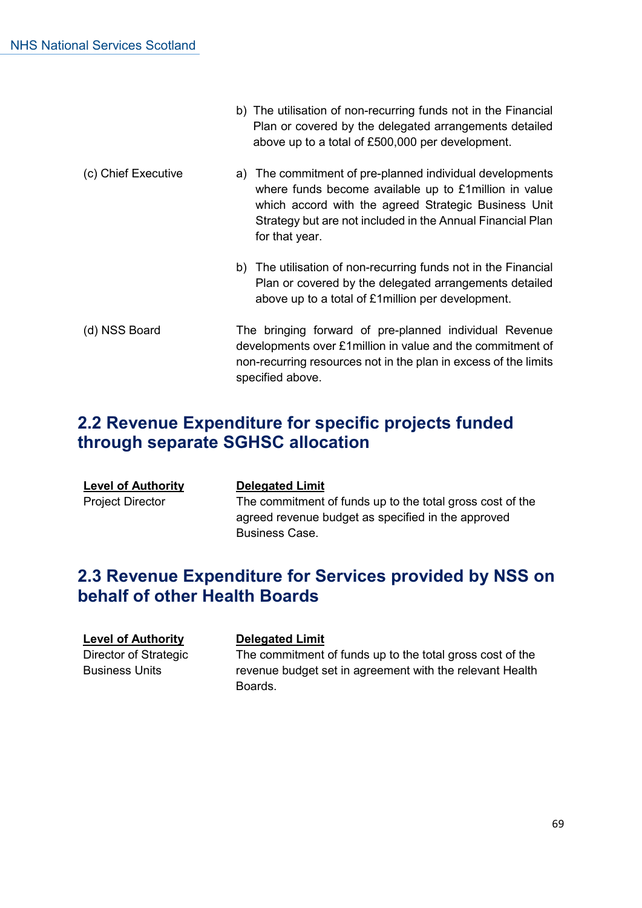| | |
|---|---|
| | b) The utilisation of non-recurring funds not in the Financial Plan or covered by the delegated arrangements detailed above up to a total of £500,000 per development. |
| (c) Chief Executive | a) The commitment of pre-planned individual developments where funds become available up to £1million in value which accord with the agreed Strategic Business Unit Strategy but are not included in the Annual Financial Plan for that year. |
| | b) The utilisation of non-recurring funds not in the Financial Plan or covered by the delegated arrangements detailed above up to a total of £1million per development. |
| (d) NSS Board | The bringing forward of pre-planned individual Revenue developments over £1million in value and the commitment of non-recurring resources not in the plan in excess of the limits specified above. |

## 2.2 Revenue Expenditure for specific projects funded through separate SGHSC allocation

| **Level of Authority** | **Delegated Limit** |
|---|---|
| Project Director | The commitment of funds up to the total gross cost of the agreed revenue budget as specified in the approved Business Case. |

## 2.3 Revenue Expenditure for Services provided by NSS on behalf of other Health Boards

| **Level of Authority** | **Delegated Limit** |
|---|---|
| Director of Strategic Business Units | The commitment of funds up to the total gross cost of the revenue budget set in agreement with the relevant Health Boards. |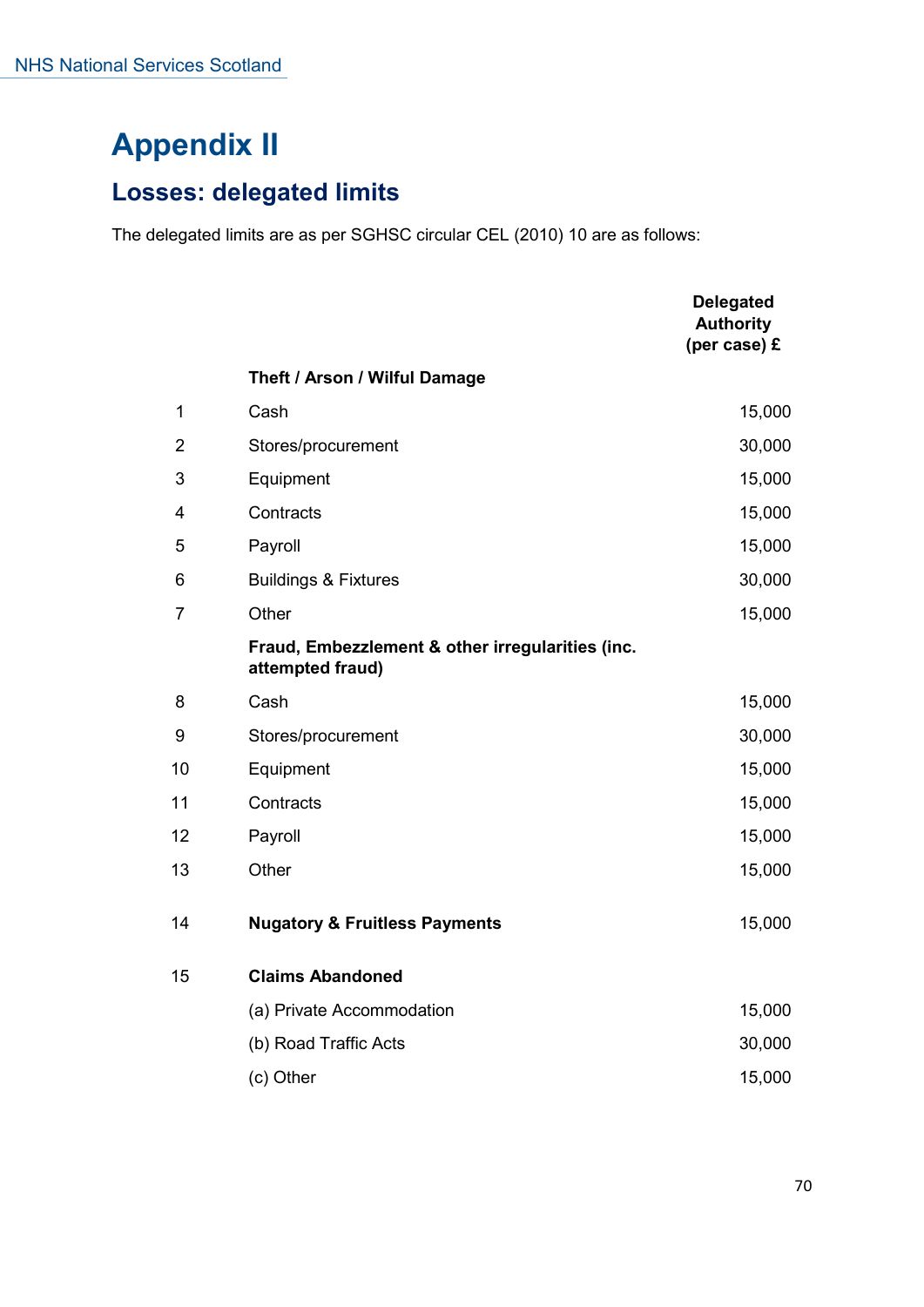# Appendix II

## Losses: delegated limits

The delegated limits are as per SGHSC circular CEL (2010) 10 are as follows:

| | | Delegated Authority (per case) £ |
|---|---|---|
| | **Theft / Arson / Wilful Damage** | |
| 1 | Cash | 15,000 |
| 2 | Stores/procurement | 30,000 |
| 3 | Equipment | 15,000 |
| 4 | Contracts | 15,000 |
| 5 | Payroll | 15,000 |
| 6 | Buildings & Fixtures | 30,000 |
| 7 | Other | 15,000 |
| | **Fraud, Embezzlement & other irregularities (inc. attempted fraud)** | |
| 8 | Cash | 15,000 |
| 9 | Stores/procurement | 30,000 |
| 10 | Equipment | 15,000 |
| 11 | Contracts | 15,000 |
| 12 | Payroll | 15,000 |
| 13 | Other | 15,000 |
| 14 | **Nugatory & Fruitless Payments** | 15,000 |
| 15 | **Claims Abandoned** | |
| | (a) Private Accommodation | 15,000 |
| | (b) Road Traffic Acts | 30,000 |
| | (c) Other | 15,000 |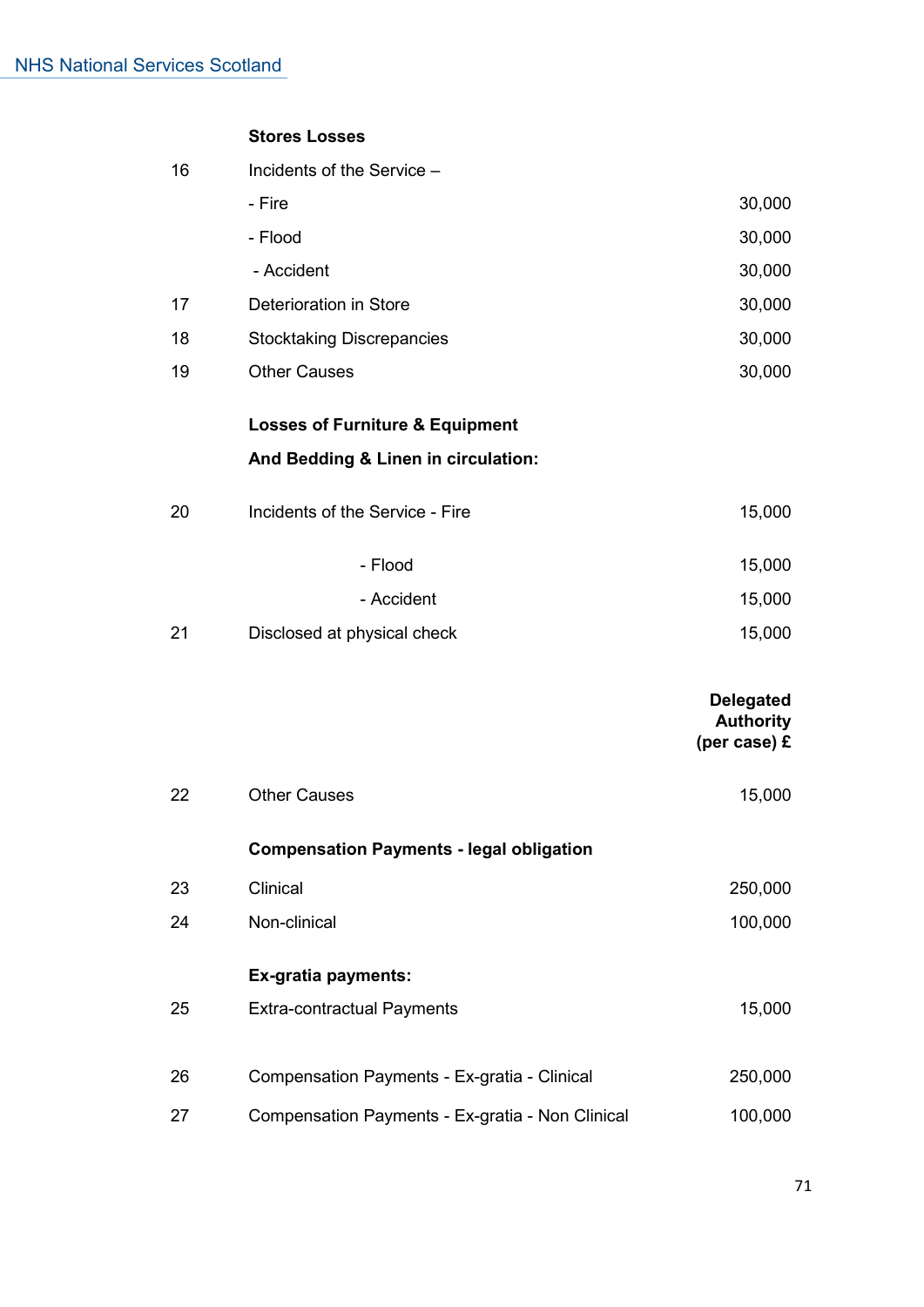| | | |
|---|---|---|
| | **Stores Losses** | |
| 16 | Incidents of the Service – | |
| | - Fire | 30,000 |
| | - Flood | 30,000 |
| | - Accident | 30,000 |
| 17 | Deterioration in Store | 30,000 |
| 18 | Stocktaking Discrepancies | 30,000 |
| 19 | Other Causes | 30,000 |
| | **Losses of Furniture & Equipment** | |
| | **And Bedding & Linen in circulation:** | |
| 20 | Incidents of the Service - Fire | 15,000 |
| | - Flood | 15,000 |
| | - Accident | 15,000 |
| 21 | Disclosed at physical check | 15,000 |
| | | **Delegated Authority (per case) £** |
| 22 | Other Causes | 15,000 |
| | **Compensation Payments - legal obligation** | |
| 23 | Clinical | 250,000 |
| 24 | Non-clinical | 100,000 |
| | **Ex-gratia payments:** | |
| 25 | Extra-contractual Payments | 15,000 |
| 26 | Compensation Payments - Ex-gratia - Clinical | 250,000 |
| 27 | Compensation Payments - Ex-gratia - Non Clinical | 100,000 |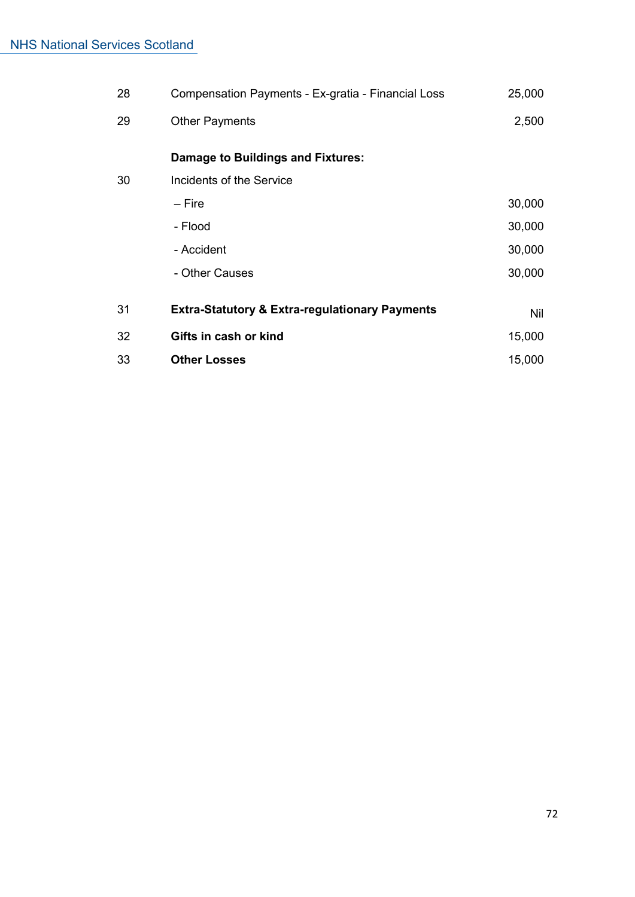| | | |
|---|---|---|
| 28 | Compensation Payments - Ex-gratia - Financial Loss | 25,000 |
| 29 | Other Payments | 2,500 |
| | **Damage to Buildings and Fixtures:** | |
| 30 | Incidents of the Service | |
| | – Fire | 30,000 |
| | - Flood | 30,000 |
| | - Accident | 30,000 |
| | - Other Causes | 30,000 |
| 31 | **Extra-Statutory & Extra-regulationary Payments** | Nil |
| 32 | **Gifts in cash or kind** | 15,000 |
| 33 | **Other Losses** | 15,000 |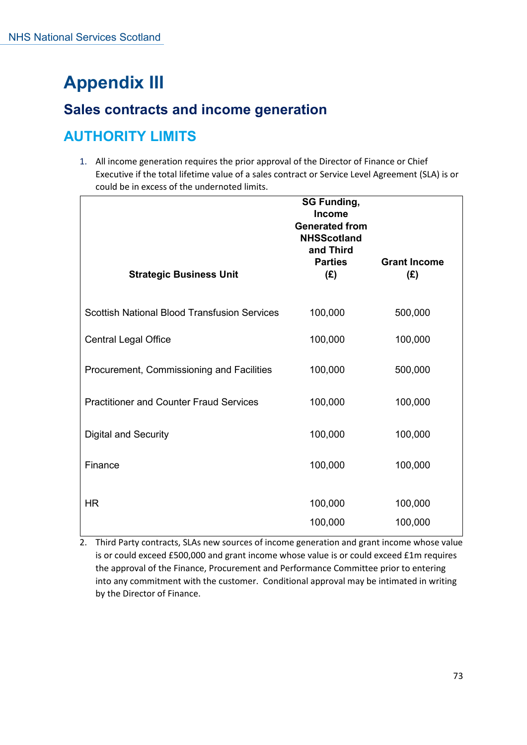# Appendix III

## Sales contracts and income generation

### AUTHORITY LIMITS

1. All income generation requires the prior approval of the Director of Finance or Chief Executive if the total lifetime value of a sales contract or Service Level Agreement (SLA) is or could be in excess of the undernoted limits.

| Strategic Business Unit | SG Funding, Income Generated from NHSScotland and Third Parties (£) | Grant Income (£) |
|---|---|---|
| Scottish National Blood Transfusion Services | 100,000 | 500,000 |
| Central Legal Office | 100,000 | 100,000 |
| Procurement, Commissioning and Facilities | 100,000 | 500,000 |
| Practitioner and Counter Fraud Services | 100,000 | 100,000 |
| Digital and Security | 100,000 | 100,000 |
| Finance | 100,000 | 100,000 |
| HR | 100,000 | 100,000 |
| | 100,000 | 100,000 |

2. Third Party contracts, SLAs new sources of income generation and grant income whose value is or could exceed £500,000 and grant income whose value is or could exceed £1m requires the approval of the Finance, Procurement and Performance Committee prior to entering into any commitment with the customer. Conditional approval may be intimated in writing by the Director of Finance.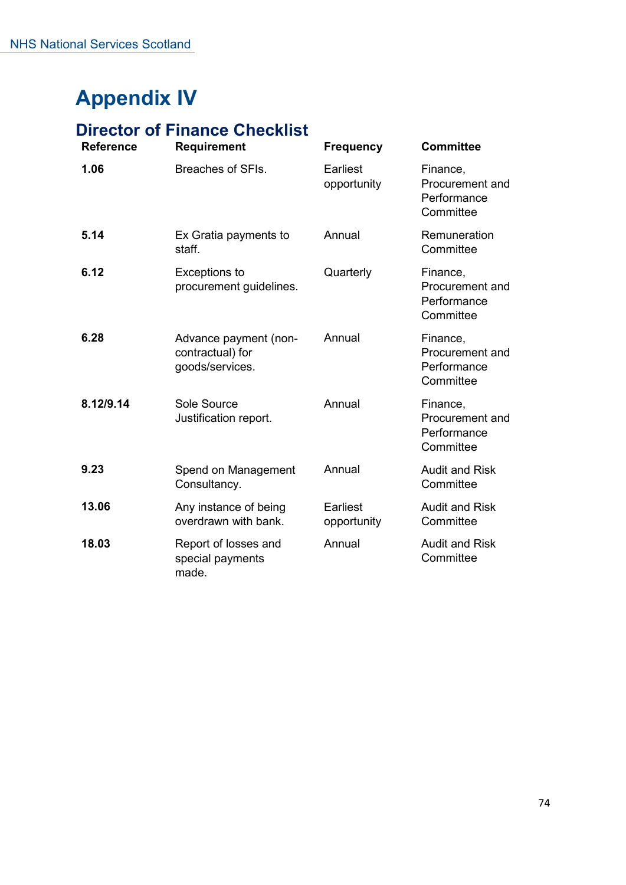# Appendix IV

## Director of Finance Checklist

| Reference | Requirement | Frequency | Committee |
|---|---|---|---|
| **1.06** | Breaches of SFIs. | Earliest opportunity | Finance, Procurement and Performance Committee |
| **5.14** | Ex Gratia payments to staff. | Annual | Remuneration Committee |
| **6.12** | Exceptions to procurement guidelines. | Quarterly | Finance, Procurement and Performance Committee |
| **6.28** | Advance payment (non-contractual) for goods/services. | Annual | Finance, Procurement and Performance Committee |
| **8.12/9.14** | Sole Source Justification report. | Annual | Finance, Procurement and Performance Committee |
| **9.23** | Spend on Management Consultancy. | Annual | Audit and Risk Committee |
| **13.06** | Any instance of being overdrawn with bank. | Earliest opportunity | Audit and Risk Committee |
| **18.03** | Report of losses and special payments made. | Annual | Audit and Risk Committee |